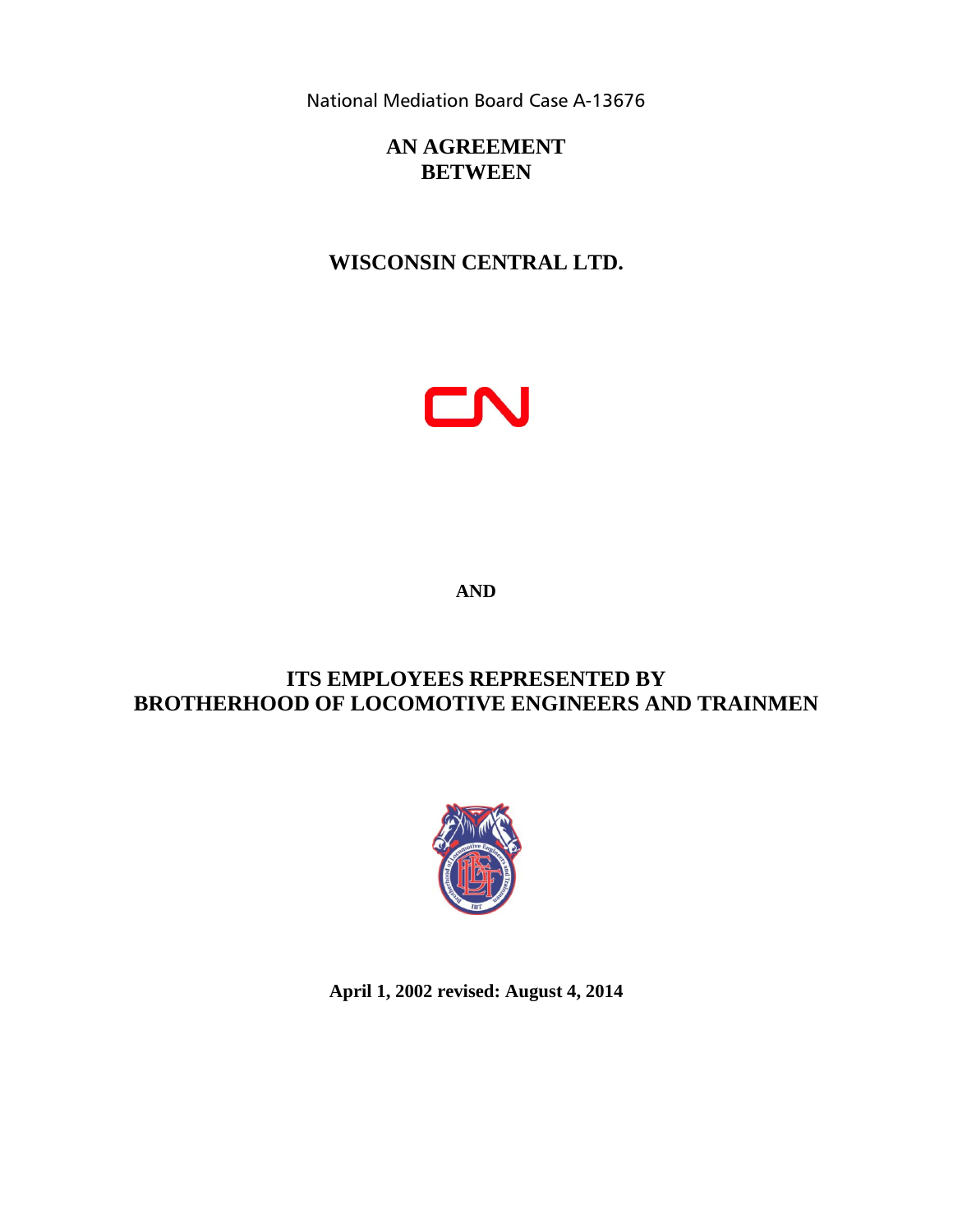National Mediation Board Case A-13676

# AN AGREEMENT BETWEEN

# WISCONSIN CENTRAL LTD.

CN

**AND**

# ITS EMPLOYEES REPRESENTED BY BROTHERHOOD OF LOCOMOTIVE ENGINEERS AND TRAINMEN

**April 1, 2002 revised: August 4, 2014**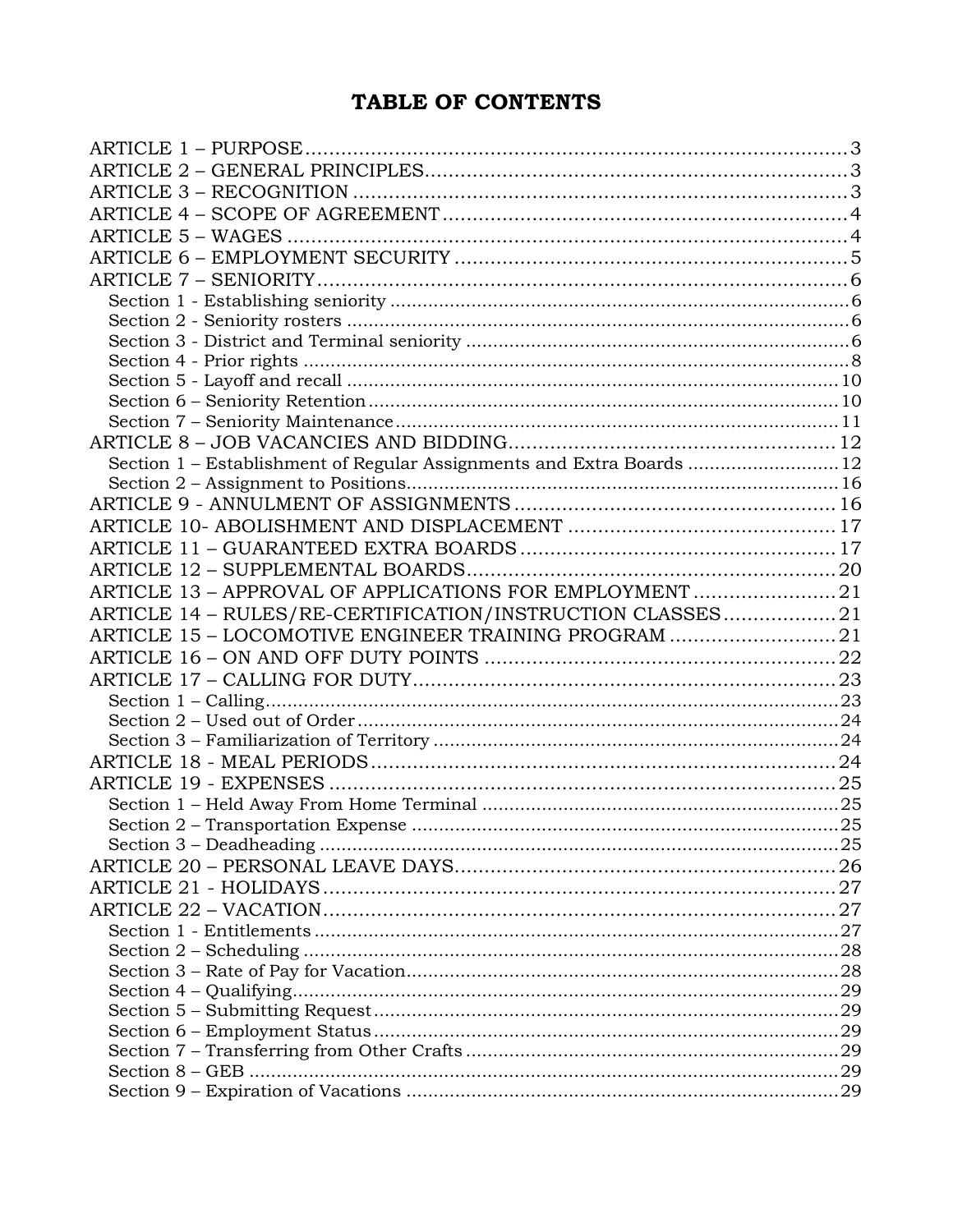# TABLE OF CONTENTS

ARTICLE 1 – PURPOSE .......... 3
ARTICLE 2 – GENERAL PRINCIPLES .......... 3
ARTICLE 3 – RECOGNITION .......... 3
ARTICLE 4 – SCOPE OF AGREEMENT .......... 4
ARTICLE 5 – WAGES .......... 4
ARTICLE 6 – EMPLOYMENT SECURITY .......... 5
ARTICLE 7 – SENIORITY .......... 6
- Section 1 - Establishing seniority .......... 6
- Section 2 - Seniority rosters .......... 6
- Section 3 - District and Terminal seniority .......... 6
- Section 4 - Prior rights .......... 8
- Section 5 - Layoff and recall .......... 10
- Section 6 – Seniority Retention .......... 10
- Section 7 – Seniority Maintenance .......... 11

ARTICLE 8 – JOB VACANCIES AND BIDDING .......... 12
- Section 1 – Establishment of Regular Assignments and Extra Boards .......... 12
- Section 2 – Assignment to Positions .......... 16

ARTICLE 9 - ANNULMENT OF ASSIGNMENTS .......... 16
ARTICLE 10- ABOLISHMENT AND DISPLACEMENT .......... 17
ARTICLE 11 – GUARANTEED EXTRA BOARDS .......... 17
ARTICLE 12 – SUPPLEMENTAL BOARDS .......... 20
ARTICLE 13 – APPROVAL OF APPLICATIONS FOR EMPLOYMENT .......... 21
ARTICLE 14 – RULES/RE-CERTIFICATION/INSTRUCTION CLASSES .......... 21
ARTICLE 15 – LOCOMOTIVE ENGINEER TRAINING PROGRAM .......... 21
ARTICLE 16 – ON AND OFF DUTY POINTS .......... 22
ARTICLE 17 – CALLING FOR DUTY .......... 23
- Section 1 – Calling .......... 23
- Section 2 – Used out of Order .......... 24
- Section 3 – Familiarization of Territory .......... 24

ARTICLE 18 - MEAL PERIODS .......... 24
ARTICLE 19 - EXPENSES .......... 25
- Section 1 – Held Away From Home Terminal .......... 25
- Section 2 – Transportation Expense .......... 25
- Section 3 – Deadheading .......... 25

ARTICLE 20 – PERSONAL LEAVE DAYS .......... 26
ARTICLE 21 - HOLIDAYS .......... 27
ARTICLE 22 – VACATION .......... 27
- Section 1 - Entitlements .......... 27
- Section 2 – Scheduling .......... 28
- Section 3 – Rate of Pay for Vacation .......... 28
- Section 4 – Qualifying .......... 29
- Section 5 – Submitting Request .......... 29
- Section 6 – Employment Status .......... 29
- Section 7 – Transferring from Other Crafts .......... 29
- Section 8 – GEB .......... 29
- Section 9 – Expiration of Vacations .......... 29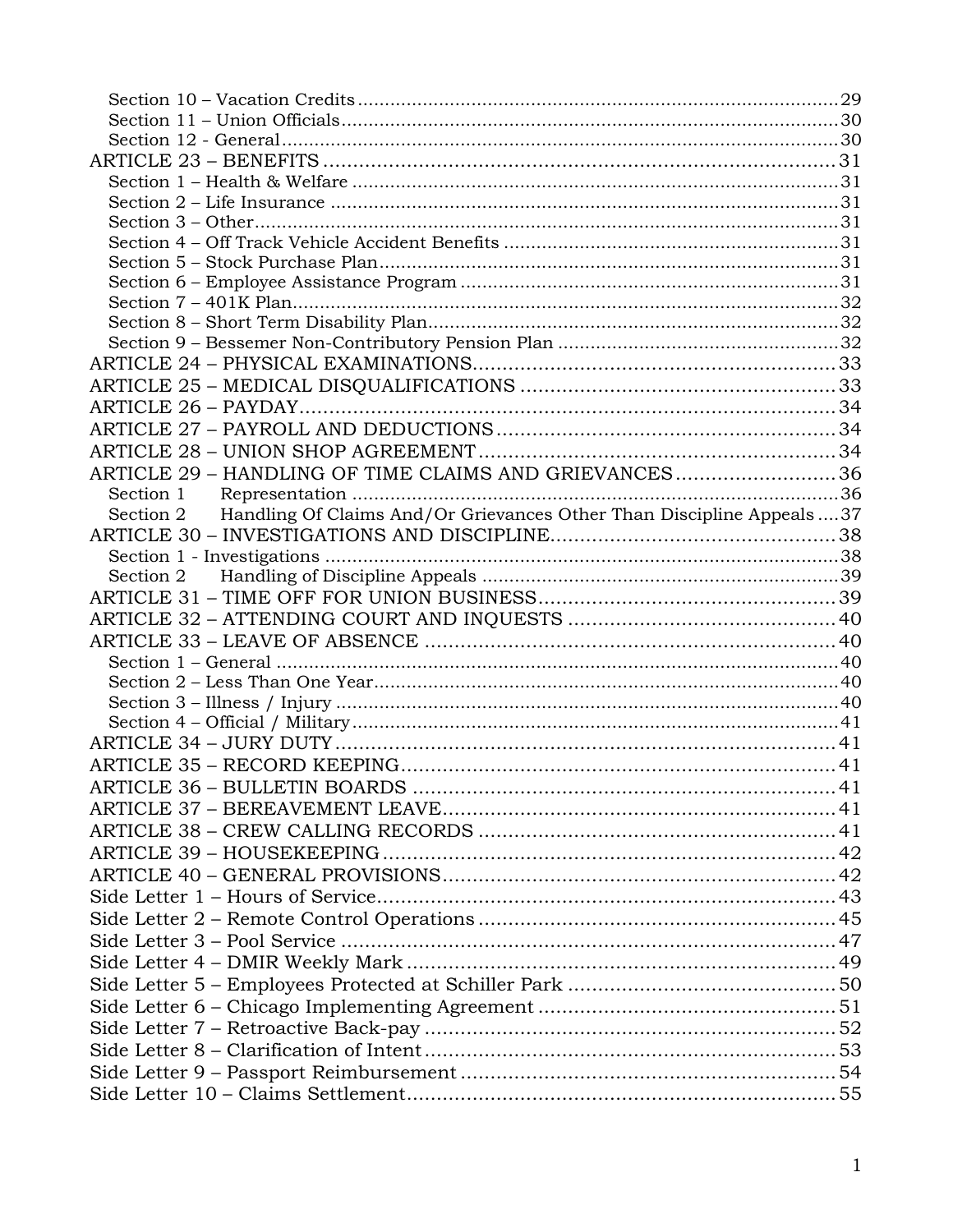Section 10 – Vacation Credits ........................................................................................ 29
Section 11 – Union Officials ........................................................................................ 30
Section 12 - General ........................................................................................ 30
ARTICLE 23 – BENEFITS ........................................................................................ 31
Section 1 – Health & Welfare ........................................................................................ 31
Section 2 – Life Insurance ........................................................................................ 31
Section 3 – Other ........................................................................................ 31
Section 4 – Off Track Vehicle Accident Benefits ........................................................................................ 31
Section 5 – Stock Purchase Plan ........................................................................................ 31
Section 6 – Employee Assistance Program ........................................................................................ 31
Section 7 – 401K Plan ........................................................................................ 32
Section 8 – Short Term Disability Plan ........................................................................................ 32
Section 9 – Bessemer Non-Contributory Pension Plan ........................................................................................ 32
ARTICLE 24 – PHYSICAL EXAMINATIONS ........................................................................................ 33
ARTICLE 25 – MEDICAL DISQUALIFICATIONS ........................................................................................ 33
ARTICLE 26 – PAYDAY ........................................................................................ 34
ARTICLE 27 – PAYROLL AND DEDUCTIONS ........................................................................................ 34
ARTICLE 28 – UNION SHOP AGREEMENT ........................................................................................ 34
ARTICLE 29 – HANDLING OF TIME CLAIMS AND GRIEVANCES ........................................................................................ 36
Section 1 Representation ........................................................................................ 36
Section 2 Handling Of Claims And/Or Grievances Other Than Discipline Appeals .... 37
ARTICLE 30 – INVESTIGATIONS AND DISCIPLINE ........................................................................................ 38
Section 1 - Investigations ........................................................................................ 38
Section 2 Handling of Discipline Appeals ........................................................................................ 39
ARTICLE 31 – TIME OFF FOR UNION BUSINESS ........................................................................................ 39
ARTICLE 32 – ATTENDING COURT AND INQUESTS ........................................................................................ 40
ARTICLE 33 – LEAVE OF ABSENCE ........................................................................................ 40
Section 1 – General ........................................................................................ 40
Section 2 – Less Than One Year ........................................................................................ 40
Section 3 – Illness / Injury ........................................................................................ 40
Section 4 – Official / Military ........................................................................................ 41
ARTICLE 34 – JURY DUTY ........................................................................................ 41
ARTICLE 35 – RECORD KEEPING ........................................................................................ 41
ARTICLE 36 – BULLETIN BOARDS ........................................................................................ 41
ARTICLE 37 – BEREAVEMENT LEAVE ........................................................................................ 41
ARTICLE 38 – CREW CALLING RECORDS ........................................................................................ 41
ARTICLE 39 – HOUSEKEEPING ........................................................................................ 42
ARTICLE 40 – GENERAL PROVISIONS ........................................................................................ 42
Side Letter 1 – Hours of Service ........................................................................................ 43
Side Letter 2 – Remote Control Operations ........................................................................................ 45
Side Letter 3 – Pool Service ........................................................................................ 47
Side Letter 4 – DMIR Weekly Mark ........................................................................................ 49
Side Letter 5 – Employees Protected at Schiller Park ........................................................................................ 50
Side Letter 6 – Chicago Implementing Agreement ........................................................................................ 51
Side Letter 7 – Retroactive Back-pay ........................................................................................ 52
Side Letter 8 – Clarification of Intent ........................................................................................ 53
Side Letter 9 – Passport Reimbursement ........................................................................................ 54
Side Letter 10 – Claims Settlement ........................................................................................ 55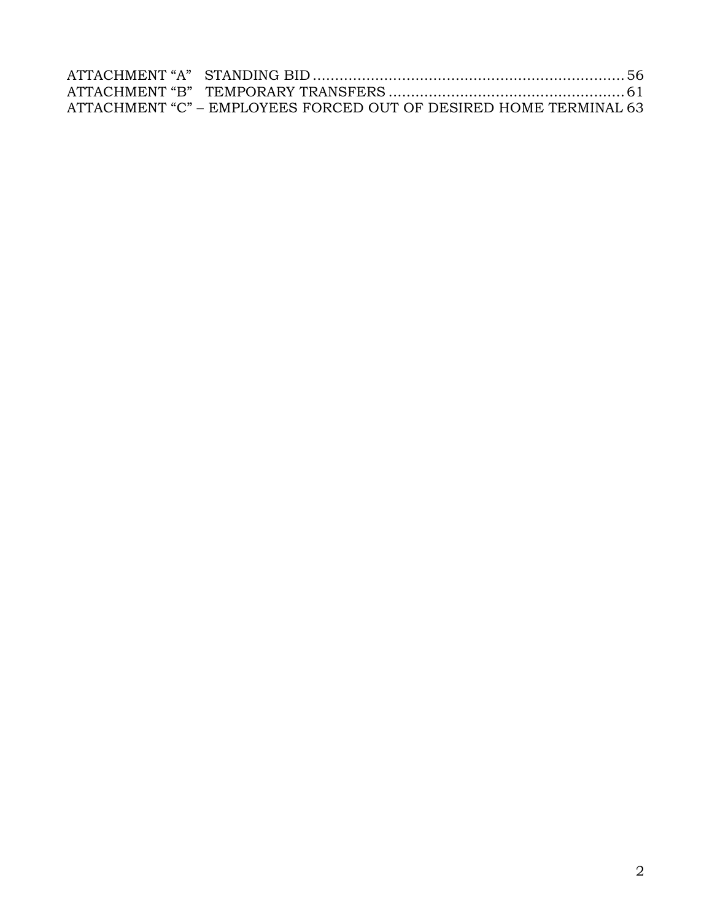ATTACHMENT "A" STANDING BID ....................................................................... 56
ATTACHMENT "B" TEMPORARY TRANSFERS ..................................................... 61
ATTACHMENT "C" – EMPLOYEES FORCED OUT OF DESIRED HOME TERMINAL 63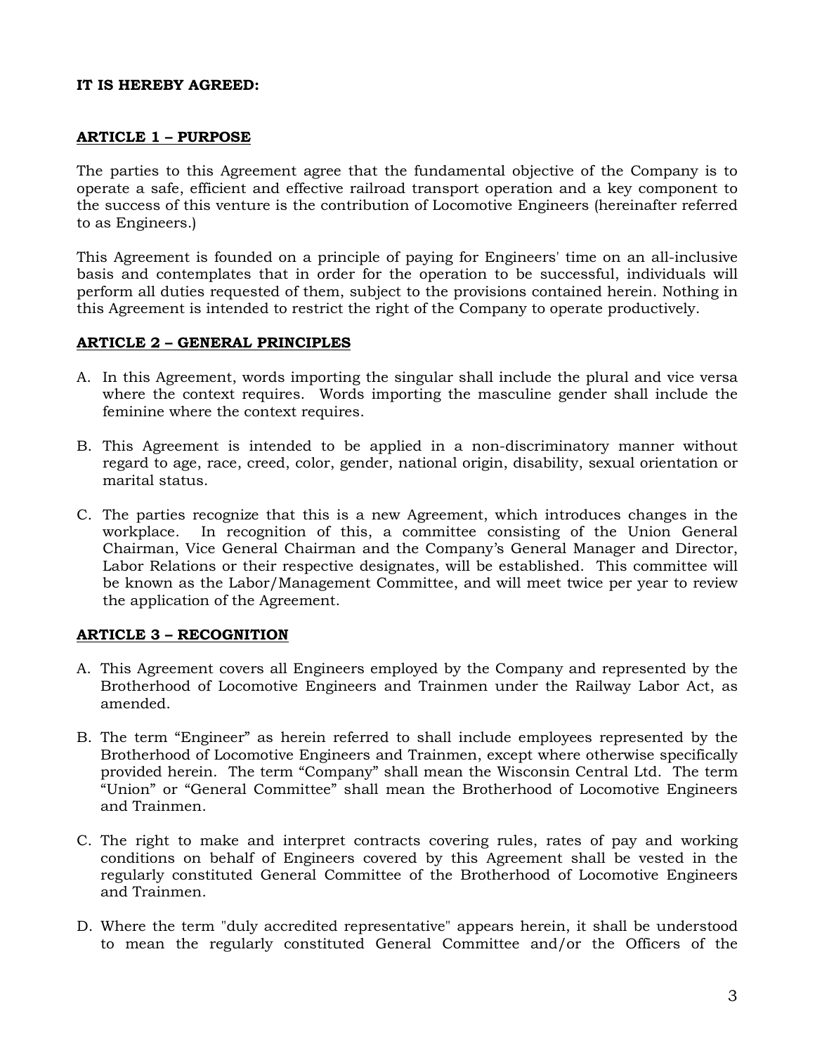**IT IS HEREBY AGREED:**

## ARTICLE 1 – PURPOSE

The parties to this Agreement agree that the fundamental objective of the Company is to operate a safe, efficient and effective railroad transport operation and a key component to the success of this venture is the contribution of Locomotive Engineers (hereinafter referred to as Engineers.)

This Agreement is founded on a principle of paying for Engineers' time on an all-inclusive basis and contemplates that in order for the operation to be successful, individuals will perform all duties requested of them, subject to the provisions contained herein. Nothing in this Agreement is intended to restrict the right of the Company to operate productively.

## ARTICLE 2 – GENERAL PRINCIPLES

A. In this Agreement, words importing the singular shall include the plural and vice versa where the context requires. Words importing the masculine gender shall include the feminine where the context requires.

B. This Agreement is intended to be applied in a non-discriminatory manner without regard to age, race, creed, color, gender, national origin, disability, sexual orientation or marital status.

C. The parties recognize that this is a new Agreement, which introduces changes in the workplace. In recognition of this, a committee consisting of the Union General Chairman, Vice General Chairman and the Company's General Manager and Director, Labor Relations or their respective designates, will be established. This committee will be known as the Labor/Management Committee, and will meet twice per year to review the application of the Agreement.

## ARTICLE 3 – RECOGNITION

A. This Agreement covers all Engineers employed by the Company and represented by the Brotherhood of Locomotive Engineers and Trainmen under the Railway Labor Act, as amended.

B. The term "Engineer" as herein referred to shall include employees represented by the Brotherhood of Locomotive Engineers and Trainmen, except where otherwise specifically provided herein. The term "Company" shall mean the Wisconsin Central Ltd. The term "Union" or "General Committee" shall mean the Brotherhood of Locomotive Engineers and Trainmen.

C. The right to make and interpret contracts covering rules, rates of pay and working conditions on behalf of Engineers covered by this Agreement shall be vested in the regularly constituted General Committee of the Brotherhood of Locomotive Engineers and Trainmen.

D. Where the term "duly accredited representative" appears herein, it shall be understood to mean the regularly constituted General Committee and/or the Officers of the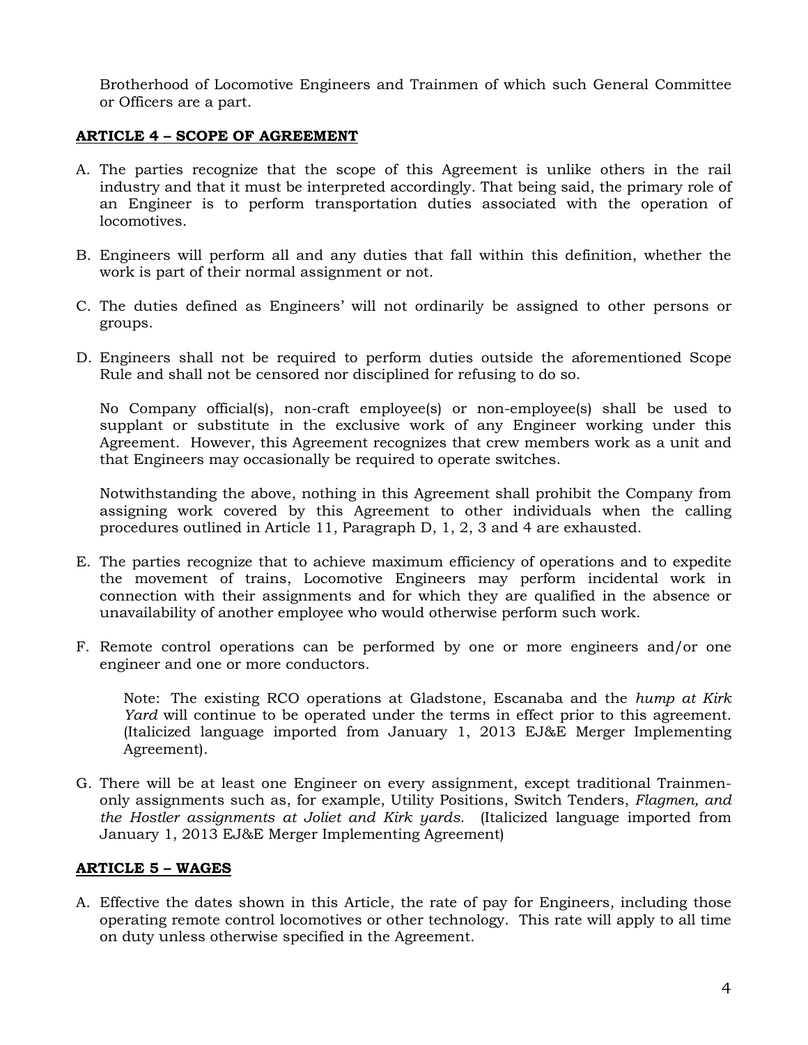Brotherhood of Locomotive Engineers and Trainmen of which such General Committee or Officers are a part.

## ARTICLE 4 – SCOPE OF AGREEMENT

A. The parties recognize that the scope of this Agreement is unlike others in the rail industry and that it must be interpreted accordingly. That being said, the primary role of an Engineer is to perform transportation duties associated with the operation of locomotives.

B. Engineers will perform all and any duties that fall within this definition, whether the work is part of their normal assignment or not.

C. The duties defined as Engineers' will not ordinarily be assigned to other persons or groups.

D. Engineers shall not be required to perform duties outside the aforementioned Scope Rule and shall not be censored nor disciplined for refusing to do so.

   No Company official(s), non-craft employee(s) or non-employee(s) shall be used to supplant or substitute in the exclusive work of any Engineer working under this Agreement. However, this Agreement recognizes that crew members work as a unit and that Engineers may occasionally be required to operate switches.

   Notwithstanding the above, nothing in this Agreement shall prohibit the Company from assigning work covered by this Agreement to other individuals when the calling procedures outlined in Article 11, Paragraph D, 1, 2, 3 and 4 are exhausted.

E. The parties recognize that to achieve maximum efficiency of operations and to expedite the movement of trains, Locomotive Engineers may perform incidental work in connection with their assignments and for which they are qualified in the absence or unavailability of another employee who would otherwise perform such work.

F. Remote control operations can be performed by one or more engineers and/or one engineer and one or more conductors.

   Note: The existing RCO operations at Gladstone, Escanaba and the *hump at Kirk Yard* will continue to be operated under the terms in effect prior to this agreement. (Italicized language imported from January 1, 2013 EJ&E Merger Implementing Agreement).

G. There will be at least one Engineer on every assignment, except traditional Trainmen-only assignments such as, for example, Utility Positions, Switch Tenders, *Flagmen, and the Hostler assignments at Joliet and Kirk yards*. (Italicized language imported from January 1, 2013 EJ&E Merger Implementing Agreement)

## ARTICLE 5 – WAGES

A. Effective the dates shown in this Article, the rate of pay for Engineers, including those operating remote control locomotives or other technology. This rate will apply to all time on duty unless otherwise specified in the Agreement.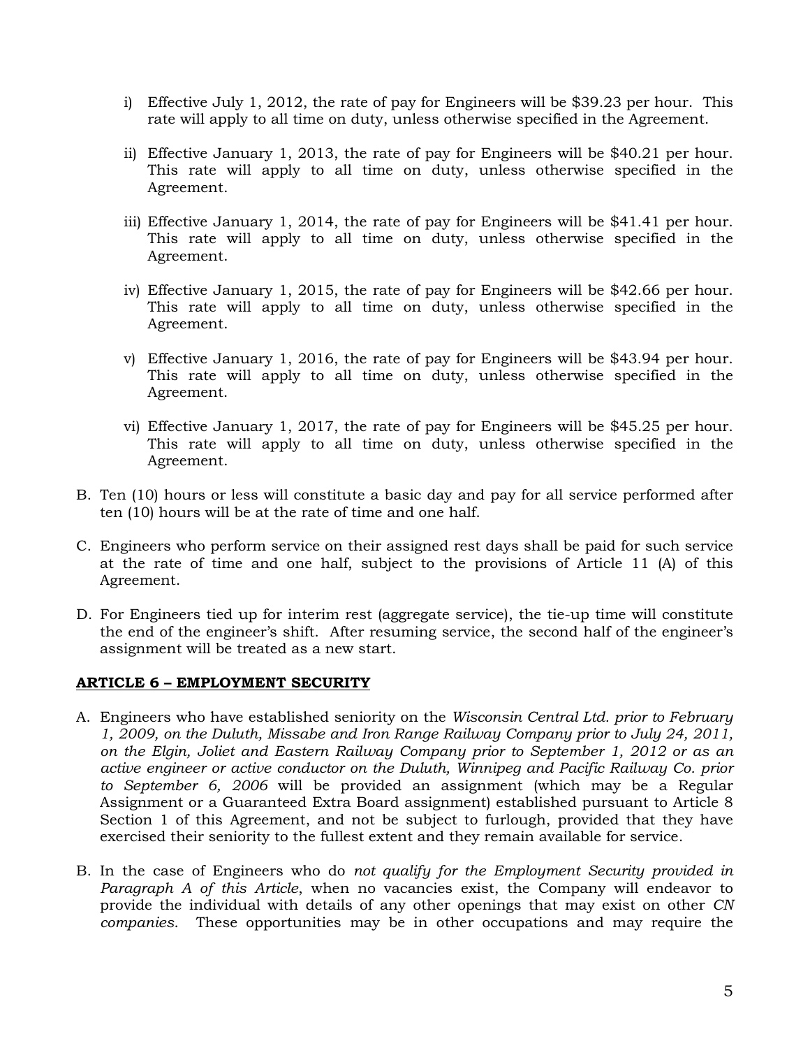i) Effective July 1, 2012, the rate of pay for Engineers will be $39.23 per hour. This rate will apply to all time on duty, unless otherwise specified in the Agreement.

ii) Effective January 1, 2013, the rate of pay for Engineers will be $40.21 per hour. This rate will apply to all time on duty, unless otherwise specified in the Agreement.

iii) Effective January 1, 2014, the rate of pay for Engineers will be $41.41 per hour. This rate will apply to all time on duty, unless otherwise specified in the Agreement.

iv) Effective January 1, 2015, the rate of pay for Engineers will be $42.66 per hour. This rate will apply to all time on duty, unless otherwise specified in the Agreement.

v) Effective January 1, 2016, the rate of pay for Engineers will be $43.94 per hour. This rate will apply to all time on duty, unless otherwise specified in the Agreement.

vi) Effective January 1, 2017, the rate of pay for Engineers will be $45.25 per hour. This rate will apply to all time on duty, unless otherwise specified in the Agreement.

B. Ten (10) hours or less will constitute a basic day and pay for all service performed after ten (10) hours will be at the rate of time and one half.

C. Engineers who perform service on their assigned rest days shall be paid for such service at the rate of time and one half, subject to the provisions of Article 11 (A) of this Agreement.

D. For Engineers tied up for interim rest (aggregate service), the tie-up time will constitute the end of the engineer's shift. After resuming service, the second half of the engineer's assignment will be treated as a new start.

**ARTICLE 6 – EMPLOYMENT SECURITY**

A. Engineers who have established seniority on the *Wisconsin Central Ltd. prior to February 1, 2009, on the Duluth, Missabe and Iron Range Railway Company prior to July 24, 2011, on the Elgin, Joliet and Eastern Railway Company prior to September 1, 2012 or as an active engineer or active conductor on the Duluth, Winnipeg and Pacific Railway Co. prior to September 6, 2006* will be provided an assignment (which may be a Regular Assignment or a Guaranteed Extra Board assignment) established pursuant to Article 8 Section 1 of this Agreement, and not be subject to furlough, provided that they have exercised their seniority to the fullest extent and they remain available for service.

B. In the case of Engineers who do *not qualify for the Employment Security provided in Paragraph A of this Article*, when no vacancies exist, the Company will endeavor to provide the individual with details of any other openings that may exist on other *CN companies*. These opportunities may be in other occupations and may require the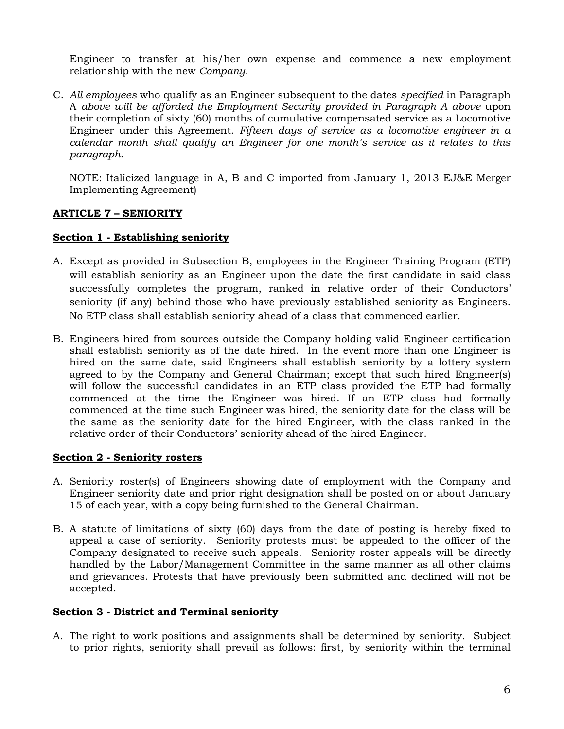Engineer to transfer at his/her own expense and commence a new employment relationship with the new *Company*.

C. *All employees* who qualify as an Engineer subsequent to the dates *specified* in Paragraph A *above will be afforded the Employment Security provided in Paragraph A above* upon their completion of sixty (60) months of cumulative compensated service as a Locomotive Engineer under this Agreement. *Fifteen days of service as a locomotive engineer in a calendar month shall qualify an Engineer for one month's service as it relates to this paragraph.*

NOTE: Italicized language in A, B and C imported from January 1, 2013 EJ&E Merger Implementing Agreement)

## ARTICLE 7 – SENIORITY

### Section 1 - Establishing seniority

A. Except as provided in Subsection B, employees in the Engineer Training Program (ETP) will establish seniority as an Engineer upon the date the first candidate in said class successfully completes the program, ranked in relative order of their Conductors' seniority (if any) behind those who have previously established seniority as Engineers. No ETP class shall establish seniority ahead of a class that commenced earlier.

B. Engineers hired from sources outside the Company holding valid Engineer certification shall establish seniority as of the date hired. In the event more than one Engineer is hired on the same date, said Engineers shall establish seniority by a lottery system agreed to by the Company and General Chairman; except that such hired Engineer(s) will follow the successful candidates in an ETP class provided the ETP had formally commenced at the time the Engineer was hired. If an ETP class had formally commenced at the time such Engineer was hired, the seniority date for the class will be the same as the seniority date for the hired Engineer, with the class ranked in the relative order of their Conductors' seniority ahead of the hired Engineer.

### Section 2 - Seniority rosters

A. Seniority roster(s) of Engineers showing date of employment with the Company and Engineer seniority date and prior right designation shall be posted on or about January 15 of each year, with a copy being furnished to the General Chairman.

B. A statute of limitations of sixty (60) days from the date of posting is hereby fixed to appeal a case of seniority. Seniority protests must be appealed to the officer of the Company designated to receive such appeals. Seniority roster appeals will be directly handled by the Labor/Management Committee in the same manner as all other claims and grievances. Protests that have previously been submitted and declined will not be accepted.

### Section 3 - District and Terminal seniority

A. The right to work positions and assignments shall be determined by seniority. Subject to prior rights, seniority shall prevail as follows: first, by seniority within the terminal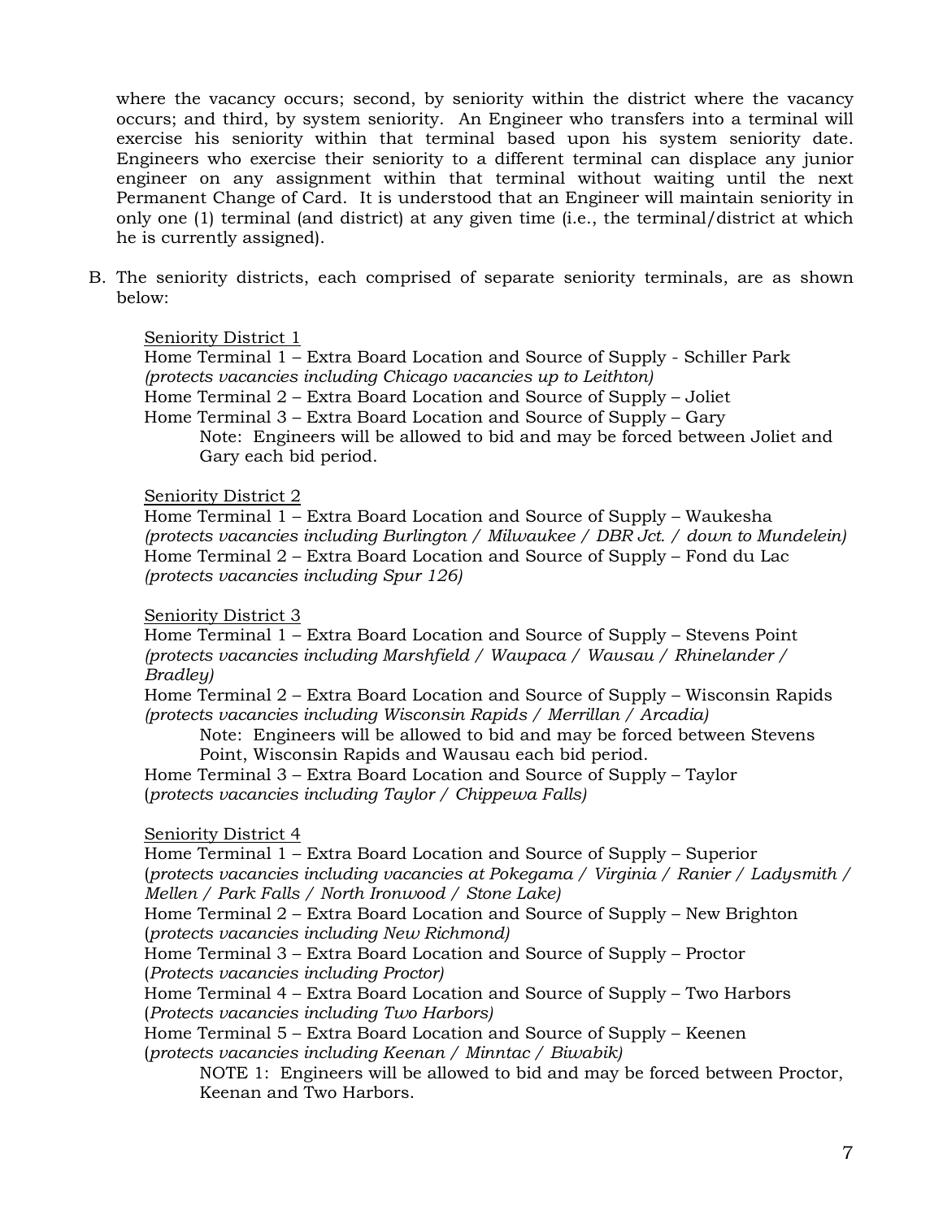where the vacancy occurs; second, by seniority within the district where the vacancy occurs; and third, by system seniority. An Engineer who transfers into a terminal will exercise his seniority within that terminal based upon his system seniority date. Engineers who exercise their seniority to a different terminal can displace any junior engineer on any assignment within that terminal without waiting until the next Permanent Change of Card. It is understood that an Engineer will maintain seniority in only one (1) terminal (and district) at any given time (i.e., the terminal/district at which he is currently assigned).

B. The seniority districts, each comprised of separate seniority terminals, are as shown below:

<u>Seniority District 1</u>

Home Terminal 1 – Extra Board Location and Source of Supply - Schiller Park
*(protects vacancies including Chicago vacancies up to Leithton)*
Home Terminal 2 – Extra Board Location and Source of Supply – Joliet
Home Terminal 3 – Extra Board Location and Source of Supply – Gary

> Note: Engineers will be allowed to bid and may be forced between Joliet and Gary each bid period.

<u>Seniority District 2</u>

Home Terminal 1 – Extra Board Location and Source of Supply – Waukesha
*(protects vacancies including Burlington / Milwaukee / DBR Jct. / down to Mundelein)*
Home Terminal 2 – Extra Board Location and Source of Supply – Fond du Lac
*(protects vacancies including Spur 126)*

<u>Seniority District 3</u>

Home Terminal 1 – Extra Board Location and Source of Supply – Stevens Point
*(protects vacancies including Marshfield / Waupaca / Wausau / Rhinelander / Bradley)*
Home Terminal 2 – Extra Board Location and Source of Supply – Wisconsin Rapids
*(protects vacancies including Wisconsin Rapids / Merrillan / Arcadia)*

> Note: Engineers will be allowed to bid and may be forced between Stevens Point, Wisconsin Rapids and Wausau each bid period.

Home Terminal 3 – Extra Board Location and Source of Supply – Taylor
(*protects vacancies including Taylor / Chippewa Falls)*

<u>Seniority District 4</u>

Home Terminal 1 – Extra Board Location and Source of Supply – Superior
(*protects vacancies including vacancies at Pokegama / Virginia / Ranier / Ladysmith / Mellen / Park Falls / North Ironwood / Stone Lake)*
Home Terminal 2 – Extra Board Location and Source of Supply – New Brighton
(*protects vacancies including New Richmond)*
Home Terminal 3 – Extra Board Location and Source of Supply – Proctor
(*Protects vacancies including Proctor)*
Home Terminal 4 – Extra Board Location and Source of Supply – Two Harbors
(*Protects vacancies including Two Harbors)*
Home Terminal 5 – Extra Board Location and Source of Supply – Keenen
(*protects vacancies including Keenan / Minntac / Biwabik)*

> NOTE 1: Engineers will be allowed to bid and may be forced between Proctor, Keenan and Two Harbors.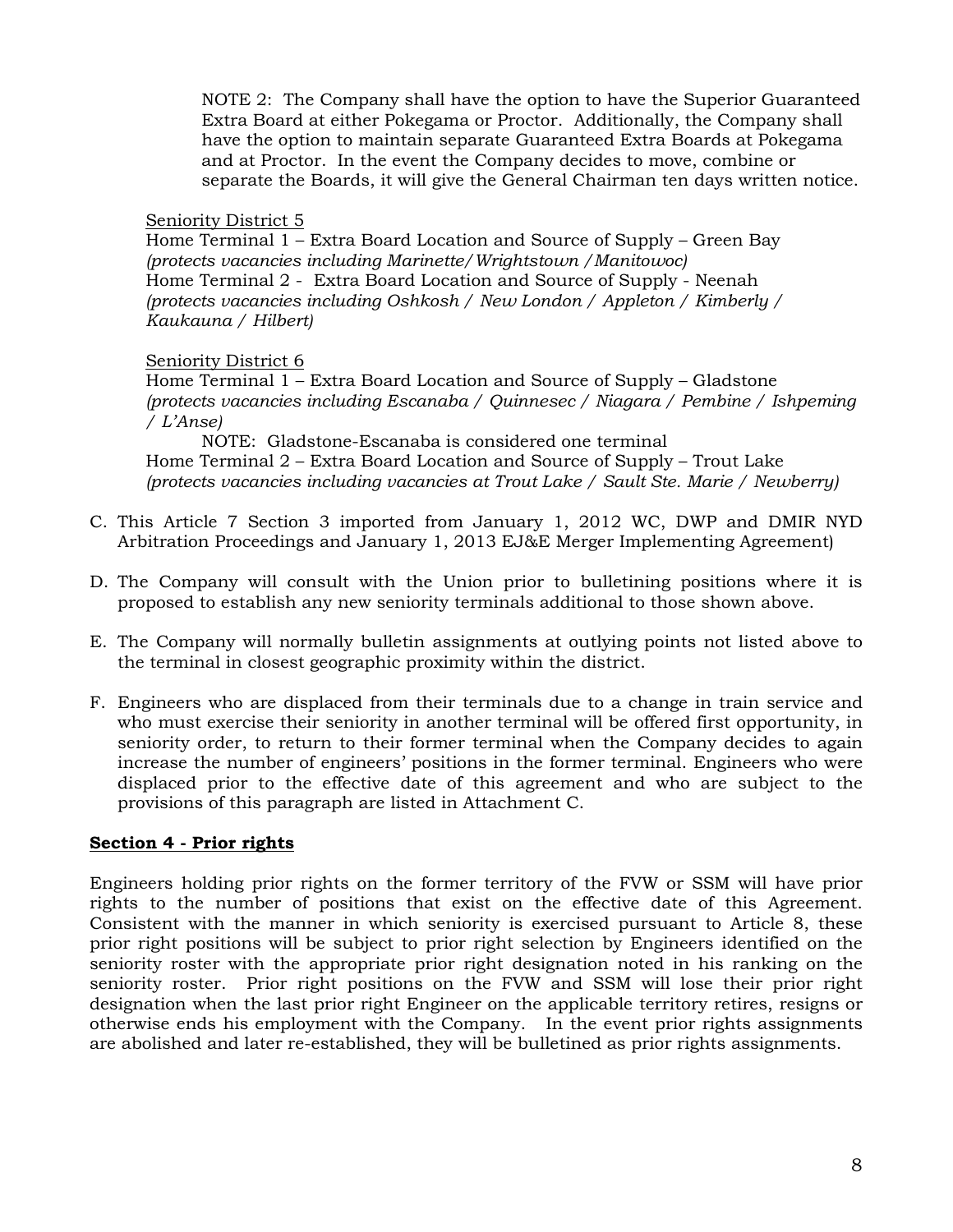NOTE 2: The Company shall have the option to have the Superior Guaranteed Extra Board at either Pokegama or Proctor. Additionally, the Company shall have the option to maintain separate Guaranteed Extra Boards at Pokegama and at Proctor. In the event the Company decides to move, combine or separate the Boards, it will give the General Chairman ten days written notice.

Seniority District 5

Home Terminal 1 – Extra Board Location and Source of Supply – Green Bay
*(protects vacancies including Marinette/ Wrightstown /Manitowoc)*
Home Terminal 2 - Extra Board Location and Source of Supply - Neenah
*(protects vacancies including Oshkosh / New London / Appleton / Kimberly / Kaukauna / Hilbert)*

Seniority District 6

Home Terminal 1 – Extra Board Location and Source of Supply – Gladstone
*(protects vacancies including Escanaba / Quinnesec / Niagara / Pembine / Ishpeming / L'Anse)*

NOTE: Gladstone-Escanaba is considered one terminal

Home Terminal 2 – Extra Board Location and Source of Supply – Trout Lake
*(protects vacancies including vacancies at Trout Lake / Sault Ste. Marie / Newberry)*

C. This Article 7 Section 3 imported from January 1, 2012 WC, DWP and DMIR NYD Arbitration Proceedings and January 1, 2013 EJ&E Merger Implementing Agreement)

D. The Company will consult with the Union prior to bulletining positions where it is proposed to establish any new seniority terminals additional to those shown above.

E. The Company will normally bulletin assignments at outlying points not listed above to the terminal in closest geographic proximity within the district.

F. Engineers who are displaced from their terminals due to a change in train service and who must exercise their seniority in another terminal will be offered first opportunity, in seniority order, to return to their former terminal when the Company decides to again increase the number of engineers' positions in the former terminal. Engineers who were displaced prior to the effective date of this agreement and who are subject to the provisions of this paragraph are listed in Attachment C.

**Section 4 - Prior rights**

Engineers holding prior rights on the former territory of the FVW or SSM will have prior rights to the number of positions that exist on the effective date of this Agreement. Consistent with the manner in which seniority is exercised pursuant to Article 8, these prior right positions will be subject to prior right selection by Engineers identified on the seniority roster with the appropriate prior right designation noted in his ranking on the seniority roster. Prior right positions on the FVW and SSM will lose their prior right designation when the last prior right Engineer on the applicable territory retires, resigns or otherwise ends his employment with the Company. In the event prior rights assignments are abolished and later re-established, they will be bulletined as prior rights assignments.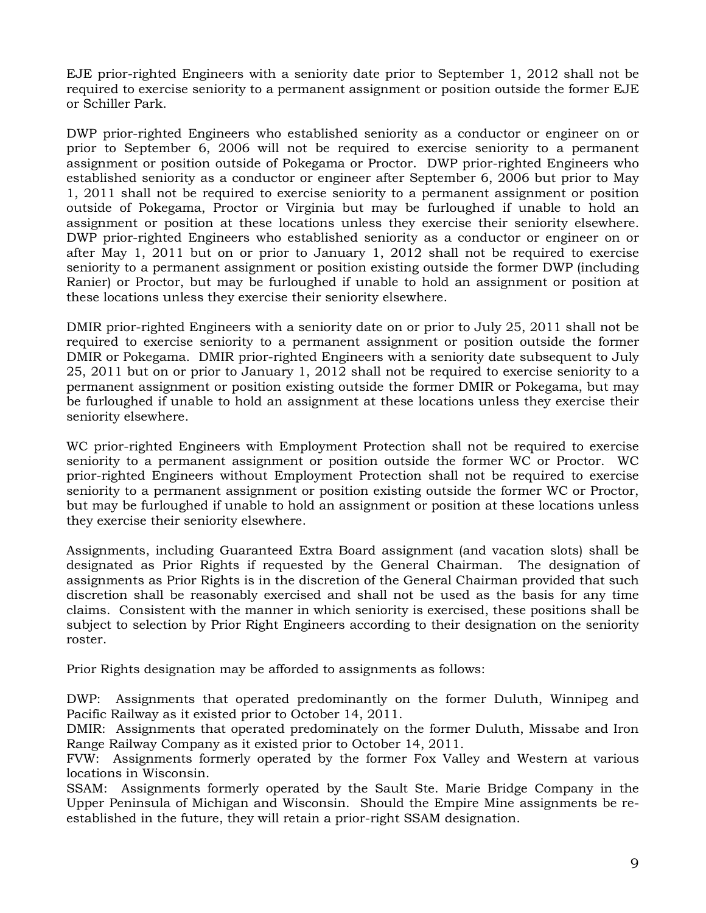EJE prior-righted Engineers with a seniority date prior to September 1, 2012 shall not be required to exercise seniority to a permanent assignment or position outside the former EJE or Schiller Park.

DWP prior-righted Engineers who established seniority as a conductor or engineer on or prior to September 6, 2006 will not be required to exercise seniority to a permanent assignment or position outside of Pokegama or Proctor. DWP prior-righted Engineers who established seniority as a conductor or engineer after September 6, 2006 but prior to May 1, 2011 shall not be required to exercise seniority to a permanent assignment or position outside of Pokegama, Proctor or Virginia but may be furloughed if unable to hold an assignment or position at these locations unless they exercise their seniority elsewhere. DWP prior-righted Engineers who established seniority as a conductor or engineer on or after May 1, 2011 but on or prior to January 1, 2012 shall not be required to exercise seniority to a permanent assignment or position existing outside the former DWP (including Ranier) or Proctor, but may be furloughed if unable to hold an assignment or position at these locations unless they exercise their seniority elsewhere.

DMIR prior-righted Engineers with a seniority date on or prior to July 25, 2011 shall not be required to exercise seniority to a permanent assignment or position outside the former DMIR or Pokegama. DMIR prior-righted Engineers with a seniority date subsequent to July 25, 2011 but on or prior to January 1, 2012 shall not be required to exercise seniority to a permanent assignment or position existing outside the former DMIR or Pokegama, but may be furloughed if unable to hold an assignment at these locations unless they exercise their seniority elsewhere.

WC prior-righted Engineers with Employment Protection shall not be required to exercise seniority to a permanent assignment or position outside the former WC or Proctor. WC prior-righted Engineers without Employment Protection shall not be required to exercise seniority to a permanent assignment or position existing outside the former WC or Proctor, but may be furloughed if unable to hold an assignment or position at these locations unless they exercise their seniority elsewhere.

Assignments, including Guaranteed Extra Board assignment (and vacation slots) shall be designated as Prior Rights if requested by the General Chairman. The designation of assignments as Prior Rights is in the discretion of the General Chairman provided that such discretion shall be reasonably exercised and shall not be used as the basis for any time claims. Consistent with the manner in which seniority is exercised, these positions shall be subject to selection by Prior Right Engineers according to their designation on the seniority roster.

Prior Rights designation may be afforded to assignments as follows:

DWP: Assignments that operated predominantly on the former Duluth, Winnipeg and Pacific Railway as it existed prior to October 14, 2011.
DMIR: Assignments that operated predominately on the former Duluth, Missabe and Iron Range Railway Company as it existed prior to October 14, 2011.
FVW: Assignments formerly operated by the former Fox Valley and Western at various locations in Wisconsin.
SSAM: Assignments formerly operated by the Sault Ste. Marie Bridge Company in the Upper Peninsula of Michigan and Wisconsin. Should the Empire Mine assignments be re-established in the future, they will retain a prior-right SSAM designation.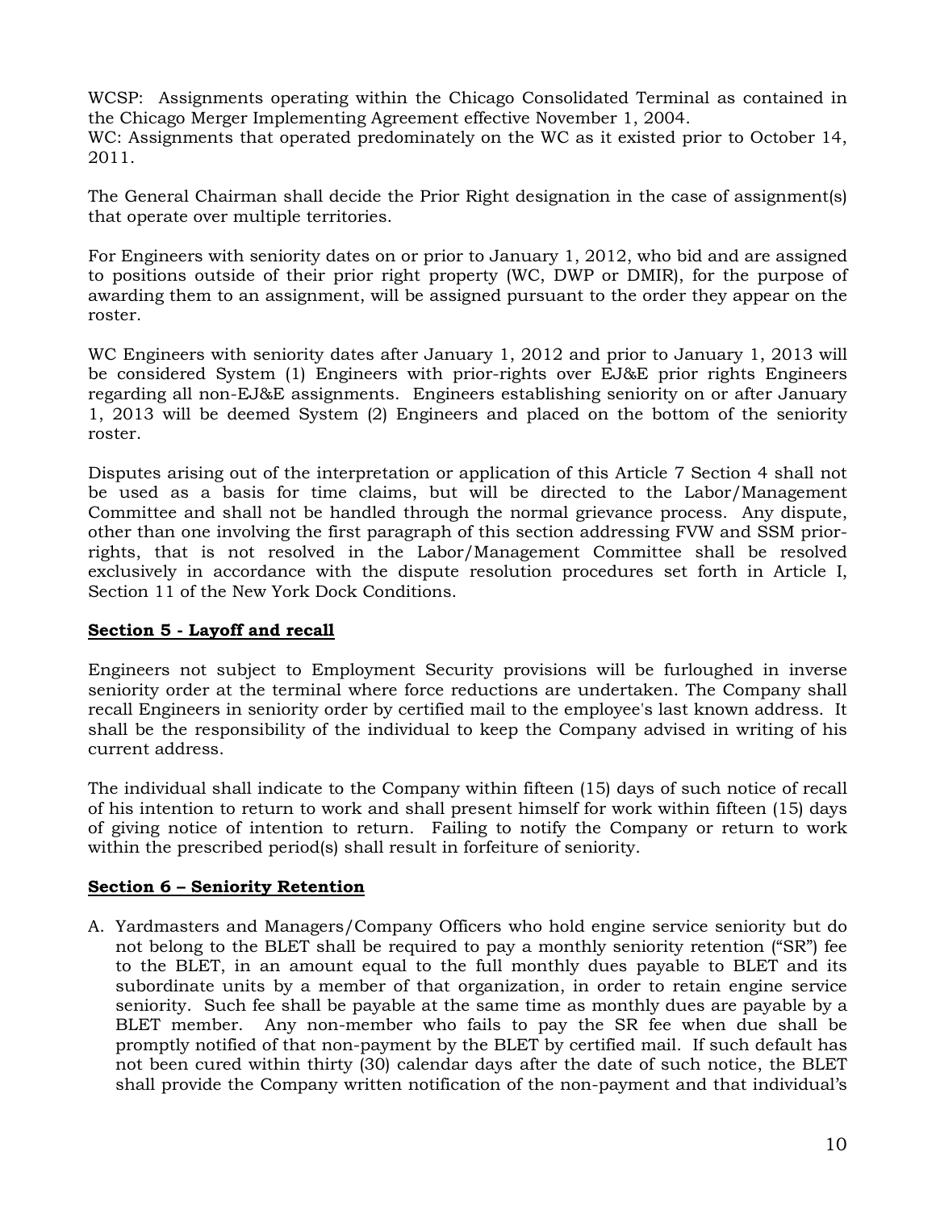WCSP: Assignments operating within the Chicago Consolidated Terminal as contained in the Chicago Merger Implementing Agreement effective November 1, 2004.
WC: Assignments that operated predominately on the WC as it existed prior to October 14, 2011.

The General Chairman shall decide the Prior Right designation in the case of assignment(s) that operate over multiple territories.

For Engineers with seniority dates on or prior to January 1, 2012, who bid and are assigned to positions outside of their prior right property (WC, DWP or DMIR), for the purpose of awarding them to an assignment, will be assigned pursuant to the order they appear on the roster.

WC Engineers with seniority dates after January 1, 2012 and prior to January 1, 2013 will be considered System (1) Engineers with prior-rights over EJ&E prior rights Engineers regarding all non-EJ&E assignments. Engineers establishing seniority on or after January 1, 2013 will be deemed System (2) Engineers and placed on the bottom of the seniority roster.

Disputes arising out of the interpretation or application of this Article 7 Section 4 shall not be used as a basis for time claims, but will be directed to the Labor/Management Committee and shall not be handled through the normal grievance process. Any dispute, other than one involving the first paragraph of this section addressing FVW and SSM prior-rights, that is not resolved in the Labor/Management Committee shall be resolved exclusively in accordance with the dispute resolution procedures set forth in Article I, Section 11 of the New York Dock Conditions.

**Section 5 - Layoff and recall**

Engineers not subject to Employment Security provisions will be furloughed in inverse seniority order at the terminal where force reductions are undertaken. The Company shall recall Engineers in seniority order by certified mail to the employee's last known address. It shall be the responsibility of the individual to keep the Company advised in writing of his current address.

The individual shall indicate to the Company within fifteen (15) days of such notice of recall of his intention to return to work and shall present himself for work within fifteen (15) days of giving notice of intention to return. Failing to notify the Company or return to work within the prescribed period(s) shall result in forfeiture of seniority.

**Section 6 – Seniority Retention**

A. Yardmasters and Managers/Company Officers who hold engine service seniority but do not belong to the BLET shall be required to pay a monthly seniority retention ("SR") fee to the BLET, in an amount equal to the full monthly dues payable to BLET and its subordinate units by a member of that organization, in order to retain engine service seniority. Such fee shall be payable at the same time as monthly dues are payable by a BLET member. Any non-member who fails to pay the SR fee when due shall be promptly notified of that non-payment by the BLET by certified mail. If such default has not been cured within thirty (30) calendar days after the date of such notice, the BLET shall provide the Company written notification of the non-payment and that individual's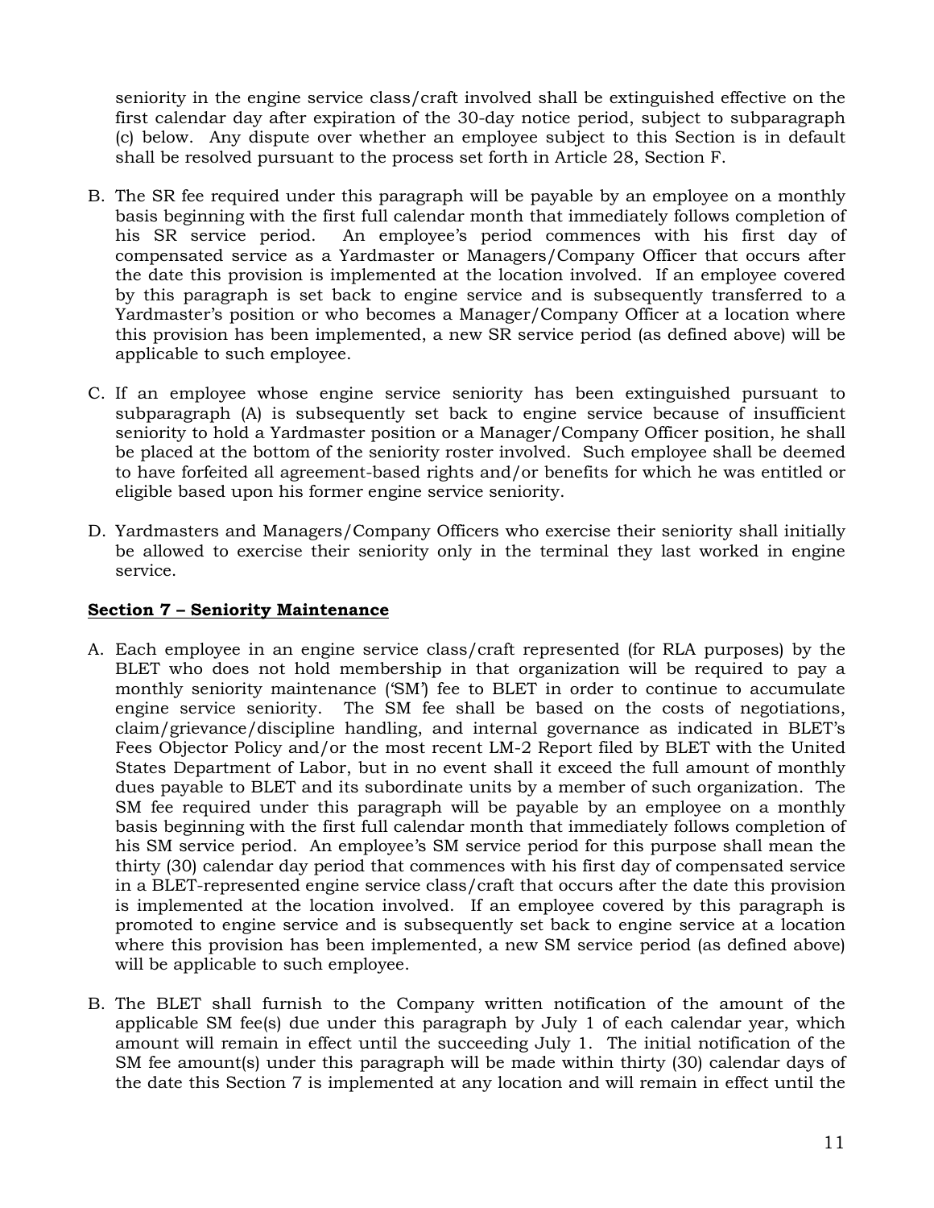seniority in the engine service class/craft involved shall be extinguished effective on the first calendar day after expiration of the 30-day notice period, subject to subparagraph (c) below. Any dispute over whether an employee subject to this Section is in default shall be resolved pursuant to the process set forth in Article 28, Section F.

B. The SR fee required under this paragraph will be payable by an employee on a monthly basis beginning with the first full calendar month that immediately follows completion of his SR service period. An employee's period commences with his first day of compensated service as a Yardmaster or Managers/Company Officer that occurs after the date this provision is implemented at the location involved. If an employee covered by this paragraph is set back to engine service and is subsequently transferred to a Yardmaster's position or who becomes a Manager/Company Officer at a location where this provision has been implemented, a new SR service period (as defined above) will be applicable to such employee.

C. If an employee whose engine service seniority has been extinguished pursuant to subparagraph (A) is subsequently set back to engine service because of insufficient seniority to hold a Yardmaster position or a Manager/Company Officer position, he shall be placed at the bottom of the seniority roster involved. Such employee shall be deemed to have forfeited all agreement-based rights and/or benefits for which he was entitled or eligible based upon his former engine service seniority.

D. Yardmasters and Managers/Company Officers who exercise their seniority shall initially be allowed to exercise their seniority only in the terminal they last worked in engine service.

**Section 7 – Seniority Maintenance**

A. Each employee in an engine service class/craft represented (for RLA purposes) by the BLET who does not hold membership in that organization will be required to pay a monthly seniority maintenance ('SM') fee to BLET in order to continue to accumulate engine service seniority. The SM fee shall be based on the costs of negotiations, claim/grievance/discipline handling, and internal governance as indicated in BLET's Fees Objector Policy and/or the most recent LM-2 Report filed by BLET with the United States Department of Labor, but in no event shall it exceed the full amount of monthly dues payable to BLET and its subordinate units by a member of such organization. The SM fee required under this paragraph will be payable by an employee on a monthly basis beginning with the first full calendar month that immediately follows completion of his SM service period. An employee's SM service period for this purpose shall mean the thirty (30) calendar day period that commences with his first day of compensated service in a BLET-represented engine service class/craft that occurs after the date this provision is implemented at the location involved. If an employee covered by this paragraph is promoted to engine service and is subsequently set back to engine service at a location where this provision has been implemented, a new SM service period (as defined above) will be applicable to such employee.

B. The BLET shall furnish to the Company written notification of the amount of the applicable SM fee(s) due under this paragraph by July 1 of each calendar year, which amount will remain in effect until the succeeding July 1. The initial notification of the SM fee amount(s) under this paragraph will be made within thirty (30) calendar days of the date this Section 7 is implemented at any location and will remain in effect until the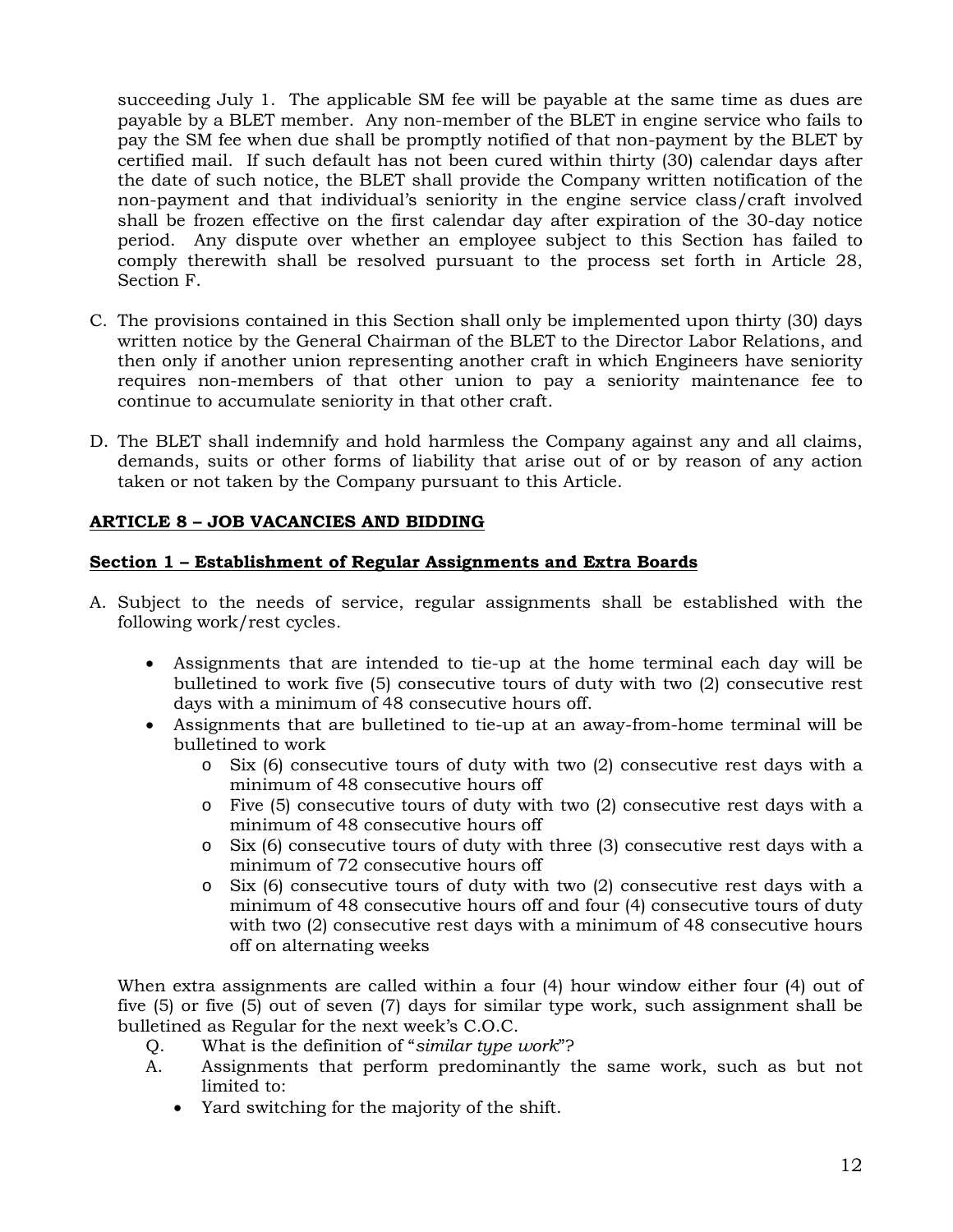succeeding July 1. The applicable SM fee will be payable at the same time as dues are payable by a BLET member. Any non-member of the BLET in engine service who fails to pay the SM fee when due shall be promptly notified of that non-payment by the BLET by certified mail. If such default has not been cured within thirty (30) calendar days after the date of such notice, the BLET shall provide the Company written notification of the non-payment and that individual's seniority in the engine service class/craft involved shall be frozen effective on the first calendar day after expiration of the 30-day notice period. Any dispute over whether an employee subject to this Section has failed to comply therewith shall be resolved pursuant to the process set forth in Article 28, Section F.

C. The provisions contained in this Section shall only be implemented upon thirty (30) days written notice by the General Chairman of the BLET to the Director Labor Relations, and then only if another union representing another craft in which Engineers have seniority requires non-members of that other union to pay a seniority maintenance fee to continue to accumulate seniority in that other craft.

D. The BLET shall indemnify and hold harmless the Company against any and all claims, demands, suits or other forms of liability that arise out of or by reason of any action taken or not taken by the Company pursuant to this Article.

## ARTICLE 8 – JOB VACANCIES AND BIDDING

### Section 1 – Establishment of Regular Assignments and Extra Boards

A. Subject to the needs of service, regular assignments shall be established with the following work/rest cycles.

   - Assignments that are intended to tie-up at the home terminal each day will be bulletined to work five (5) consecutive tours of duty with two (2) consecutive rest days with a minimum of 48 consecutive hours off.
   - Assignments that are bulletined to tie-up at an away-from-home terminal will be bulletined to work
     - Six (6) consecutive tours of duty with two (2) consecutive rest days with a minimum of 48 consecutive hours off
     - Five (5) consecutive tours of duty with two (2) consecutive rest days with a minimum of 48 consecutive hours off
     - Six (6) consecutive tours of duty with three (3) consecutive rest days with a minimum of 72 consecutive hours off
     - Six (6) consecutive tours of duty with two (2) consecutive rest days with a minimum of 48 consecutive hours off and four (4) consecutive tours of duty with two (2) consecutive rest days with a minimum of 48 consecutive hours off on alternating weeks

When extra assignments are called within a four (4) hour window either four (4) out of five (5) or five (5) out of seven (7) days for similar type work, such assignment shall be bulletined as Regular for the next week's C.O.C.

Q. What is the definition of "*similar type work*"?

A. Assignments that perform predominantly the same work, such as but not limited to:

   - Yard switching for the majority of the shift.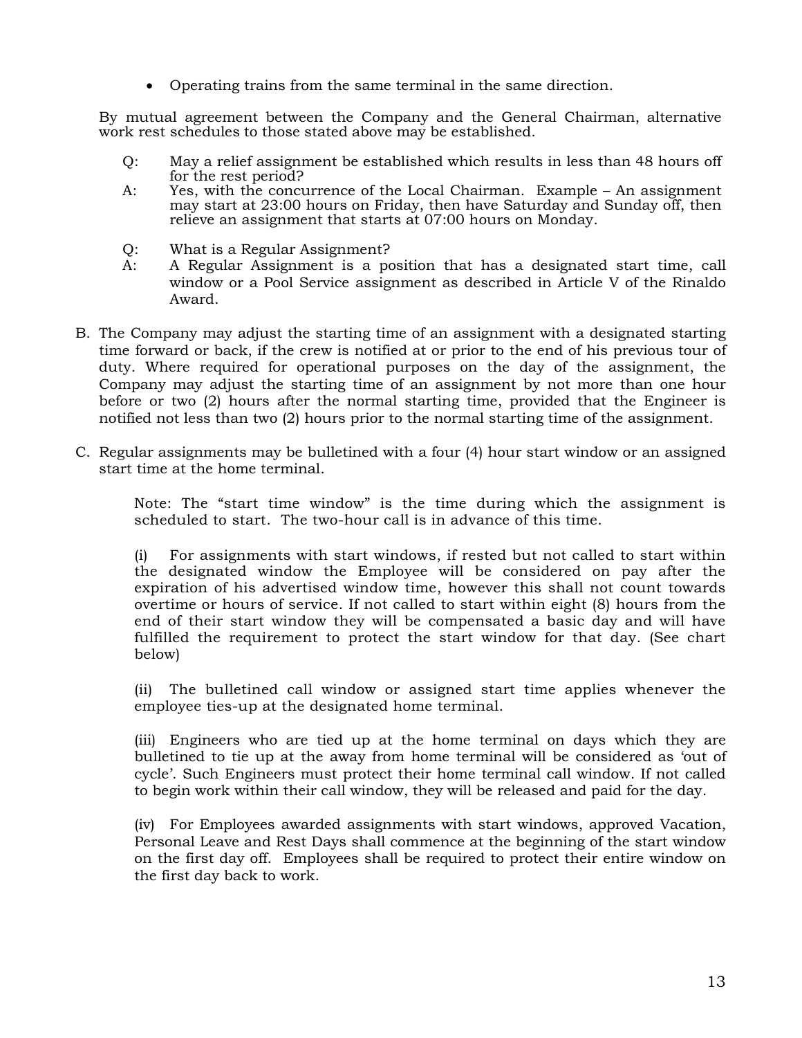- Operating trains from the same terminal in the same direction.

By mutual agreement between the Company and the General Chairman, alternative work rest schedules to those stated above may be established.

Q: May a relief assignment be established which results in less than 48 hours off for the rest period?

A: Yes, with the concurrence of the Local Chairman. Example – An assignment may start at 23:00 hours on Friday, then have Saturday and Sunday off, then relieve an assignment that starts at 07:00 hours on Monday.

Q: What is a Regular Assignment?

A: A Regular Assignment is a position that has a designated start time, call window or a Pool Service assignment as described in Article V of the Rinaldo Award.

B. The Company may adjust the starting time of an assignment with a designated starting time forward or back, if the crew is notified at or prior to the end of his previous tour of duty. Where required for operational purposes on the day of the assignment, the Company may adjust the starting time of an assignment by not more than one hour before or two (2) hours after the normal starting time, provided that the Engineer is notified not less than two (2) hours prior to the normal starting time of the assignment.

C. Regular assignments may be bulletined with a four (4) hour start window or an assigned start time at the home terminal.

Note: The "start time window" is the time during which the assignment is scheduled to start. The two-hour call is in advance of this time.

(i) For assignments with start windows, if rested but not called to start within the designated window the Employee will be considered on pay after the expiration of his advertised window time, however this shall not count towards overtime or hours of service. If not called to start within eight (8) hours from the end of their start window they will be compensated a basic day and will have fulfilled the requirement to protect the start window for that day. (See chart below)

(ii) The bulletined call window or assigned start time applies whenever the employee ties-up at the designated home terminal.

(iii) Engineers who are tied up at the home terminal on days which they are bulletined to tie up at the away from home terminal will be considered as 'out of cycle'. Such Engineers must protect their home terminal call window. If not called to begin work within their call window, they will be released and paid for the day.

(iv) For Employees awarded assignments with start windows, approved Vacation, Personal Leave and Rest Days shall commence at the beginning of the start window on the first day off. Employees shall be required to protect their entire window on the first day back to work.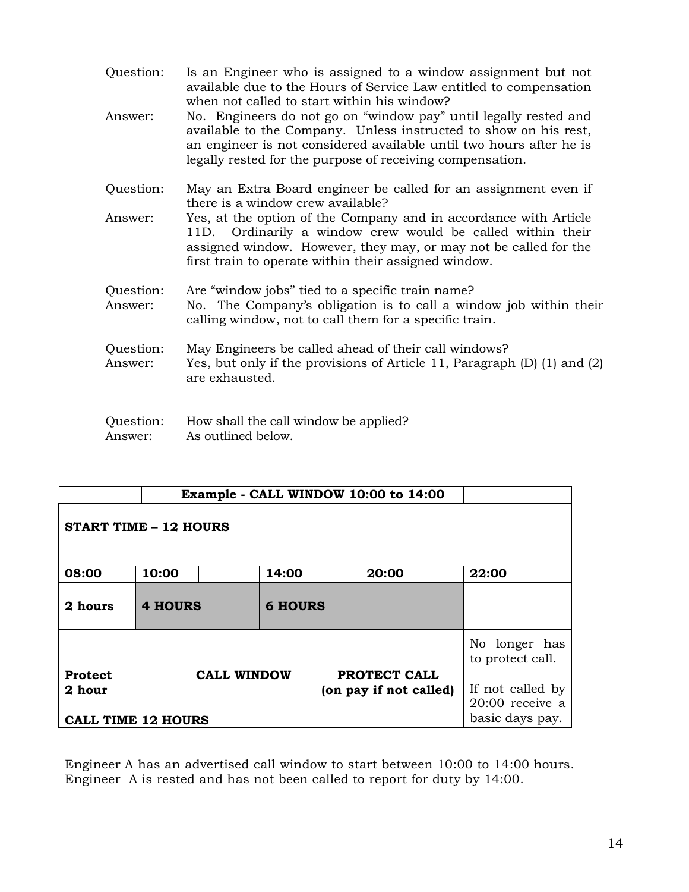Question: Is an Engineer who is assigned to a window assignment but not available due to the Hours of Service Law entitled to compensation when not called to start within his window?

Answer: No. Engineers do not go on "window pay" until legally rested and available to the Company. Unless instructed to show on his rest, an engineer is not considered available until two hours after he is legally rested for the purpose of receiving compensation.

Question: May an Extra Board engineer be called for an assignment even if there is a window crew available?

Answer: Yes, at the option of the Company and in accordance with Article 11D. Ordinarily a window crew would be called within their assigned window. However, they may, or may not be called for the first train to operate within their assigned window.

Question: Are "window jobs" tied to a specific train name?

Answer: No. The Company's obligation is to call a window job within their calling window, not to call them for a specific train.

Question: May Engineers be called ahead of their call windows?

Answer: Yes, but only if the provisions of Article 11, Paragraph (D) (1) and (2) are exhausted.

Question: How shall the call window be applied?

Answer: As outlined below.

| | **Example - CALL WINDOW 10:00 to 14:00** | | | | |
|---|---|---|---|---|---|
| **START TIME – 12 HOURS** | | | | | |
| **08:00** | **10:00** | | **14:00** | **20:00** | **22:00** |
| **2 hours** | **4 HOURS** | | **6 HOURS** | | |
| **Protect 2 hour** <br> **CALL TIME 12 HOURS** | | **CALL WINDOW** | | **PROTECT CALL (on pay if not called)** | No longer has to protect call. <br> If not called by 20:00 receive a basic days pay. |

Engineer A has an advertised call window to start between 10:00 to 14:00 hours. Engineer A is rested and has not been called to report for duty by 14:00.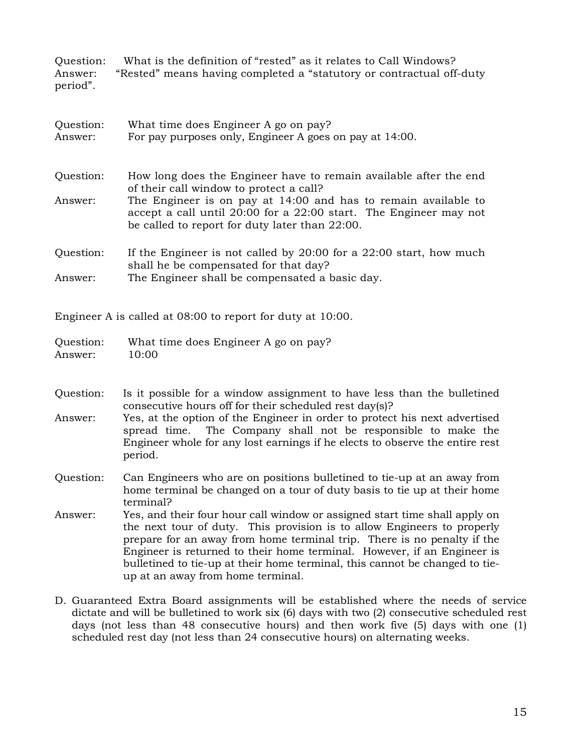Question: What is the definition of "rested" as it relates to Call Windows?
Answer: "Rested" means having completed a "statutory or contractual off-duty period".

Question: What time does Engineer A go on pay?
Answer: For pay purposes only, Engineer A goes on pay at 14:00.

Question: How long does the Engineer have to remain available after the end of their call window to protect a call?
Answer: The Engineer is on pay at 14:00 and has to remain available to accept a call until 20:00 for a 22:00 start. The Engineer may not be called to report for duty later than 22:00.

Question: If the Engineer is not called by 20:00 for a 22:00 start, how much shall he be compensated for that day?
Answer: The Engineer shall be compensated a basic day.

Engineer A is called at 08:00 to report for duty at 10:00.

Question: What time does Engineer A go on pay?
Answer: 10:00

Question: Is it possible for a window assignment to have less than the bulletined consecutive hours off for their scheduled rest day(s)?
Answer: Yes, at the option of the Engineer in order to protect his next advertised spread time. The Company shall not be responsible to make the Engineer whole for any lost earnings if he elects to observe the entire rest period.

Question: Can Engineers who are on positions bulletined to tie-up at an away from home terminal be changed on a tour of duty basis to tie up at their home terminal?
Answer: Yes, and their four hour call window or assigned start time shall apply on the next tour of duty. This provision is to allow Engineers to properly prepare for an away from home terminal trip. There is no penalty if the Engineer is returned to their home terminal. However, if an Engineer is bulletined to tie-up at their home terminal, this cannot be changed to tie-up at an away from home terminal.

D. Guaranteed Extra Board assignments will be established where the needs of service dictate and will be bulletined to work six (6) days with two (2) consecutive scheduled rest days (not less than 48 consecutive hours) and then work five (5) days with one (1) scheduled rest day (not less than 24 consecutive hours) on alternating weeks.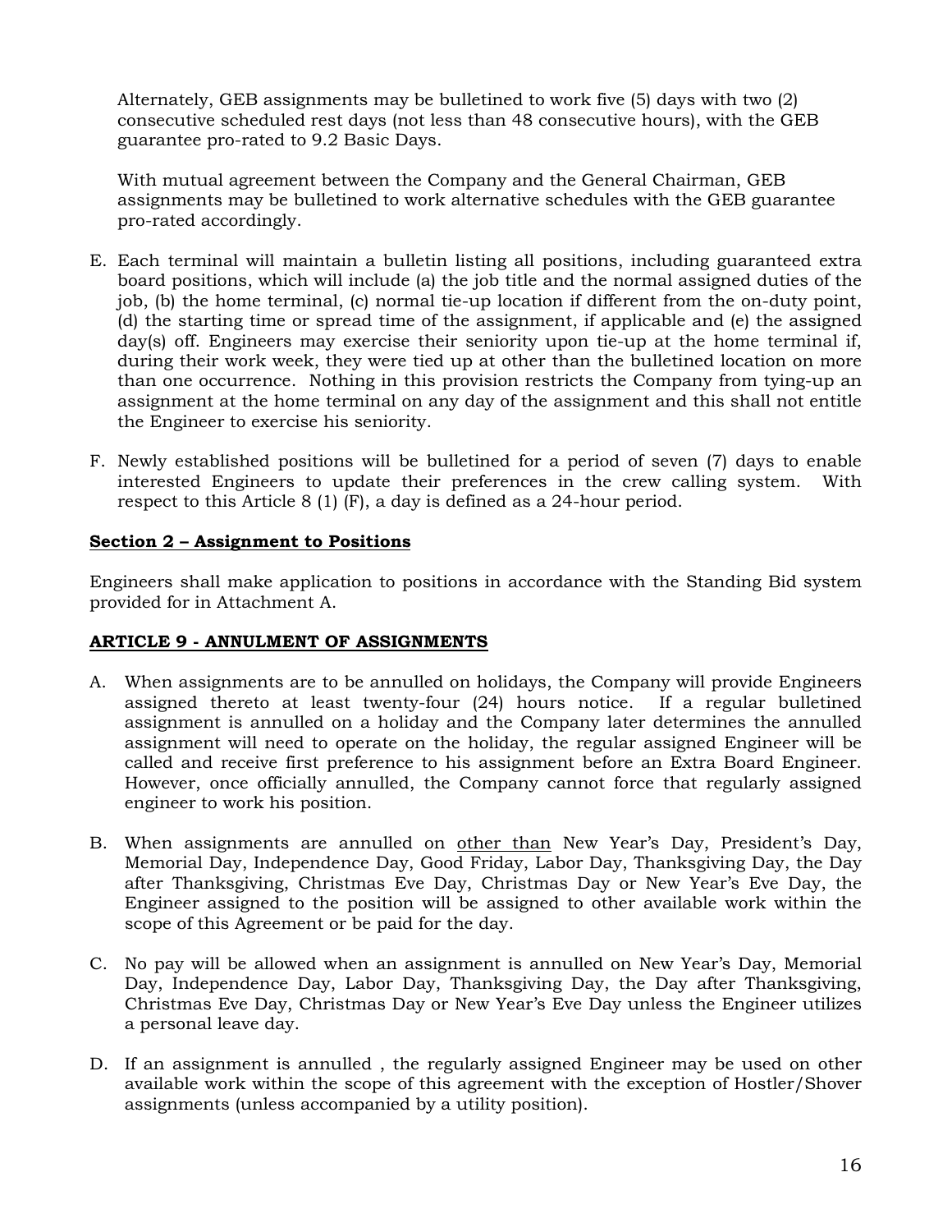Alternately, GEB assignments may be bulletined to work five (5) days with two (2) consecutive scheduled rest days (not less than 48 consecutive hours), with the GEB guarantee pro-rated to 9.2 Basic Days.

With mutual agreement between the Company and the General Chairman, GEB assignments may be bulletined to work alternative schedules with the GEB guarantee pro-rated accordingly.

E. Each terminal will maintain a bulletin listing all positions, including guaranteed extra board positions, which will include (a) the job title and the normal assigned duties of the job, (b) the home terminal, (c) normal tie-up location if different from the on-duty point, (d) the starting time or spread time of the assignment, if applicable and (e) the assigned day(s) off. Engineers may exercise their seniority upon tie-up at the home terminal if, during their work week, they were tied up at other than the bulletined location on more than one occurrence. Nothing in this provision restricts the Company from tying-up an assignment at the home terminal on any day of the assignment and this shall not entitle the Engineer to exercise his seniority.

F. Newly established positions will be bulletined for a period of seven (7) days to enable interested Engineers to update their preferences in the crew calling system. With respect to this Article 8 (1) (F), a day is defined as a 24-hour period.

**Section 2 – Assignment to Positions**

Engineers shall make application to positions in accordance with the Standing Bid system provided for in Attachment A.

**ARTICLE 9 - ANNULMENT OF ASSIGNMENTS**

A. When assignments are to be annulled on holidays, the Company will provide Engineers assigned thereto at least twenty-four (24) hours notice. If a regular bulletined assignment is annulled on a holiday and the Company later determines the annulled assignment will need to operate on the holiday, the regular assigned Engineer will be called and receive first preference to his assignment before an Extra Board Engineer. However, once officially annulled, the Company cannot force that regularly assigned engineer to work his position.

B. When assignments are annulled on other than New Year's Day, President's Day, Memorial Day, Independence Day, Good Friday, Labor Day, Thanksgiving Day, the Day after Thanksgiving, Christmas Eve Day, Christmas Day or New Year's Eve Day, the Engineer assigned to the position will be assigned to other available work within the scope of this Agreement or be paid for the day.

C. No pay will be allowed when an assignment is annulled on New Year's Day, Memorial Day, Independence Day, Labor Day, Thanksgiving Day, the Day after Thanksgiving, Christmas Eve Day, Christmas Day or New Year's Eve Day unless the Engineer utilizes a personal leave day.

D. If an assignment is annulled , the regularly assigned Engineer may be used on other available work within the scope of this agreement with the exception of Hostler/Shover assignments (unless accompanied by a utility position).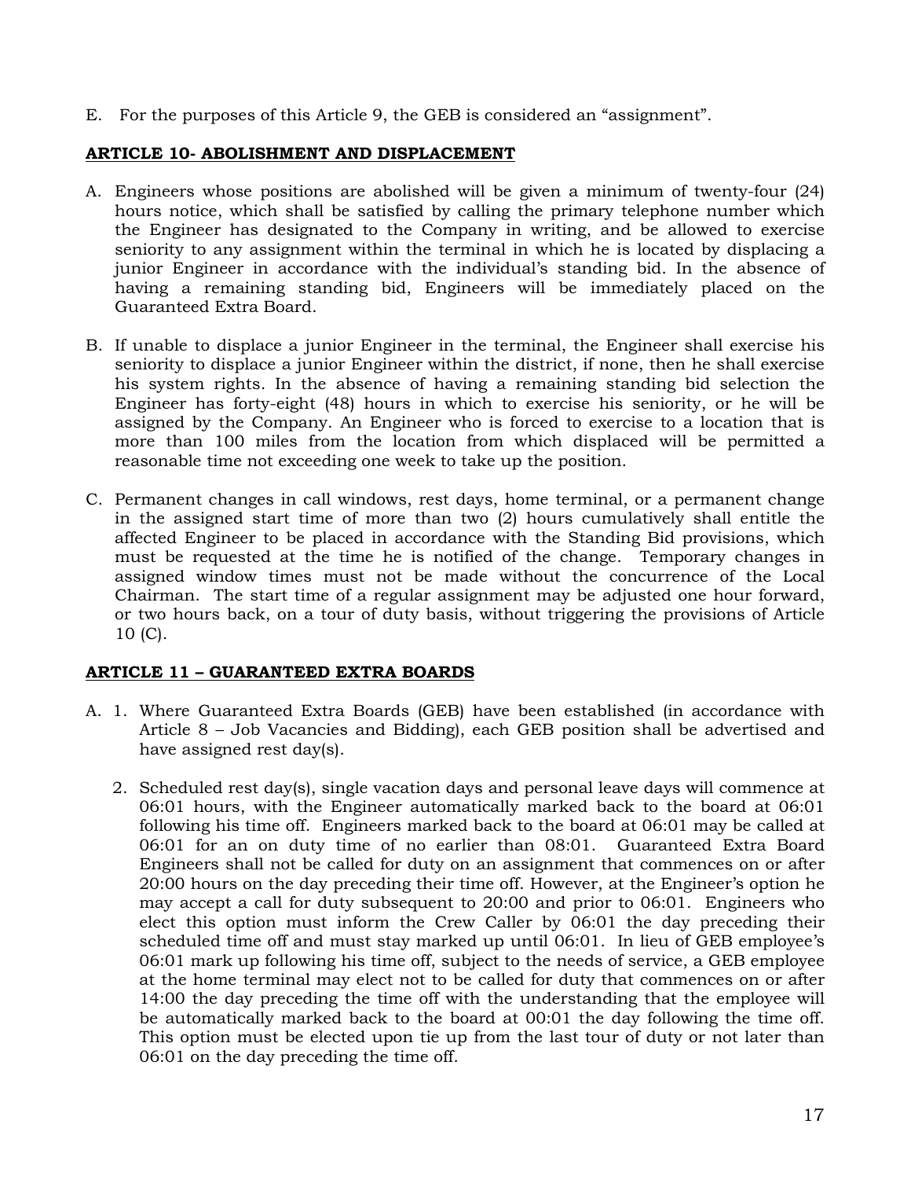E. For the purposes of this Article 9, the GEB is considered an "assignment".

## **ARTICLE 10- ABOLISHMENT AND DISPLACEMENT**

A. Engineers whose positions are abolished will be given a minimum of twenty-four (24) hours notice, which shall be satisfied by calling the primary telephone number which the Engineer has designated to the Company in writing, and be allowed to exercise seniority to any assignment within the terminal in which he is located by displacing a junior Engineer in accordance with the individual's standing bid. In the absence of having a remaining standing bid, Engineers will be immediately placed on the Guaranteed Extra Board.

B. If unable to displace a junior Engineer in the terminal, the Engineer shall exercise his seniority to displace a junior Engineer within the district, if none, then he shall exercise his system rights. In the absence of having a remaining standing bid selection the Engineer has forty-eight (48) hours in which to exercise his seniority, or he will be assigned by the Company. An Engineer who is forced to exercise to a location that is more than 100 miles from the location from which displaced will be permitted a reasonable time not exceeding one week to take up the position.

C. Permanent changes in call windows, rest days, home terminal, or a permanent change in the assigned start time of more than two (2) hours cumulatively shall entitle the affected Engineer to be placed in accordance with the Standing Bid provisions, which must be requested at the time he is notified of the change. Temporary changes in assigned window times must not be made without the concurrence of the Local Chairman. The start time of a regular assignment may be adjusted one hour forward, or two hours back, on a tour of duty basis, without triggering the provisions of Article 10 (C).

## **ARTICLE 11 – GUARANTEED EXTRA BOARDS**

A. 1. Where Guaranteed Extra Boards (GEB) have been established (in accordance with Article 8 – Job Vacancies and Bidding), each GEB position shall be advertised and have assigned rest day(s).

   2. Scheduled rest day(s), single vacation days and personal leave days will commence at 06:01 hours, with the Engineer automatically marked back to the board at 06:01 following his time off. Engineers marked back to the board at 06:01 may be called at 06:01 for an on duty time of no earlier than 08:01. Guaranteed Extra Board Engineers shall not be called for duty on an assignment that commences on or after 20:00 hours on the day preceding their time off. However, at the Engineer's option he may accept a call for duty subsequent to 20:00 and prior to 06:01. Engineers who elect this option must inform the Crew Caller by 06:01 the day preceding their scheduled time off and must stay marked up until 06:01. In lieu of GEB employee's 06:01 mark up following his time off, subject to the needs of service, a GEB employee at the home terminal may elect not to be called for duty that commences on or after 14:00 the day preceding the time off with the understanding that the employee will be automatically marked back to the board at 00:01 the day following the time off. This option must be elected upon tie up from the last tour of duty or not later than 06:01 on the day preceding the time off.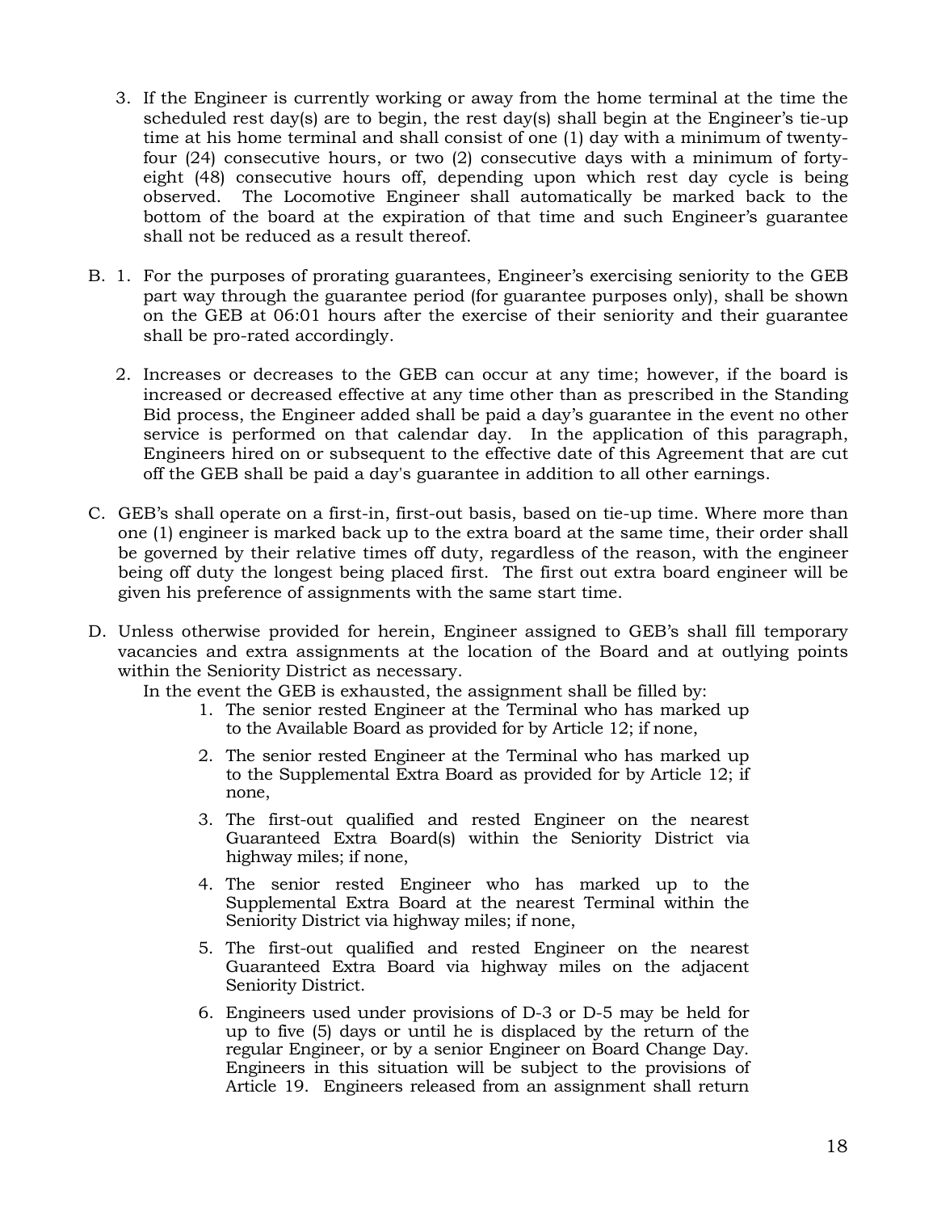3. If the Engineer is currently working or away from the home terminal at the time the scheduled rest day(s) are to begin, the rest day(s) shall begin at the Engineer's tie-up time at his home terminal and shall consist of one (1) day with a minimum of twenty-four (24) consecutive hours, or two (2) consecutive days with a minimum of forty-eight (48) consecutive hours off, depending upon which rest day cycle is being observed. The Locomotive Engineer shall automatically be marked back to the bottom of the board at the expiration of that time and such Engineer's guarantee shall not be reduced as a result thereof.

B. 1. For the purposes of prorating guarantees, Engineer's exercising seniority to the GEB part way through the guarantee period (for guarantee purposes only), shall be shown on the GEB at 06:01 hours after the exercise of their seniority and their guarantee shall be pro-rated accordingly.

   2. Increases or decreases to the GEB can occur at any time; however, if the board is increased or decreased effective at any time other than as prescribed in the Standing Bid process, the Engineer added shall be paid a day's guarantee in the event no other service is performed on that calendar day. In the application of this paragraph, Engineers hired on or subsequent to the effective date of this Agreement that are cut off the GEB shall be paid a day's guarantee in addition to all other earnings.

C. GEB's shall operate on a first-in, first-out basis, based on tie-up time. Where more than one (1) engineer is marked back up to the extra board at the same time, their order shall be governed by their relative times off duty, regardless of the reason, with the engineer being off duty the longest being placed first. The first out extra board engineer will be given his preference of assignments with the same start time.

D. Unless otherwise provided for herein, Engineer assigned to GEB's shall fill temporary vacancies and extra assignments at the location of the Board and at outlying points within the Seniority District as necessary.
   In the event the GEB is exhausted, the assignment shall be filled by:

   1. The senior rested Engineer at the Terminal who has marked up to the Available Board as provided for by Article 12; if none,

   2. The senior rested Engineer at the Terminal who has marked up to the Supplemental Extra Board as provided for by Article 12; if none,

   3. The first-out qualified and rested Engineer on the nearest Guaranteed Extra Board(s) within the Seniority District via highway miles; if none,

   4. The senior rested Engineer who has marked up to the Supplemental Extra Board at the nearest Terminal within the Seniority District via highway miles; if none,

   5. The first-out qualified and rested Engineer on the nearest Guaranteed Extra Board via highway miles on the adjacent Seniority District.

   6. Engineers used under provisions of D-3 or D-5 may be held for up to five (5) days or until he is displaced by the return of the regular Engineer, or by a senior Engineer on Board Change Day. Engineers in this situation will be subject to the provisions of Article 19. Engineers released from an assignment shall return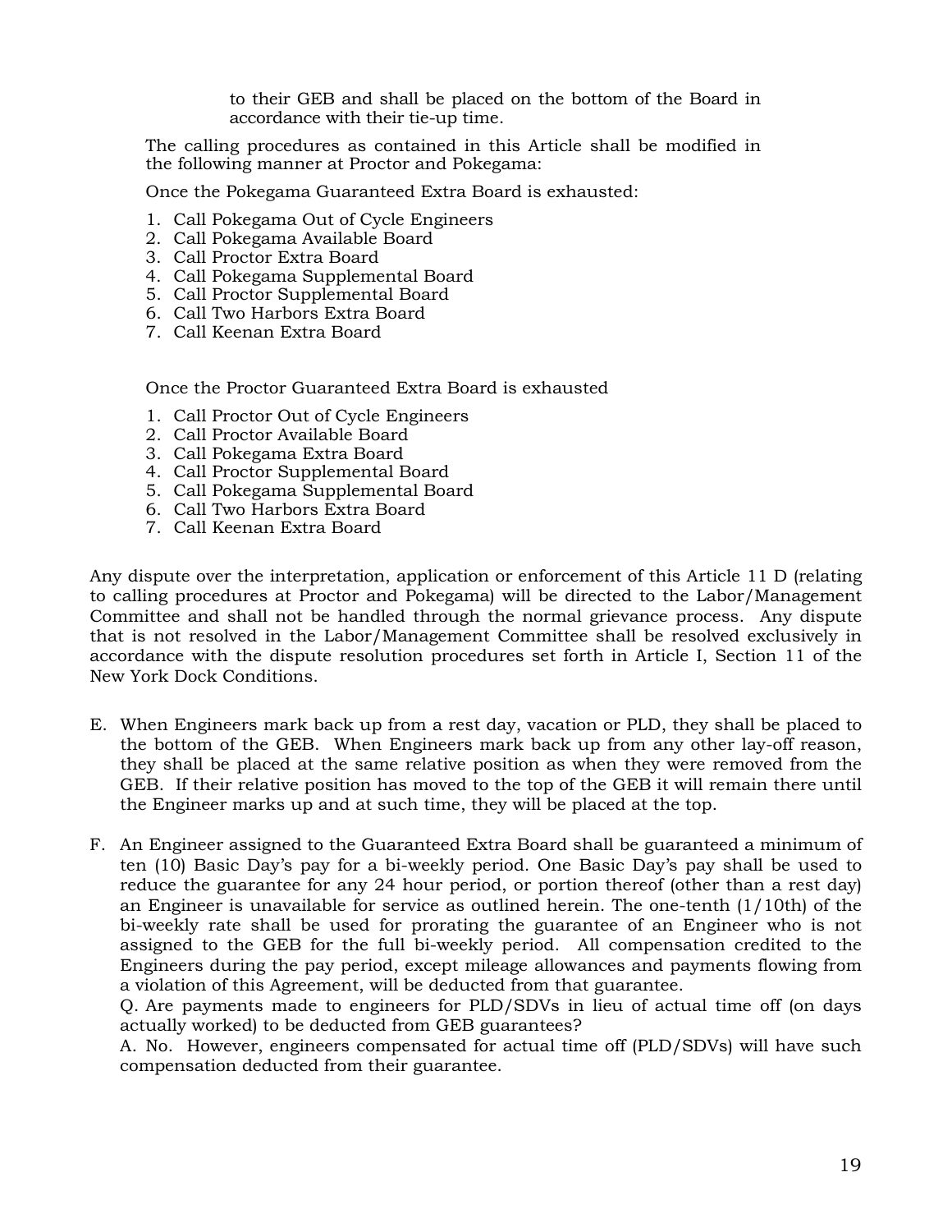to their GEB and shall be placed on the bottom of the Board in accordance with their tie-up time.

The calling procedures as contained in this Article shall be modified in the following manner at Proctor and Pokegama:

Once the Pokegama Guaranteed Extra Board is exhausted:

1. Call Pokegama Out of Cycle Engineers
2. Call Pokegama Available Board
3. Call Proctor Extra Board
4. Call Pokegama Supplemental Board
5. Call Proctor Supplemental Board
6. Call Two Harbors Extra Board
7. Call Keenan Extra Board

Once the Proctor Guaranteed Extra Board is exhausted

1. Call Proctor Out of Cycle Engineers
2. Call Proctor Available Board
3. Call Pokegama Extra Board
4. Call Proctor Supplemental Board
5. Call Pokegama Supplemental Board
6. Call Two Harbors Extra Board
7. Call Keenan Extra Board

Any dispute over the interpretation, application or enforcement of this Article 11 D (relating to calling procedures at Proctor and Pokegama) will be directed to the Labor/Management Committee and shall not be handled through the normal grievance process. Any dispute that is not resolved in the Labor/Management Committee shall be resolved exclusively in accordance with the dispute resolution procedures set forth in Article I, Section 11 of the New York Dock Conditions.

E. When Engineers mark back up from a rest day, vacation or PLD, they shall be placed to the bottom of the GEB. When Engineers mark back up from any other lay-off reason, they shall be placed at the same relative position as when they were removed from the GEB. If their relative position has moved to the top of the GEB it will remain there until the Engineer marks up and at such time, they will be placed at the top.

F. An Engineer assigned to the Guaranteed Extra Board shall be guaranteed a minimum of ten (10) Basic Day's pay for a bi-weekly period. One Basic Day's pay shall be used to reduce the guarantee for any 24 hour period, or portion thereof (other than a rest day) an Engineer is unavailable for service as outlined herein. The one-tenth (1/10th) of the bi-weekly rate shall be used for prorating the guarantee of an Engineer who is not assigned to the GEB for the full bi-weekly period. All compensation credited to the Engineers during the pay period, except mileage allowances and payments flowing from a violation of this Agreement, will be deducted from that guarantee.

Q. Are payments made to engineers for PLD/SDVs in lieu of actual time off (on days actually worked) to be deducted from GEB guarantees?

A. No. However, engineers compensated for actual time off (PLD/SDVs) will have such compensation deducted from their guarantee.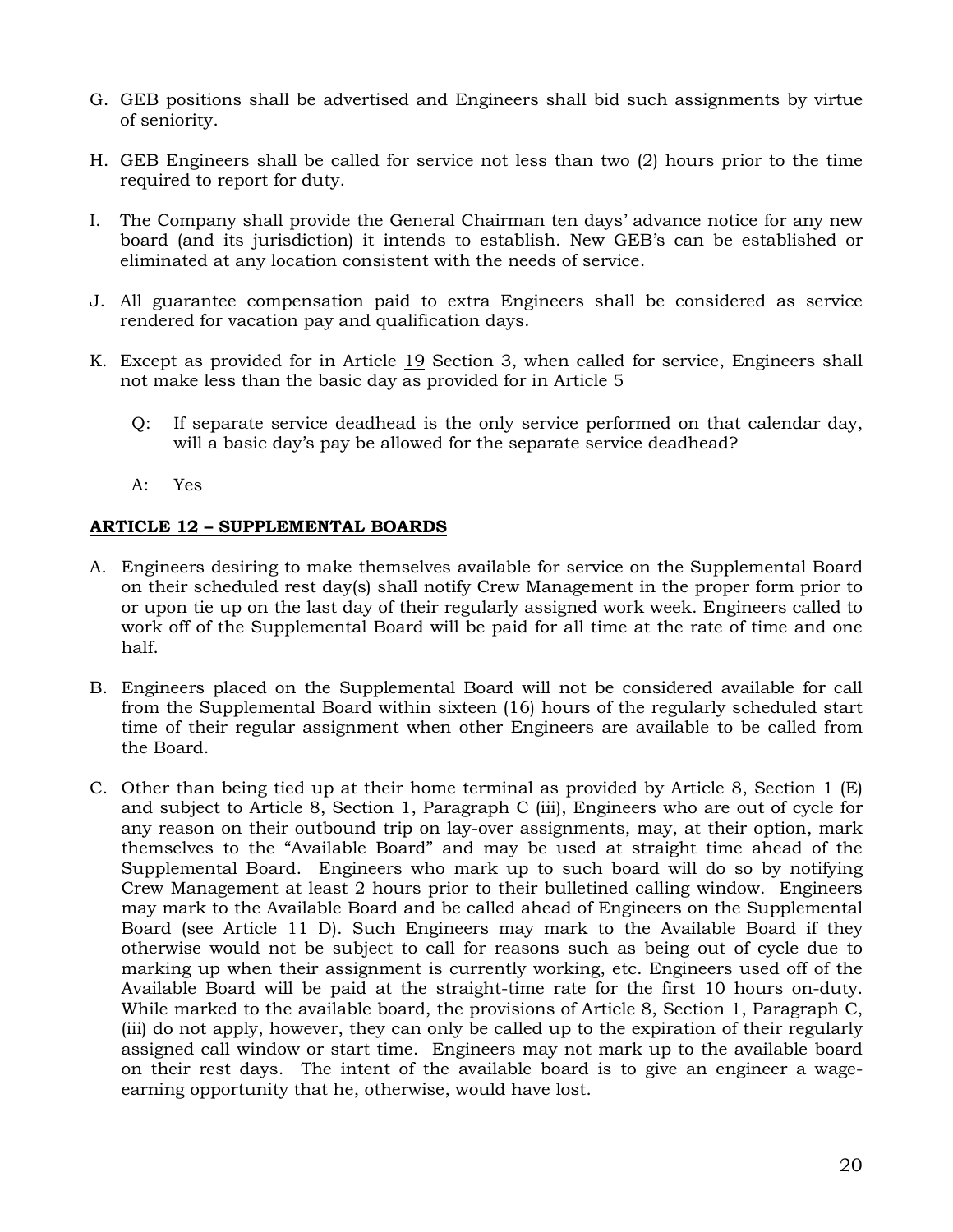G. GEB positions shall be advertised and Engineers shall bid such assignments by virtue of seniority.

H. GEB Engineers shall be called for service not less than two (2) hours prior to the time required to report for duty.

I. The Company shall provide the General Chairman ten days' advance notice for any new board (and its jurisdiction) it intends to establish. New GEB's can be established or eliminated at any location consistent with the needs of service.

J. All guarantee compensation paid to extra Engineers shall be considered as service rendered for vacation pay and qualification days.

K. Except as provided for in Article 19 Section 3, when called for service, Engineers shall not make less than the basic day as provided for in Article 5

> Q: If separate service deadhead is the only service performed on that calendar day, will a basic day's pay be allowed for the separate service deadhead?
>
> A: Yes

## ARTICLE 12 – SUPPLEMENTAL BOARDS

A. Engineers desiring to make themselves available for service on the Supplemental Board on their scheduled rest day(s) shall notify Crew Management in the proper form prior to or upon tie up on the last day of their regularly assigned work week. Engineers called to work off of the Supplemental Board will be paid for all time at the rate of time and one half.

B. Engineers placed on the Supplemental Board will not be considered available for call from the Supplemental Board within sixteen (16) hours of the regularly scheduled start time of their regular assignment when other Engineers are available to be called from the Board.

C. Other than being tied up at their home terminal as provided by Article 8, Section 1 (E) and subject to Article 8, Section 1, Paragraph C (iii), Engineers who are out of cycle for any reason on their outbound trip on lay-over assignments, may, at their option, mark themselves to the "Available Board" and may be used at straight time ahead of the Supplemental Board. Engineers who mark up to such board will do so by notifying Crew Management at least 2 hours prior to their bulletined calling window. Engineers may mark to the Available Board and be called ahead of Engineers on the Supplemental Board (see Article 11 D). Such Engineers may mark to the Available Board if they otherwise would not be subject to call for reasons such as being out of cycle due to marking up when their assignment is currently working, etc. Engineers used off of the Available Board will be paid at the straight-time rate for the first 10 hours on-duty. While marked to the available board, the provisions of Article 8, Section 1, Paragraph C, (iii) do not apply, however, they can only be called up to the expiration of their regularly assigned call window or start time. Engineers may not mark up to the available board on their rest days. The intent of the available board is to give an engineer a wage-earning opportunity that he, otherwise, would have lost.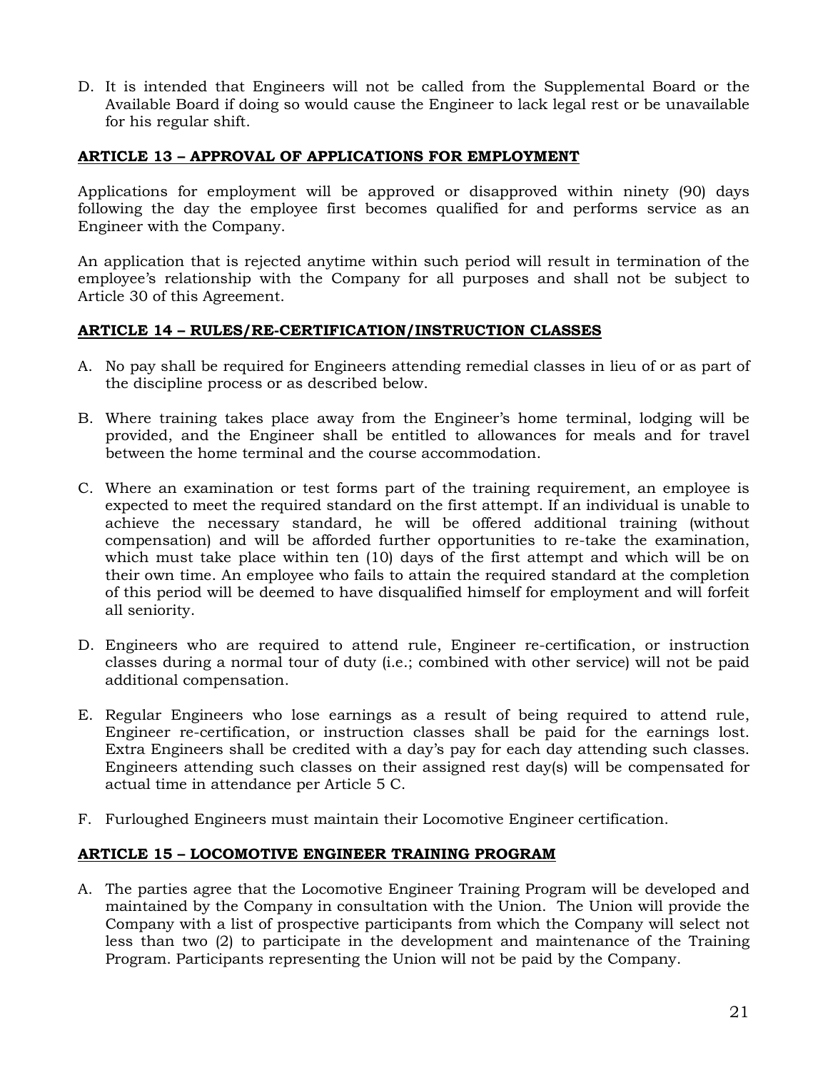D. It is intended that Engineers will not be called from the Supplemental Board or the Available Board if doing so would cause the Engineer to lack legal rest or be unavailable for his regular shift.

## ARTICLE 13 – APPROVAL OF APPLICATIONS FOR EMPLOYMENT

Applications for employment will be approved or disapproved within ninety (90) days following the day the employee first becomes qualified for and performs service as an Engineer with the Company.

An application that is rejected anytime within such period will result in termination of the employee's relationship with the Company for all purposes and shall not be subject to Article 30 of this Agreement.

## ARTICLE 14 – RULES/RE-CERTIFICATION/INSTRUCTION CLASSES

A. No pay shall be required for Engineers attending remedial classes in lieu of or as part of the discipline process or as described below.

B. Where training takes place away from the Engineer's home terminal, lodging will be provided, and the Engineer shall be entitled to allowances for meals and for travel between the home terminal and the course accommodation.

C. Where an examination or test forms part of the training requirement, an employee is expected to meet the required standard on the first attempt. If an individual is unable to achieve the necessary standard, he will be offered additional training (without compensation) and will be afforded further opportunities to re-take the examination, which must take place within ten (10) days of the first attempt and which will be on their own time. An employee who fails to attain the required standard at the completion of this period will be deemed to have disqualified himself for employment and will forfeit all seniority.

D. Engineers who are required to attend rule, Engineer re-certification, or instruction classes during a normal tour of duty (i.e.; combined with other service) will not be paid additional compensation.

E. Regular Engineers who lose earnings as a result of being required to attend rule, Engineer re-certification, or instruction classes shall be paid for the earnings lost. Extra Engineers shall be credited with a day's pay for each day attending such classes. Engineers attending such classes on their assigned rest day(s) will be compensated for actual time in attendance per Article 5 C.

F. Furloughed Engineers must maintain their Locomotive Engineer certification.

## ARTICLE 15 – LOCOMOTIVE ENGINEER TRAINING PROGRAM

A. The parties agree that the Locomotive Engineer Training Program will be developed and maintained by the Company in consultation with the Union. The Union will provide the Company with a list of prospective participants from which the Company will select not less than two (2) to participate in the development and maintenance of the Training Program. Participants representing the Union will not be paid by the Company.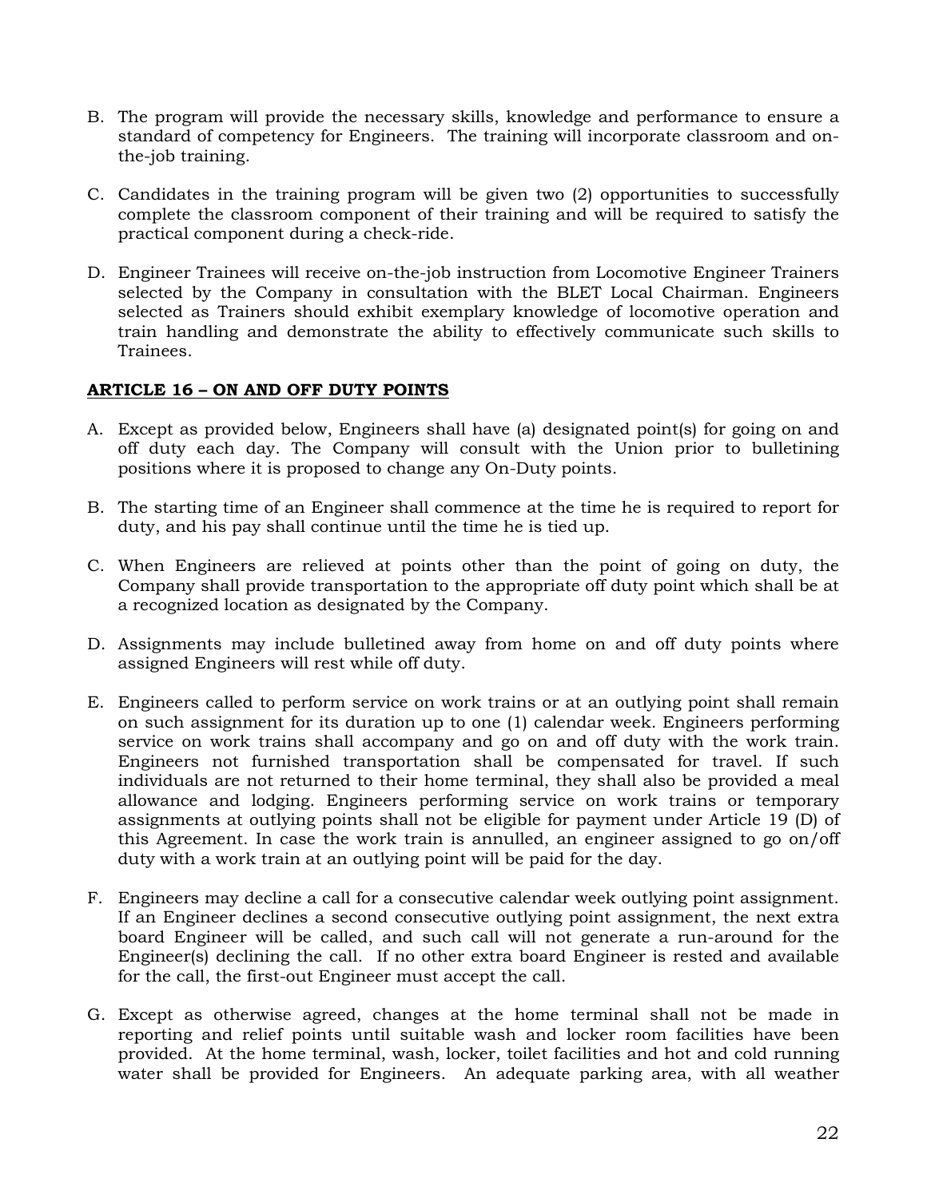B. The program will provide the necessary skills, knowledge and performance to ensure a standard of competency for Engineers. The training will incorporate classroom and on-the-job training.

C. Candidates in the training program will be given two (2) opportunities to successfully complete the classroom component of their training and will be required to satisfy the practical component during a check-ride.

D. Engineer Trainees will receive on-the-job instruction from Locomotive Engineer Trainers selected by the Company in consultation with the BLET Local Chairman. Engineers selected as Trainers should exhibit exemplary knowledge of locomotive operation and train handling and demonstrate the ability to effectively communicate such skills to Trainees.

## ARTICLE 16 – ON AND OFF DUTY POINTS

A. Except as provided below, Engineers shall have (a) designated point(s) for going on and off duty each day. The Company will consult with the Union prior to bulletining positions where it is proposed to change any On-Duty points.

B. The starting time of an Engineer shall commence at the time he is required to report for duty, and his pay shall continue until the time he is tied up.

C. When Engineers are relieved at points other than the point of going on duty, the Company shall provide transportation to the appropriate off duty point which shall be at a recognized location as designated by the Company.

D. Assignments may include bulletined away from home on and off duty points where assigned Engineers will rest while off duty.

E. Engineers called to perform service on work trains or at an outlying point shall remain on such assignment for its duration up to one (1) calendar week. Engineers performing service on work trains shall accompany and go on and off duty with the work train. Engineers not furnished transportation shall be compensated for travel. If such individuals are not returned to their home terminal, they shall also be provided a meal allowance and lodging. Engineers performing service on work trains or temporary assignments at outlying points shall not be eligible for payment under Article 19 (D) of this Agreement. In case the work train is annulled, an engineer assigned to go on/off duty with a work train at an outlying point will be paid for the day.

F. Engineers may decline a call for a consecutive calendar week outlying point assignment. If an Engineer declines a second consecutive outlying point assignment, the next extra board Engineer will be called, and such call will not generate a run-around for the Engineer(s) declining the call. If no other extra board Engineer is rested and available for the call, the first-out Engineer must accept the call.

G. Except as otherwise agreed, changes at the home terminal shall not be made in reporting and relief points until suitable wash and locker room facilities have been provided. At the home terminal, wash, locker, toilet facilities and hot and cold running water shall be provided for Engineers. An adequate parking area, with all weather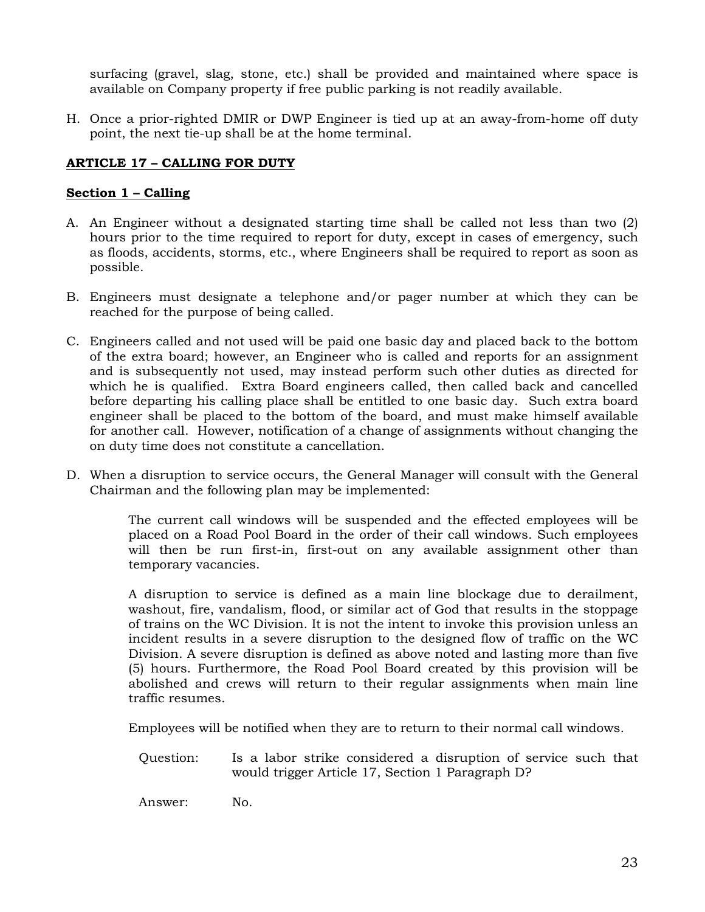surfacing (gravel, slag, stone, etc.) shall be provided and maintained where space is available on Company property if free public parking is not readily available.

H. Once a prior-righted DMIR or DWP Engineer is tied up at an away-from-home off duty point, the next tie-up shall be at the home terminal.

## ARTICLE 17 – CALLING FOR DUTY

### Section 1 – Calling

A. An Engineer without a designated starting time shall be called not less than two (2) hours prior to the time required to report for duty, except in cases of emergency, such as floods, accidents, storms, etc., where Engineers shall be required to report as soon as possible.

B. Engineers must designate a telephone and/or pager number at which they can be reached for the purpose of being called.

C. Engineers called and not used will be paid one basic day and placed back to the bottom of the extra board; however, an Engineer who is called and reports for an assignment and is subsequently not used, may instead perform such other duties as directed for which he is qualified. Extra Board engineers called, then called back and cancelled before departing his calling place shall be entitled to one basic day. Such extra board engineer shall be placed to the bottom of the board, and must make himself available for another call. However, notification of a change of assignments without changing the on duty time does not constitute a cancellation.

D. When a disruption to service occurs, the General Manager will consult with the General Chairman and the following plan may be implemented:

   The current call windows will be suspended and the effected employees will be placed on a Road Pool Board in the order of their call windows. Such employees will then be run first-in, first-out on any available assignment other than temporary vacancies.

   A disruption to service is defined as a main line blockage due to derailment, washout, fire, vandalism, flood, or similar act of God that results in the stoppage of trains on the WC Division. It is not the intent to invoke this provision unless an incident results in a severe disruption to the designed flow of traffic on the WC Division. A severe disruption is defined as above noted and lasting more than five (5) hours. Furthermore, the Road Pool Board created by this provision will be abolished and crews will return to their regular assignments when main line traffic resumes.

   Employees will be notified when they are to return to their normal call windows.

   Question: Is a labor strike considered a disruption of service such that would trigger Article 17, Section 1 Paragraph D?

   Answer: No.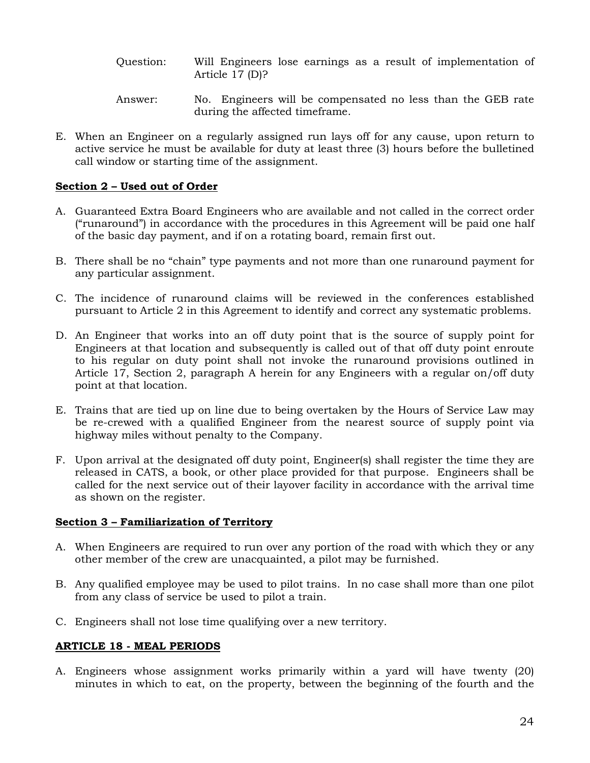Question: Will Engineers lose earnings as a result of implementation of Article 17 (D)?

Answer: No. Engineers will be compensated no less than the GEB rate during the affected timeframe.

E. When an Engineer on a regularly assigned run lays off for any cause, upon return to active service he must be available for duty at least three (3) hours before the bulletined call window or starting time of the assignment.

**Section 2 – Used out of Order**

A. Guaranteed Extra Board Engineers who are available and not called in the correct order ("runaround") in accordance with the procedures in this Agreement will be paid one half of the basic day payment, and if on a rotating board, remain first out.

B. There shall be no "chain" type payments and not more than one runaround payment for any particular assignment.

C. The incidence of runaround claims will be reviewed in the conferences established pursuant to Article 2 in this Agreement to identify and correct any systematic problems.

D. An Engineer that works into an off duty point that is the source of supply point for Engineers at that location and subsequently is called out of that off duty point enroute to his regular on duty point shall not invoke the runaround provisions outlined in Article 17, Section 2, paragraph A herein for any Engineers with a regular on/off duty point at that location.

E. Trains that are tied up on line due to being overtaken by the Hours of Service Law may be re-crewed with a qualified Engineer from the nearest source of supply point via highway miles without penalty to the Company.

F. Upon arrival at the designated off duty point, Engineer(s) shall register the time they are released in CATS, a book, or other place provided for that purpose. Engineers shall be called for the next service out of their layover facility in accordance with the arrival time as shown on the register.

**Section 3 – Familiarization of Territory**

A. When Engineers are required to run over any portion of the road with which they or any other member of the crew are unacquainted, a pilot may be furnished.

B. Any qualified employee may be used to pilot trains. In no case shall more than one pilot from any class of service be used to pilot a train.

C. Engineers shall not lose time qualifying over a new territory.

## ARTICLE 18 - MEAL PERIODS

A. Engineers whose assignment works primarily within a yard will have twenty (20) minutes in which to eat, on the property, between the beginning of the fourth and the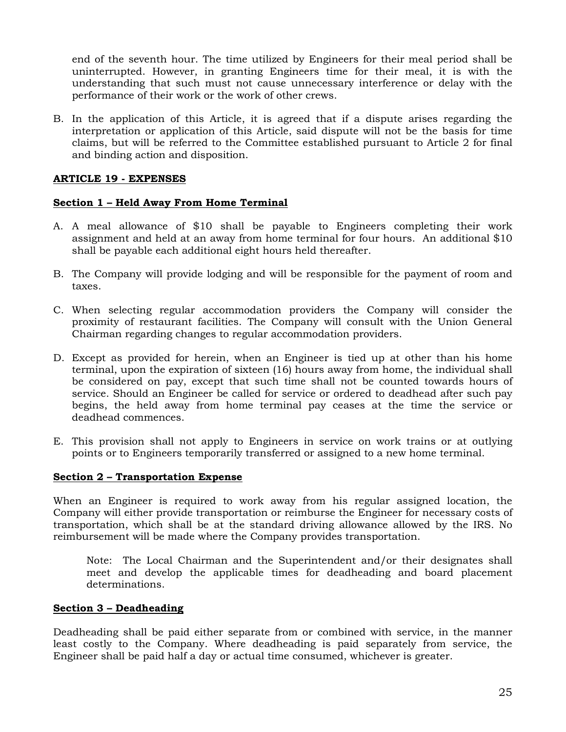end of the seventh hour. The time utilized by Engineers for their meal period shall be uninterrupted. However, in granting Engineers time for their meal, it is with the understanding that such must not cause unnecessary interference or delay with the performance of their work or the work of other crews.

B. In the application of this Article, it is agreed that if a dispute arises regarding the interpretation or application of this Article, said dispute will not be the basis for time claims, but will be referred to the Committee established pursuant to Article 2 for final and binding action and disposition.

## ARTICLE 19 - EXPENSES

### Section 1 – Held Away From Home Terminal

A. A meal allowance of $10 shall be payable to Engineers completing their work assignment and held at an away from home terminal for four hours. An additional $10 shall be payable each additional eight hours held thereafter.

B. The Company will provide lodging and will be responsible for the payment of room and taxes.

C. When selecting regular accommodation providers the Company will consider the proximity of restaurant facilities. The Company will consult with the Union General Chairman regarding changes to regular accommodation providers.

D. Except as provided for herein, when an Engineer is tied up at other than his home terminal, upon the expiration of sixteen (16) hours away from home, the individual shall be considered on pay, except that such time shall not be counted towards hours of service. Should an Engineer be called for service or ordered to deadhead after such pay begins, the held away from home terminal pay ceases at the time the service or deadhead commences.

E. This provision shall not apply to Engineers in service on work trains or at outlying points or to Engineers temporarily transferred or assigned to a new home terminal.

### Section 2 – Transportation Expense

When an Engineer is required to work away from his regular assigned location, the Company will either provide transportation or reimburse the Engineer for necessary costs of transportation, which shall be at the standard driving allowance allowed by the IRS. No reimbursement will be made where the Company provides transportation.

> Note: The Local Chairman and the Superintendent and/or their designates shall meet and develop the applicable times for deadheading and board placement determinations.

### Section 3 – Deadheading

Deadheading shall be paid either separate from or combined with service, in the manner least costly to the Company. Where deadheading is paid separately from service, the Engineer shall be paid half a day or actual time consumed, whichever is greater.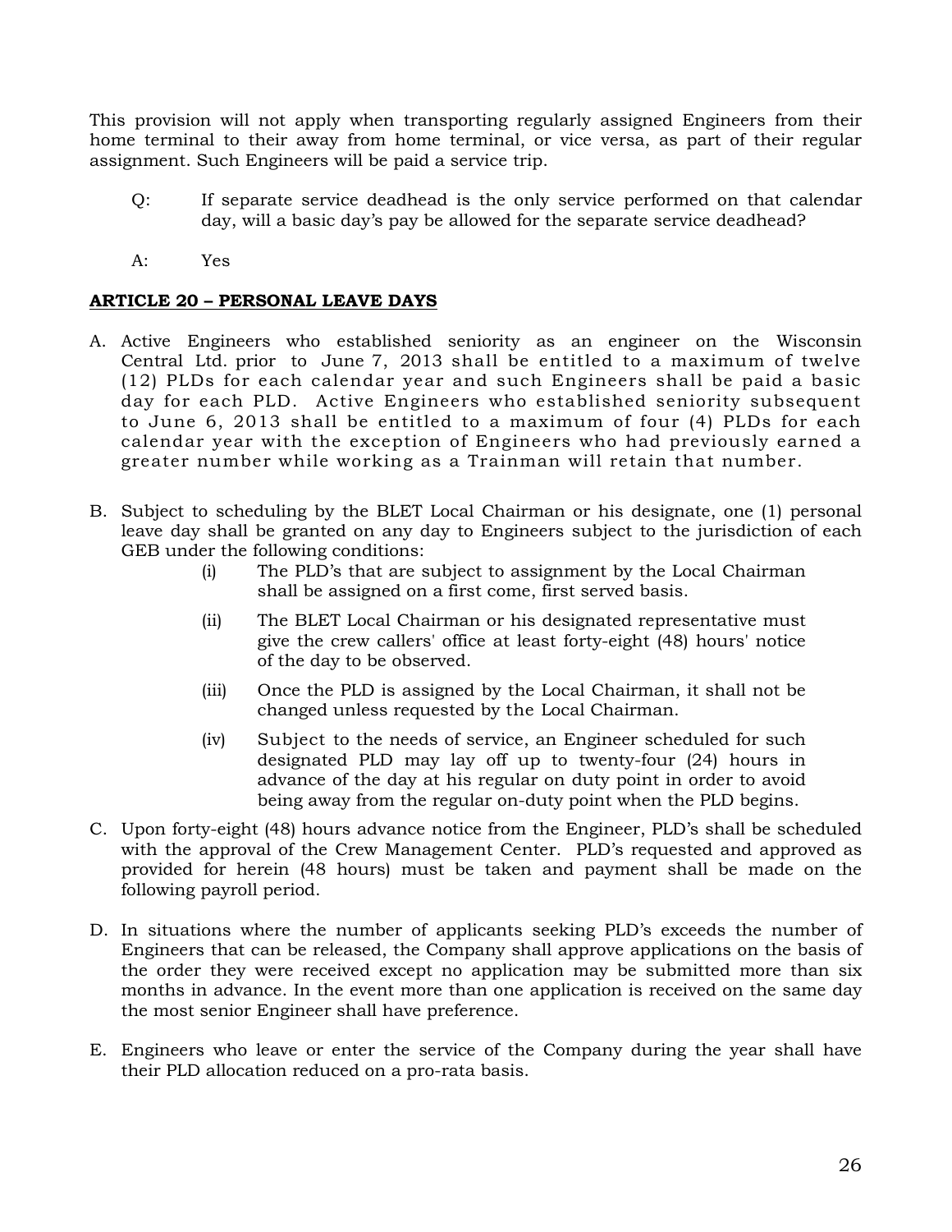This provision will not apply when transporting regularly assigned Engineers from their home terminal to their away from home terminal, or vice versa, as part of their regular assignment. Such Engineers will be paid a service trip.

> Q: If separate service deadhead is the only service performed on that calendar day, will a basic day's pay be allowed for the separate service deadhead?
>
> A: Yes

## ARTICLE 20 – PERSONAL LEAVE DAYS

A. Active Engineers who established seniority as an engineer on the Wisconsin Central Ltd. prior to June 7, 2013 shall be entitled to a maximum of twelve (12) PLDs for each calendar year and such Engineers shall be paid a basic day for each PLD. Active Engineers who established seniority subsequent to June 6, 2013 shall be entitled to a maximum of four (4) PLDs for each calendar year with the exception of Engineers who had previously earned a greater number while working as a Trainman will retain that number.

B. Subject to scheduling by the BLET Local Chairman or his designate, one (1) personal leave day shall be granted on any day to Engineers subject to the jurisdiction of each GEB under the following conditions:

   (i) The PLD's that are subject to assignment by the Local Chairman shall be assigned on a first come, first served basis.

   (ii) The BLET Local Chairman or his designated representative must give the crew callers' office at least forty-eight (48) hours' notice of the day to be observed.

   (iii) Once the PLD is assigned by the Local Chairman, it shall not be changed unless requested by the Local Chairman.

   (iv) Subject to the needs of service, an Engineer scheduled for such designated PLD may lay off up to twenty-four (24) hours in advance of the day at his regular on duty point in order to avoid being away from the regular on-duty point when the PLD begins.

C. Upon forty-eight (48) hours advance notice from the Engineer, PLD's shall be scheduled with the approval of the Crew Management Center. PLD's requested and approved as provided for herein (48 hours) must be taken and payment shall be made on the following payroll period.

D. In situations where the number of applicants seeking PLD's exceeds the number of Engineers that can be released, the Company shall approve applications on the basis of the order they were received except no application may be submitted more than six months in advance. In the event more than one application is received on the same day the most senior Engineer shall have preference.

E. Engineers who leave or enter the service of the Company during the year shall have their PLD allocation reduced on a pro-rata basis.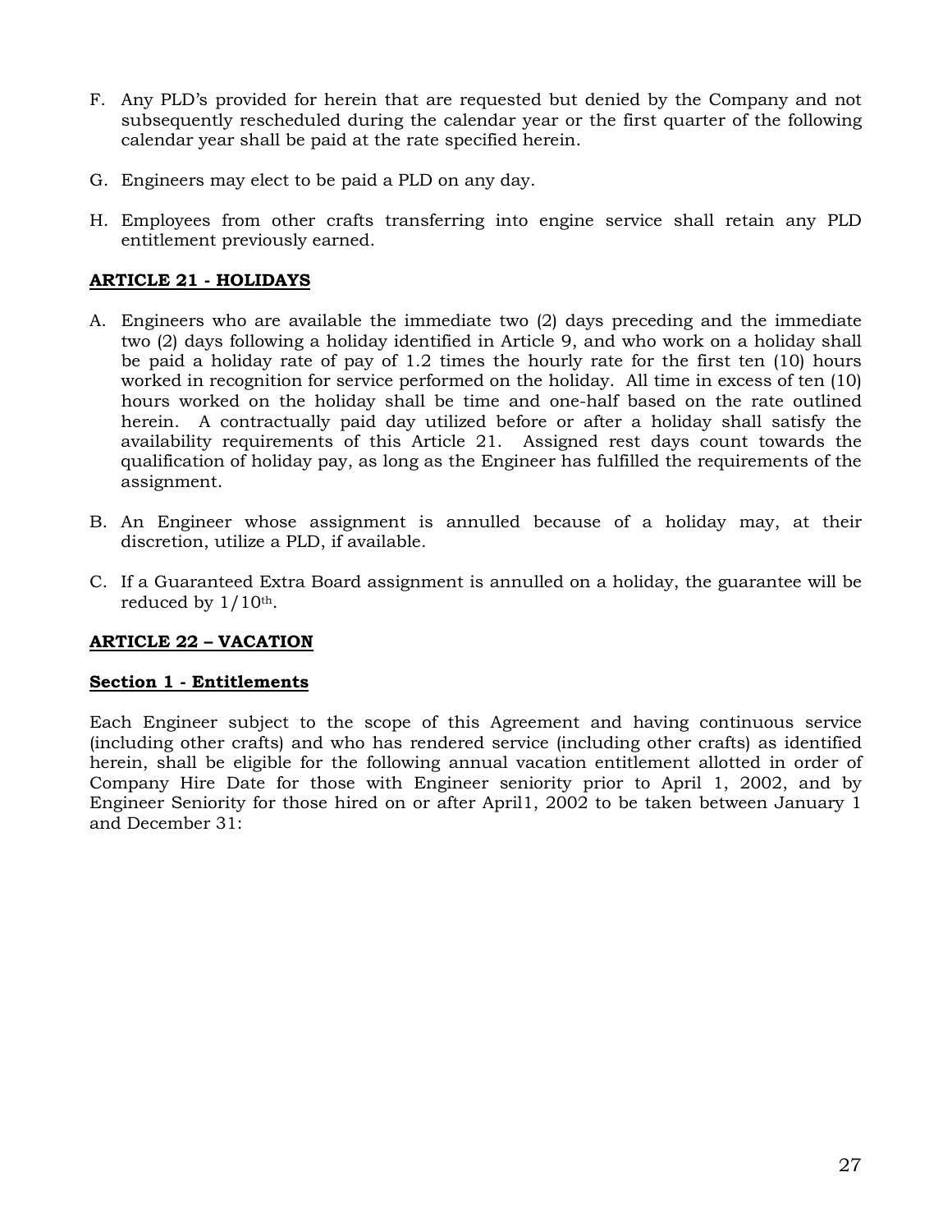F. Any PLD's provided for herein that are requested but denied by the Company and not subsequently rescheduled during the calendar year or the first quarter of the following calendar year shall be paid at the rate specified herein.

G. Engineers may elect to be paid a PLD on any day.

H. Employees from other crafts transferring into engine service shall retain any PLD entitlement previously earned.

## **ARTICLE 21 - HOLIDAYS**

A. Engineers who are available the immediate two (2) days preceding and the immediate two (2) days following a holiday identified in Article 9, and who work on a holiday shall be paid a holiday rate of pay of 1.2 times the hourly rate for the first ten (10) hours worked in recognition for service performed on the holiday. All time in excess of ten (10) hours worked on the holiday shall be time and one-half based on the rate outlined herein. A contractually paid day utilized before or after a holiday shall satisfy the availability requirements of this Article 21. Assigned rest days count towards the qualification of holiday pay, as long as the Engineer has fulfilled the requirements of the assignment.

B. An Engineer whose assignment is annulled because of a holiday may, at their discretion, utilize a PLD, if available.

C. If a Guaranteed Extra Board assignment is annulled on a holiday, the guarantee will be reduced by 1/10th.

## **ARTICLE 22 – VACATION**

### **Section 1 - Entitlements**

Each Engineer subject to the scope of this Agreement and having continuous service (including other crafts) and who has rendered service (including other crafts) as identified herein, shall be eligible for the following annual vacation entitlement allotted in order of Company Hire Date for those with Engineer seniority prior to April 1, 2002, and by Engineer Seniority for those hired on or after April1, 2002 to be taken between January 1 and December 31: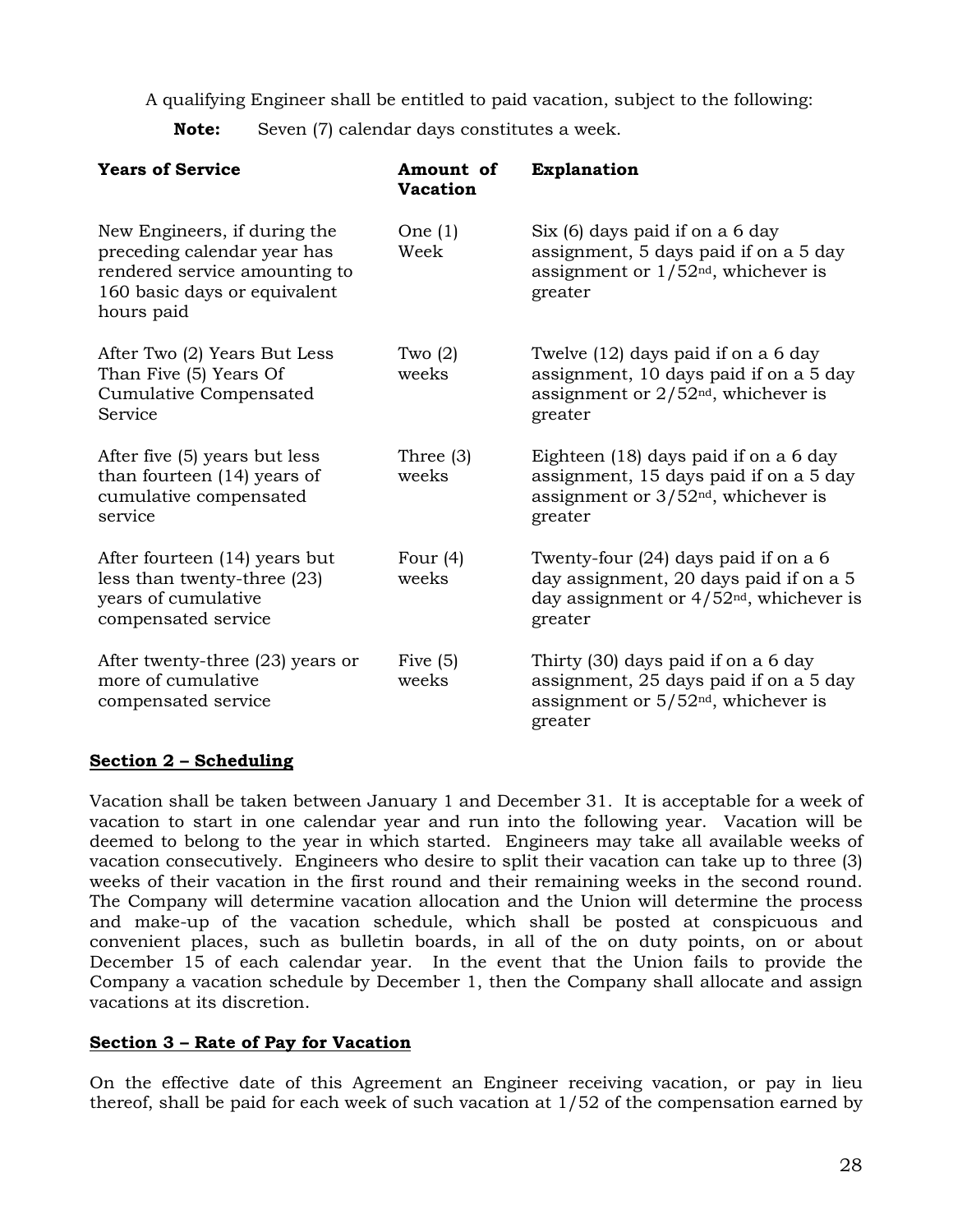A qualifying Engineer shall be entitled to paid vacation, subject to the following:

**Note:** Seven (7) calendar days constitutes a week.

| Years of Service | Amount of Vacation | Explanation |
|---|---|---|
| New Engineers, if during the preceding calendar year has rendered service amounting to 160 basic days or equivalent hours paid | One (1) Week | Six (6) days paid if on a 6 day assignment, 5 days paid if on a 5 day assignment or 1/52nd, whichever is greater |
| After Two (2) Years But Less Than Five (5) Years Of Cumulative Compensated Service | Two (2) weeks | Twelve (12) days paid if on a 6 day assignment, 10 days paid if on a 5 day assignment or 2/52nd, whichever is greater |
| After five (5) years but less than fourteen (14) years of cumulative compensated service | Three (3) weeks | Eighteen (18) days paid if on a 6 day assignment, 15 days paid if on a 5 day assignment or 3/52nd, whichever is greater |
| After fourteen (14) years but less than twenty-three (23) years of cumulative compensated service | Four (4) weeks | Twenty-four (24) days paid if on a 6 day assignment, 20 days paid if on a 5 day assignment or 4/52nd, whichever is greater |
| After twenty-three (23) years or more of cumulative compensated service | Five (5) weeks | Thirty (30) days paid if on a 6 day assignment, 25 days paid if on a 5 day assignment or 5/52nd, whichever is greater |

## Section 2 – Scheduling

Vacation shall be taken between January 1 and December 31. It is acceptable for a week of vacation to start in one calendar year and run into the following year. Vacation will be deemed to belong to the year in which started. Engineers may take all available weeks of vacation consecutively. Engineers who desire to split their vacation can take up to three (3) weeks of their vacation in the first round and their remaining weeks in the second round. The Company will determine vacation allocation and the Union will determine the process and make-up of the vacation schedule, which shall be posted at conspicuous and convenient places, such as bulletin boards, in all of the on duty points, on or about December 15 of each calendar year. In the event that the Union fails to provide the Company a vacation schedule by December 1, then the Company shall allocate and assign vacations at its discretion.

## Section 3 – Rate of Pay for Vacation

On the effective date of this Agreement an Engineer receiving vacation, or pay in lieu thereof, shall be paid for each week of such vacation at 1/52 of the compensation earned by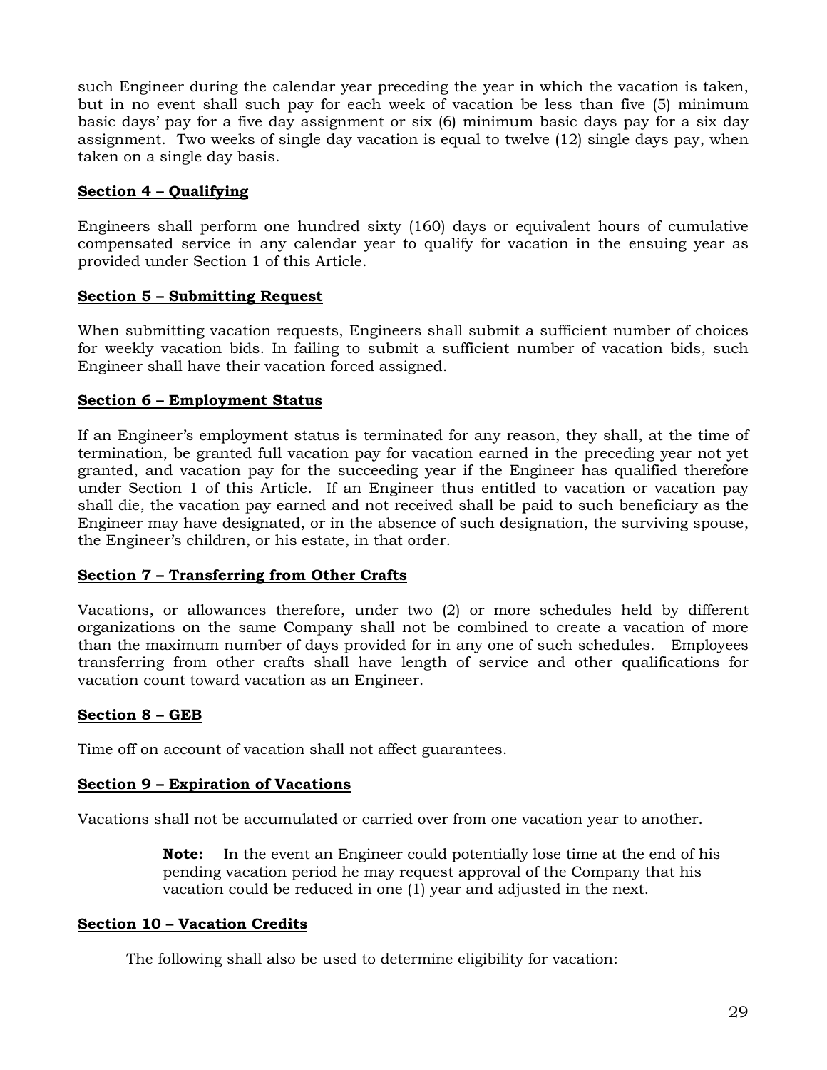such Engineer during the calendar year preceding the year in which the vacation is taken, but in no event shall such pay for each week of vacation be less than five (5) minimum basic days' pay for a five day assignment or six (6) minimum basic days pay for a six day assignment. Two weeks of single day vacation is equal to twelve (12) single days pay, when taken on a single day basis.

**Section 4 – Qualifying**

Engineers shall perform one hundred sixty (160) days or equivalent hours of cumulative compensated service in any calendar year to qualify for vacation in the ensuing year as provided under Section 1 of this Article.

**Section 5 – Submitting Request**

When submitting vacation requests, Engineers shall submit a sufficient number of choices for weekly vacation bids. In failing to submit a sufficient number of vacation bids, such Engineer shall have their vacation forced assigned.

**Section 6 – Employment Status**

If an Engineer's employment status is terminated for any reason, they shall, at the time of termination, be granted full vacation pay for vacation earned in the preceding year not yet granted, and vacation pay for the succeeding year if the Engineer has qualified therefore under Section 1 of this Article. If an Engineer thus entitled to vacation or vacation pay shall die, the vacation pay earned and not received shall be paid to such beneficiary as the Engineer may have designated, or in the absence of such designation, the surviving spouse, the Engineer's children, or his estate, in that order.

**Section 7 – Transferring from Other Crafts**

Vacations, or allowances therefore, under two (2) or more schedules held by different organizations on the same Company shall not be combined to create a vacation of more than the maximum number of days provided for in any one of such schedules. Employees transferring from other crafts shall have length of service and other qualifications for vacation count toward vacation as an Engineer.

**Section 8 – GEB**

Time off on account of vacation shall not affect guarantees.

**Section 9 – Expiration of Vacations**

Vacations shall not be accumulated or carried over from one vacation year to another.

> **Note:** In the event an Engineer could potentially lose time at the end of his pending vacation period he may request approval of the Company that his vacation could be reduced in one (1) year and adjusted in the next.

**Section 10 – Vacation Credits**

The following shall also be used to determine eligibility for vacation: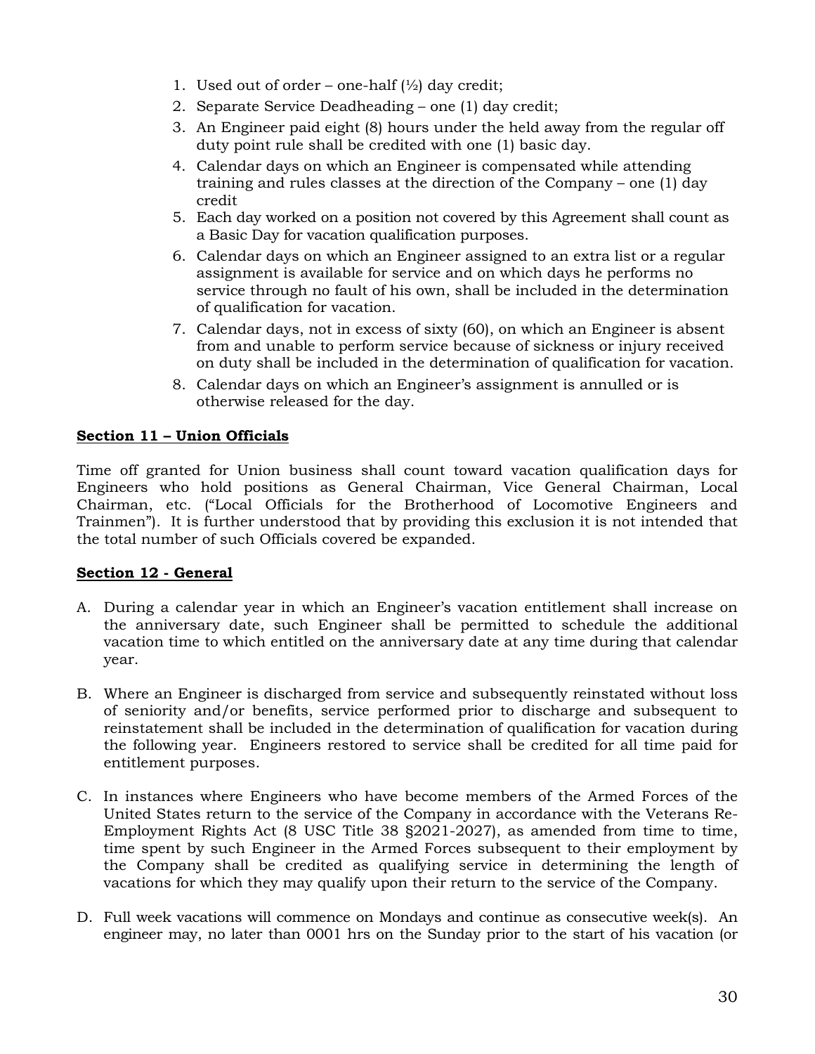1. Used out of order – one-half (½) day credit;
2. Separate Service Deadheading – one (1) day credit;
3. An Engineer paid eight (8) hours under the held away from the regular off duty point rule shall be credited with one (1) basic day.
4. Calendar days on which an Engineer is compensated while attending training and rules classes at the direction of the Company – one (1) day credit
5. Each day worked on a position not covered by this Agreement shall count as a Basic Day for vacation qualification purposes.
6. Calendar days on which an Engineer assigned to an extra list or a regular assignment is available for service and on which days he performs no service through no fault of his own, shall be included in the determination of qualification for vacation.
7. Calendar days, not in excess of sixty (60), on which an Engineer is absent from and unable to perform service because of sickness or injury received on duty shall be included in the determination of qualification for vacation.
8. Calendar days on which an Engineer's assignment is annulled or is otherwise released for the day.

**Section 11 – Union Officials**

Time off granted for Union business shall count toward vacation qualification days for Engineers who hold positions as General Chairman, Vice General Chairman, Local Chairman, etc. ("Local Officials for the Brotherhood of Locomotive Engineers and Trainmen"). It is further understood that by providing this exclusion it is not intended that the total number of such Officials covered be expanded.

**Section 12 - General**

A. During a calendar year in which an Engineer's vacation entitlement shall increase on the anniversary date, such Engineer shall be permitted to schedule the additional vacation time to which entitled on the anniversary date at any time during that calendar year.

B. Where an Engineer is discharged from service and subsequently reinstated without loss of seniority and/or benefits, service performed prior to discharge and subsequent to reinstatement shall be included in the determination of qualification for vacation during the following year. Engineers restored to service shall be credited for all time paid for entitlement purposes.

C. In instances where Engineers who have become members of the Armed Forces of the United States return to the service of the Company in accordance with the Veterans Re-Employment Rights Act (8 USC Title 38 §2021-2027), as amended from time to time, time spent by such Engineer in the Armed Forces subsequent to their employment by the Company shall be credited as qualifying service in determining the length of vacations for which they may qualify upon their return to the service of the Company.

D. Full week vacations will commence on Mondays and continue as consecutive week(s). An engineer may, no later than 0001 hrs on the Sunday prior to the start of his vacation (or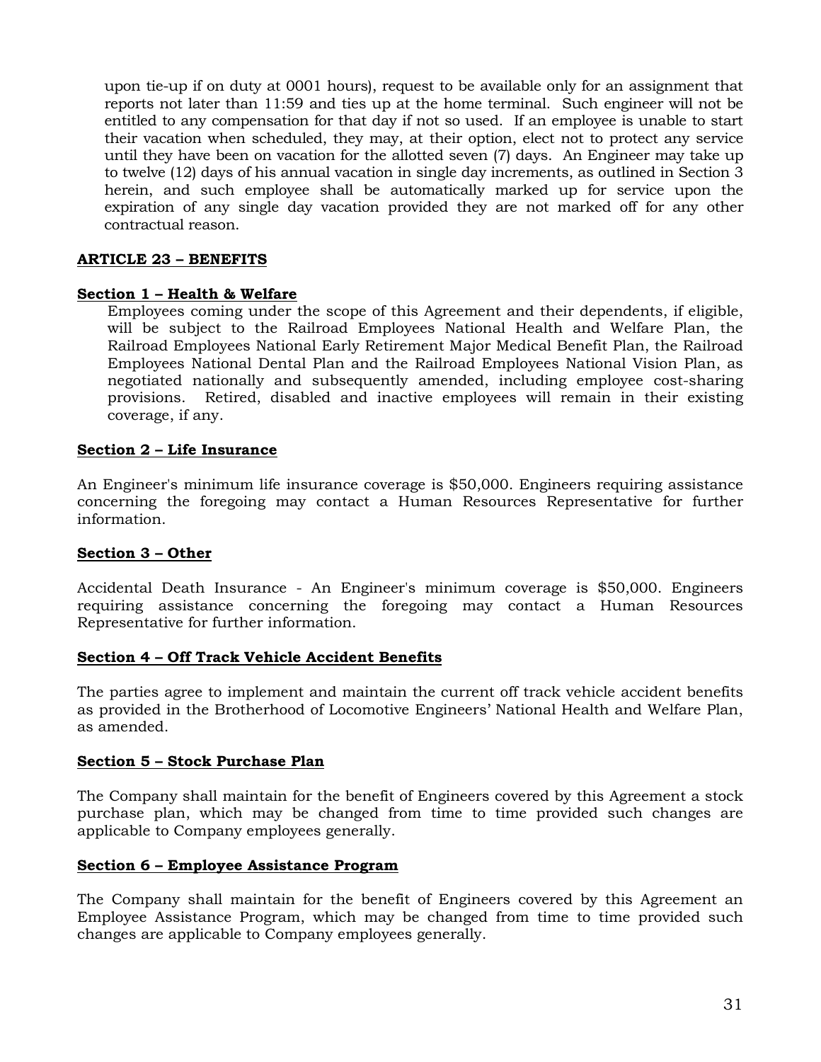upon tie-up if on duty at 0001 hours), request to be available only for an assignment that reports not later than 11:59 and ties up at the home terminal. Such engineer will not be entitled to any compensation for that day if not so used. If an employee is unable to start their vacation when scheduled, they may, at their option, elect not to protect any service until they have been on vacation for the allotted seven (7) days. An Engineer may take up to twelve (12) days of his annual vacation in single day increments, as outlined in Section 3 herein, and such employee shall be automatically marked up for service upon the expiration of any single day vacation provided they are not marked off for any other contractual reason.

## ARTICLE 23 – BENEFITS

### Section 1 – Health & Welfare

Employees coming under the scope of this Agreement and their dependents, if eligible, will be subject to the Railroad Employees National Health and Welfare Plan, the Railroad Employees National Early Retirement Major Medical Benefit Plan, the Railroad Employees National Dental Plan and the Railroad Employees National Vision Plan, as negotiated nationally and subsequently amended, including employee cost-sharing provisions. Retired, disabled and inactive employees will remain in their existing coverage, if any.

### Section 2 – Life Insurance

An Engineer's minimum life insurance coverage is $50,000. Engineers requiring assistance concerning the foregoing may contact a Human Resources Representative for further information.

### Section 3 – Other

Accidental Death Insurance - An Engineer's minimum coverage is $50,000. Engineers requiring assistance concerning the foregoing may contact a Human Resources Representative for further information.

### Section 4 – Off Track Vehicle Accident Benefits

The parties agree to implement and maintain the current off track vehicle accident benefits as provided in the Brotherhood of Locomotive Engineers' National Health and Welfare Plan, as amended.

### Section 5 – Stock Purchase Plan

The Company shall maintain for the benefit of Engineers covered by this Agreement a stock purchase plan, which may be changed from time to time provided such changes are applicable to Company employees generally.

### Section 6 – Employee Assistance Program

The Company shall maintain for the benefit of Engineers covered by this Agreement an Employee Assistance Program, which may be changed from time to time provided such changes are applicable to Company employees generally.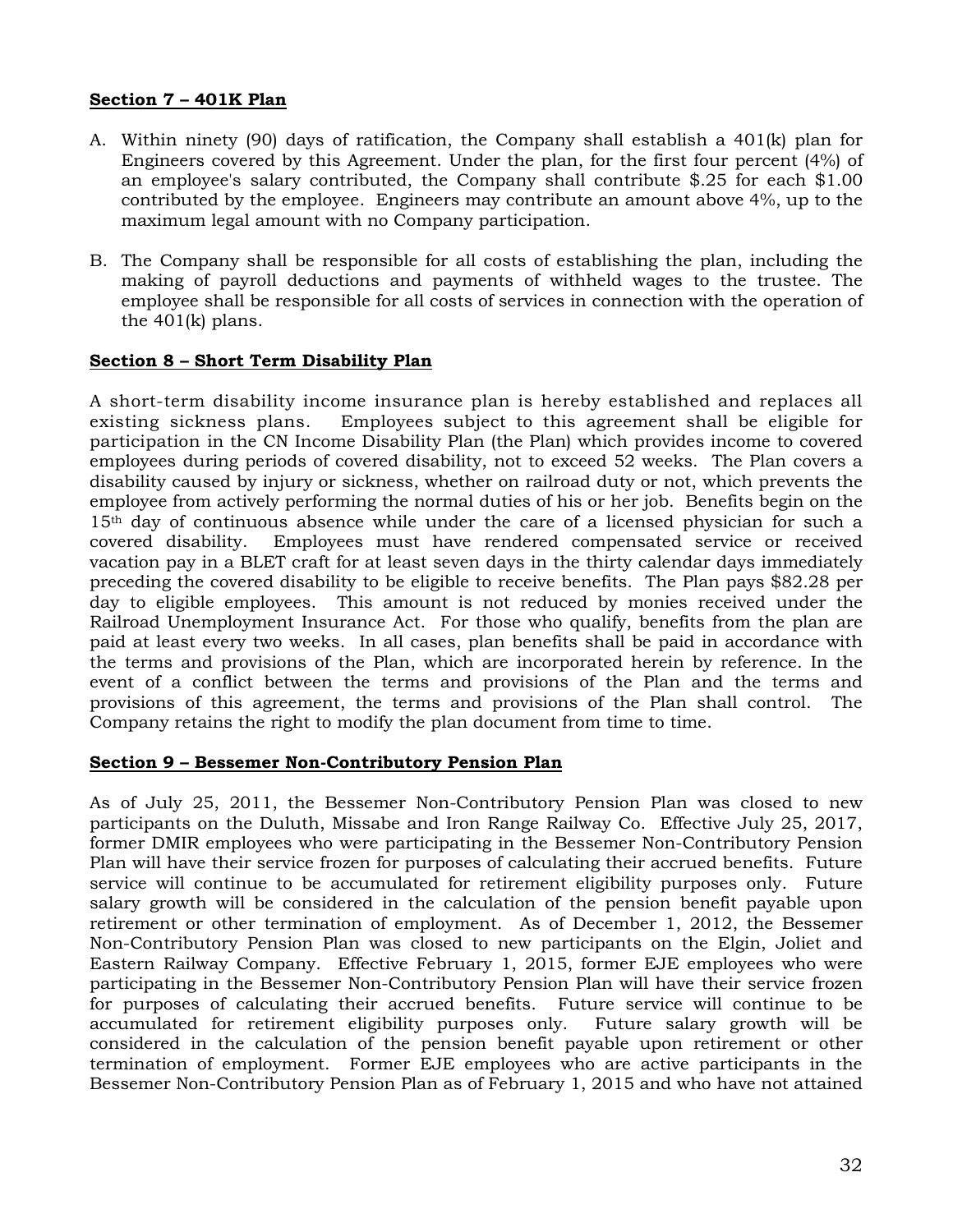**Section 7 – 401K Plan**

A. Within ninety (90) days of ratification, the Company shall establish a 401(k) plan for Engineers covered by this Agreement. Under the plan, for the first four percent (4%) of an employee's salary contributed, the Company shall contribute $.25 for each $1.00 contributed by the employee. Engineers may contribute an amount above 4%, up to the maximum legal amount with no Company participation.

B. The Company shall be responsible for all costs of establishing the plan, including the making of payroll deductions and payments of withheld wages to the trustee. The employee shall be responsible for all costs of services in connection with the operation of the 401(k) plans.

**Section 8 – Short Term Disability Plan**

A short-term disability income insurance plan is hereby established and replaces all existing sickness plans. Employees subject to this agreement shall be eligible for participation in the CN Income Disability Plan (the Plan) which provides income to covered employees during periods of covered disability, not to exceed 52 weeks. The Plan covers a disability caused by injury or sickness, whether on railroad duty or not, which prevents the employee from actively performing the normal duties of his or her job. Benefits begin on the 15th day of continuous absence while under the care of a licensed physician for such a covered disability. Employees must have rendered compensated service or received vacation pay in a BLET craft for at least seven days in the thirty calendar days immediately preceding the covered disability to be eligible to receive benefits. The Plan pays $82.28 per day to eligible employees. This amount is not reduced by monies received under the Railroad Unemployment Insurance Act. For those who qualify, benefits from the plan are paid at least every two weeks. In all cases, plan benefits shall be paid in accordance with the terms and provisions of the Plan, which are incorporated herein by reference. In the event of a conflict between the terms and provisions of the Plan and the terms and provisions of this agreement, the terms and provisions of the Plan shall control. The Company retains the right to modify the plan document from time to time.

**Section 9 – Bessemer Non-Contributory Pension Plan**

As of July 25, 2011, the Bessemer Non-Contributory Pension Plan was closed to new participants on the Duluth, Missabe and Iron Range Railway Co. Effective July 25, 2017, former DMIR employees who were participating in the Bessemer Non-Contributory Pension Plan will have their service frozen for purposes of calculating their accrued benefits. Future service will continue to be accumulated for retirement eligibility purposes only. Future salary growth will be considered in the calculation of the pension benefit payable upon retirement or other termination of employment. As of December 1, 2012, the Bessemer Non-Contributory Pension Plan was closed to new participants on the Elgin, Joliet and Eastern Railway Company. Effective February 1, 2015, former EJE employees who were participating in the Bessemer Non-Contributory Pension Plan will have their service frozen for purposes of calculating their accrued benefits. Future service will continue to be accumulated for retirement eligibility purposes only. Future salary growth will be considered in the calculation of the pension benefit payable upon retirement or other termination of employment. Former EJE employees who are active participants in the Bessemer Non-Contributory Pension Plan as of February 1, 2015 and who have not attained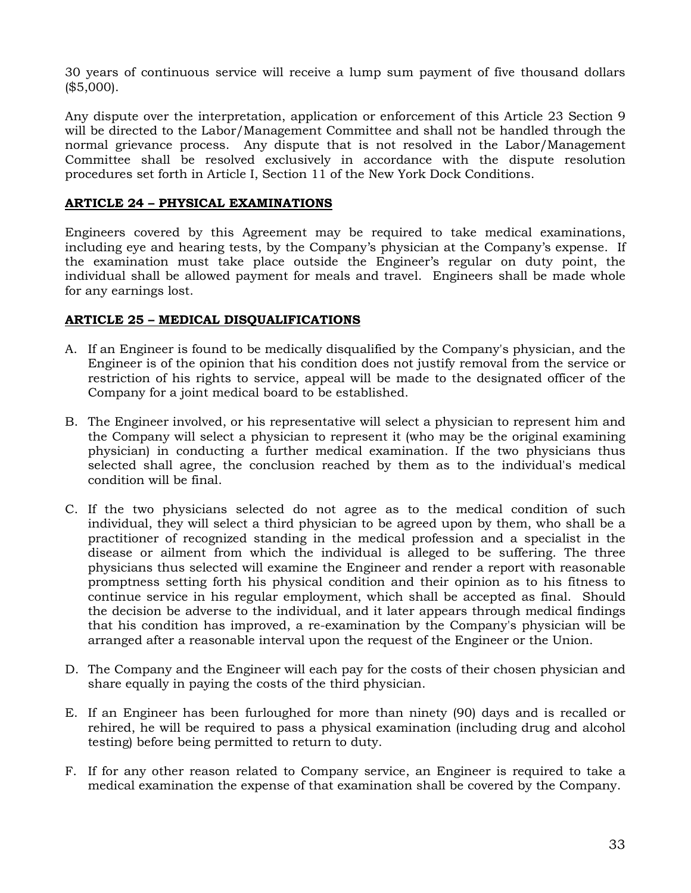30 years of continuous service will receive a lump sum payment of five thousand dollars ($5,000).

Any dispute over the interpretation, application or enforcement of this Article 23 Section 9 will be directed to the Labor/Management Committee and shall not be handled through the normal grievance process. Any dispute that is not resolved in the Labor/Management Committee shall be resolved exclusively in accordance with the dispute resolution procedures set forth in Article I, Section 11 of the New York Dock Conditions.

## ARTICLE 24 – PHYSICAL EXAMINATIONS

Engineers covered by this Agreement may be required to take medical examinations, including eye and hearing tests, by the Company's physician at the Company's expense. If the examination must take place outside the Engineer's regular on duty point, the individual shall be allowed payment for meals and travel. Engineers shall be made whole for any earnings lost.

## ARTICLE 25 – MEDICAL DISQUALIFICATIONS

A. If an Engineer is found to be medically disqualified by the Company's physician, and the Engineer is of the opinion that his condition does not justify removal from the service or restriction of his rights to service, appeal will be made to the designated officer of the Company for a joint medical board to be established.

B. The Engineer involved, or his representative will select a physician to represent him and the Company will select a physician to represent it (who may be the original examining physician) in conducting a further medical examination. If the two physicians thus selected shall agree, the conclusion reached by them as to the individual's medical condition will be final.

C. If the two physicians selected do not agree as to the medical condition of such individual, they will select a third physician to be agreed upon by them, who shall be a practitioner of recognized standing in the medical profession and a specialist in the disease or ailment from which the individual is alleged to be suffering. The three physicians thus selected will examine the Engineer and render a report with reasonable promptness setting forth his physical condition and their opinion as to his fitness to continue service in his regular employment, which shall be accepted as final. Should the decision be adverse to the individual, and it later appears through medical findings that his condition has improved, a re-examination by the Company's physician will be arranged after a reasonable interval upon the request of the Engineer or the Union.

D. The Company and the Engineer will each pay for the costs of their chosen physician and share equally in paying the costs of the third physician.

E. If an Engineer has been furloughed for more than ninety (90) days and is recalled or rehired, he will be required to pass a physical examination (including drug and alcohol testing) before being permitted to return to duty.

F. If for any other reason related to Company service, an Engineer is required to take a medical examination the expense of that examination shall be covered by the Company.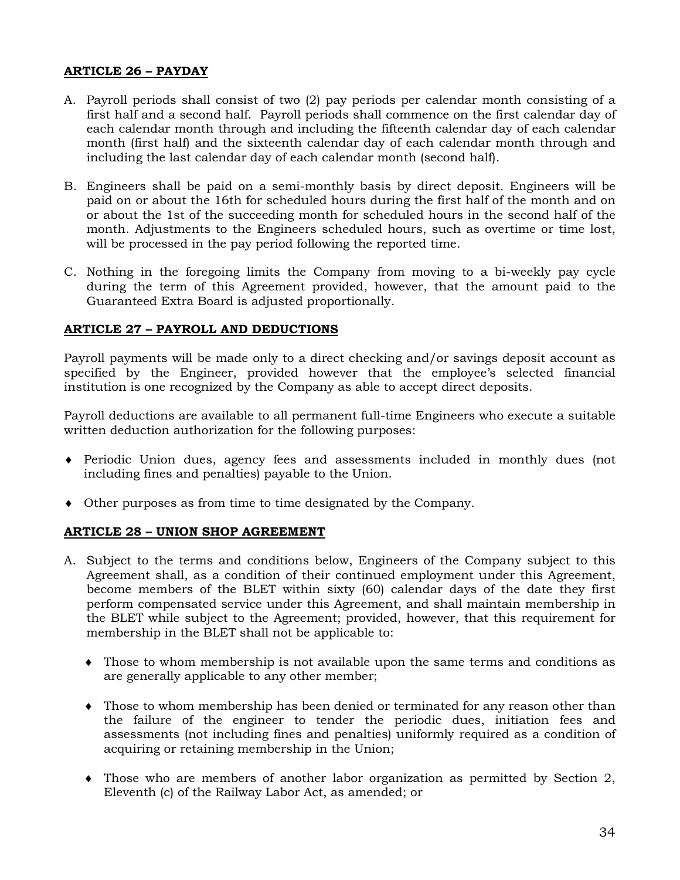## ARTICLE 26 – PAYDAY

A. Payroll periods shall consist of two (2) pay periods per calendar month consisting of a first half and a second half. Payroll periods shall commence on the first calendar day of each calendar month through and including the fifteenth calendar day of each calendar month (first half) and the sixteenth calendar day of each calendar month through and including the last calendar day of each calendar month (second half).

B. Engineers shall be paid on a semi-monthly basis by direct deposit. Engineers will be paid on or about the 16th for scheduled hours during the first half of the month and on or about the 1st of the succeeding month for scheduled hours in the second half of the month. Adjustments to the Engineers scheduled hours, such as overtime or time lost, will be processed in the pay period following the reported time.

C. Nothing in the foregoing limits the Company from moving to a bi-weekly pay cycle during the term of this Agreement provided, however, that the amount paid to the Guaranteed Extra Board is adjusted proportionally.

## ARTICLE 27 – PAYROLL AND DEDUCTIONS

Payroll payments will be made only to a direct checking and/or savings deposit account as specified by the Engineer, provided however that the employee's selected financial institution is one recognized by the Company as able to accept direct deposits.

Payroll deductions are available to all permanent full-time Engineers who execute a suitable written deduction authorization for the following purposes:

- Periodic Union dues, agency fees and assessments included in monthly dues (not including fines and penalties) payable to the Union.
- Other purposes as from time to time designated by the Company.

## ARTICLE 28 – UNION SHOP AGREEMENT

A. Subject to the terms and conditions below, Engineers of the Company subject to this Agreement shall, as a condition of their continued employment under this Agreement, become members of the BLET within sixty (60) calendar days of the date they first perform compensated service under this Agreement, and shall maintain membership in the BLET while subject to the Agreement; provided, however, that this requirement for membership in the BLET shall not be applicable to:

   - Those to whom membership is not available upon the same terms and conditions as are generally applicable to any other member;
   - Those to whom membership has been denied or terminated for any reason other than the failure of the engineer to tender the periodic dues, initiation fees and assessments (not including fines and penalties) uniformly required as a condition of acquiring or retaining membership in the Union;
   - Those who are members of another labor organization as permitted by Section 2, Eleventh (c) of the Railway Labor Act, as amended; or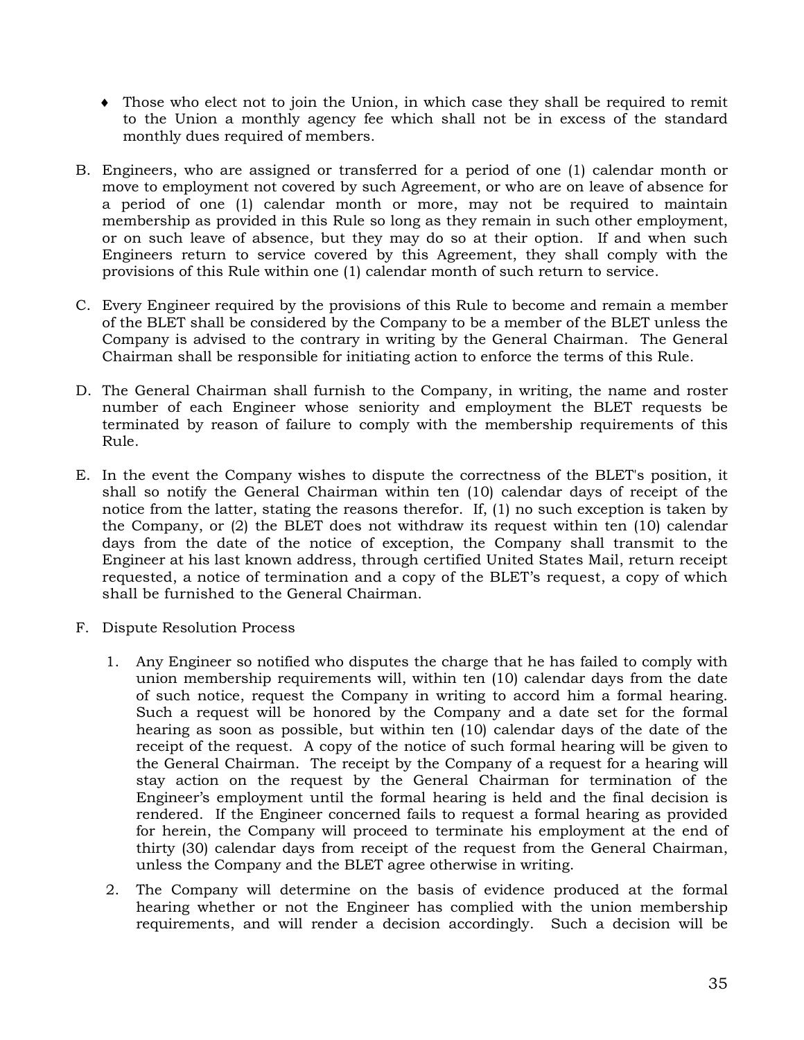- Those who elect not to join the Union, in which case they shall be required to remit to the Union a monthly agency fee which shall not be in excess of the standard monthly dues required of members.

B. Engineers, who are assigned or transferred for a period of one (1) calendar month or move to employment not covered by such Agreement, or who are on leave of absence for a period of one (1) calendar month or more, may not be required to maintain membership as provided in this Rule so long as they remain in such other employment, or on such leave of absence, but they may do so at their option. If and when such Engineers return to service covered by this Agreement, they shall comply with the provisions of this Rule within one (1) calendar month of such return to service.

C. Every Engineer required by the provisions of this Rule to become and remain a member of the BLET shall be considered by the Company to be a member of the BLET unless the Company is advised to the contrary in writing by the General Chairman. The General Chairman shall be responsible for initiating action to enforce the terms of this Rule.

D. The General Chairman shall furnish to the Company, in writing, the name and roster number of each Engineer whose seniority and employment the BLET requests be terminated by reason of failure to comply with the membership requirements of this Rule.

E. In the event the Company wishes to dispute the correctness of the BLET's position, it shall so notify the General Chairman within ten (10) calendar days of receipt of the notice from the latter, stating the reasons therefor. If, (1) no such exception is taken by the Company, or (2) the BLET does not withdraw its request within ten (10) calendar days from the date of the notice of exception, the Company shall transmit to the Engineer at his last known address, through certified United States Mail, return receipt requested, a notice of termination and a copy of the BLET's request, a copy of which shall be furnished to the General Chairman.

F. Dispute Resolution Process

   1. Any Engineer so notified who disputes the charge that he has failed to comply with union membership requirements will, within ten (10) calendar days from the date of such notice, request the Company in writing to accord him a formal hearing. Such a request will be honored by the Company and a date set for the formal hearing as soon as possible, but within ten (10) calendar days of the date of the receipt of the request. A copy of the notice of such formal hearing will be given to the General Chairman. The receipt by the Company of a request for a hearing will stay action on the request by the General Chairman for termination of the Engineer's employment until the formal hearing is held and the final decision is rendered. If the Engineer concerned fails to request a formal hearing as provided for herein, the Company will proceed to terminate his employment at the end of thirty (30) calendar days from receipt of the request from the General Chairman, unless the Company and the BLET agree otherwise in writing.

   2. The Company will determine on the basis of evidence produced at the formal hearing whether or not the Engineer has complied with the union membership requirements, and will render a decision accordingly. Such a decision will be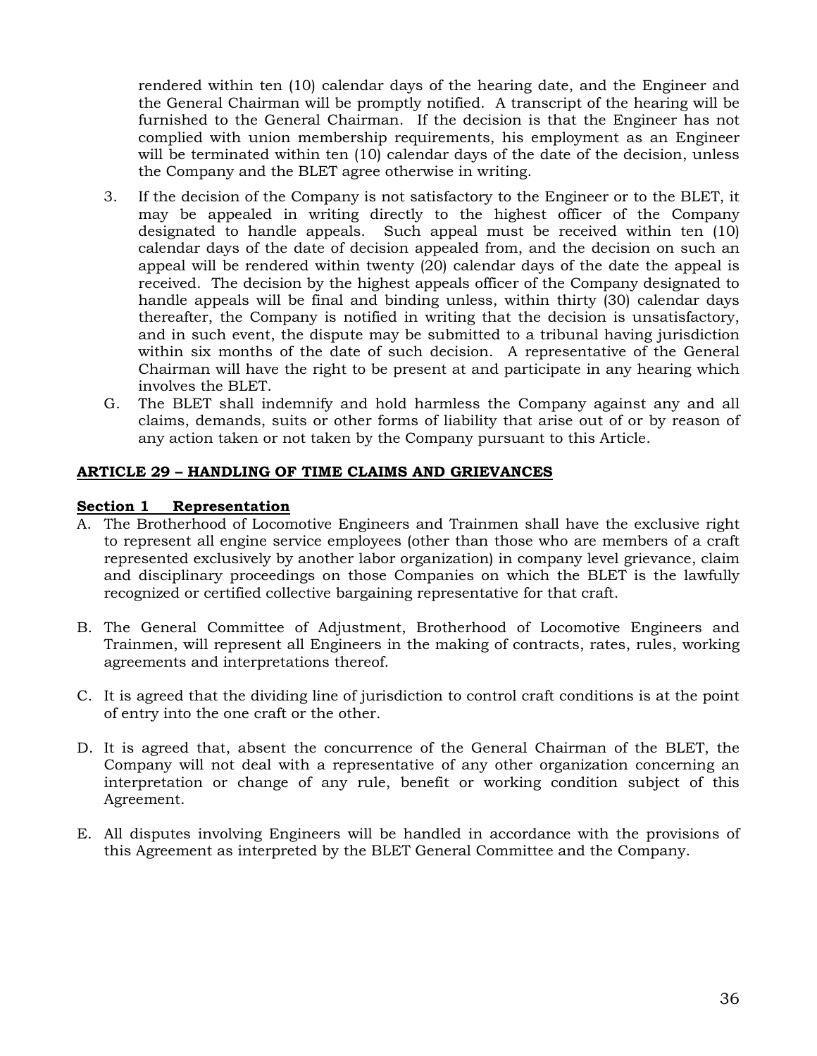rendered within ten (10) calendar days of the hearing date, and the Engineer and the General Chairman will be promptly notified. A transcript of the hearing will be furnished to the General Chairman. If the decision is that the Engineer has not complied with union membership requirements, his employment as an Engineer will be terminated within ten (10) calendar days of the date of the decision, unless the Company and the BLET agree otherwise in writing.

3. If the decision of the Company is not satisfactory to the Engineer or to the BLET, it may be appealed in writing directly to the highest officer of the Company designated to handle appeals. Such appeal must be received within ten (10) calendar days of the date of decision appealed from, and the decision on such an appeal will be rendered within twenty (20) calendar days of the date the appeal is received. The decision by the highest appeals officer of the Company designated to handle appeals will be final and binding unless, within thirty (30) calendar days thereafter, the Company is notified in writing that the decision is unsatisfactory, and in such event, the dispute may be submitted to a tribunal having jurisdiction within six months of the date of such decision. A representative of the General Chairman will have the right to be present at and participate in any hearing which involves the BLET.

G. The BLET shall indemnify and hold harmless the Company against any and all claims, demands, suits or other forms of liability that arise out of or by reason of any action taken or not taken by the Company pursuant to this Article.

## ARTICLE 29 – HANDLING OF TIME CLAIMS AND GRIEVANCES

### Section 1 Representation

A. The Brotherhood of Locomotive Engineers and Trainmen shall have the exclusive right to represent all engine service employees (other than those who are members of a craft represented exclusively by another labor organization) in company level grievance, claim and disciplinary proceedings on those Companies on which the BLET is the lawfully recognized or certified collective bargaining representative for that craft.

B. The General Committee of Adjustment, Brotherhood of Locomotive Engineers and Trainmen, will represent all Engineers in the making of contracts, rates, rules, working agreements and interpretations thereof.

C. It is agreed that the dividing line of jurisdiction to control craft conditions is at the point of entry into the one craft or the other.

D. It is agreed that, absent the concurrence of the General Chairman of the BLET, the Company will not deal with a representative of any other organization concerning an interpretation or change of any rule, benefit or working condition subject of this Agreement.

E. All disputes involving Engineers will be handled in accordance with the provisions of this Agreement as interpreted by the BLET General Committee and the Company.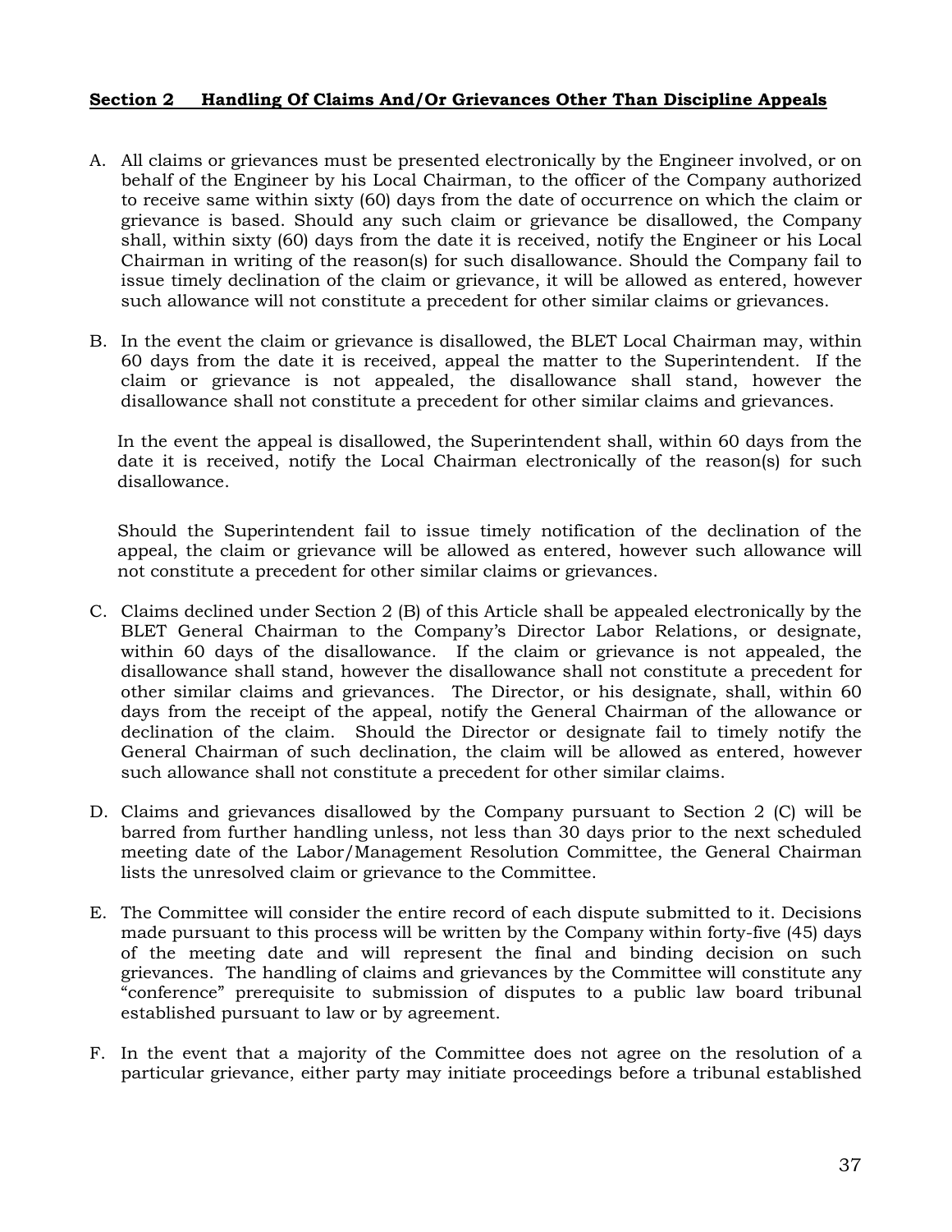**Section 2 Handling Of Claims And/Or Grievances Other Than Discipline Appeals**

A. All claims or grievances must be presented electronically by the Engineer involved, or on behalf of the Engineer by his Local Chairman, to the officer of the Company authorized to receive same within sixty (60) days from the date of occurrence on which the claim or grievance is based. Should any such claim or grievance be disallowed, the Company shall, within sixty (60) days from the date it is received, notify the Engineer or his Local Chairman in writing of the reason(s) for such disallowance. Should the Company fail to issue timely declination of the claim or grievance, it will be allowed as entered, however such allowance will not constitute a precedent for other similar claims or grievances.

B. In the event the claim or grievance is disallowed, the BLET Local Chairman may, within 60 days from the date it is received, appeal the matter to the Superintendent. If the claim or grievance is not appealed, the disallowance shall stand, however the disallowance shall not constitute a precedent for other similar claims and grievances.

   In the event the appeal is disallowed, the Superintendent shall, within 60 days from the date it is received, notify the Local Chairman electronically of the reason(s) for such disallowance.

   Should the Superintendent fail to issue timely notification of the declination of the appeal, the claim or grievance will be allowed as entered, however such allowance will not constitute a precedent for other similar claims or grievances.

C. Claims declined under Section 2 (B) of this Article shall be appealed electronically by the BLET General Chairman to the Company's Director Labor Relations, or designate, within 60 days of the disallowance. If the claim or grievance is not appealed, the disallowance shall stand, however the disallowance shall not constitute a precedent for other similar claims and grievances. The Director, or his designate, shall, within 60 days from the receipt of the appeal, notify the General Chairman of the allowance or declination of the claim. Should the Director or designate fail to timely notify the General Chairman of such declination, the claim will be allowed as entered, however such allowance shall not constitute a precedent for other similar claims.

D. Claims and grievances disallowed by the Company pursuant to Section 2 (C) will be barred from further handling unless, not less than 30 days prior to the next scheduled meeting date of the Labor/Management Resolution Committee, the General Chairman lists the unresolved claim or grievance to the Committee.

E. The Committee will consider the entire record of each dispute submitted to it. Decisions made pursuant to this process will be written by the Company within forty-five (45) days of the meeting date and will represent the final and binding decision on such grievances. The handling of claims and grievances by the Committee will constitute any "conference" prerequisite to submission of disputes to a public law board tribunal established pursuant to law or by agreement.

F. In the event that a majority of the Committee does not agree on the resolution of a particular grievance, either party may initiate proceedings before a tribunal established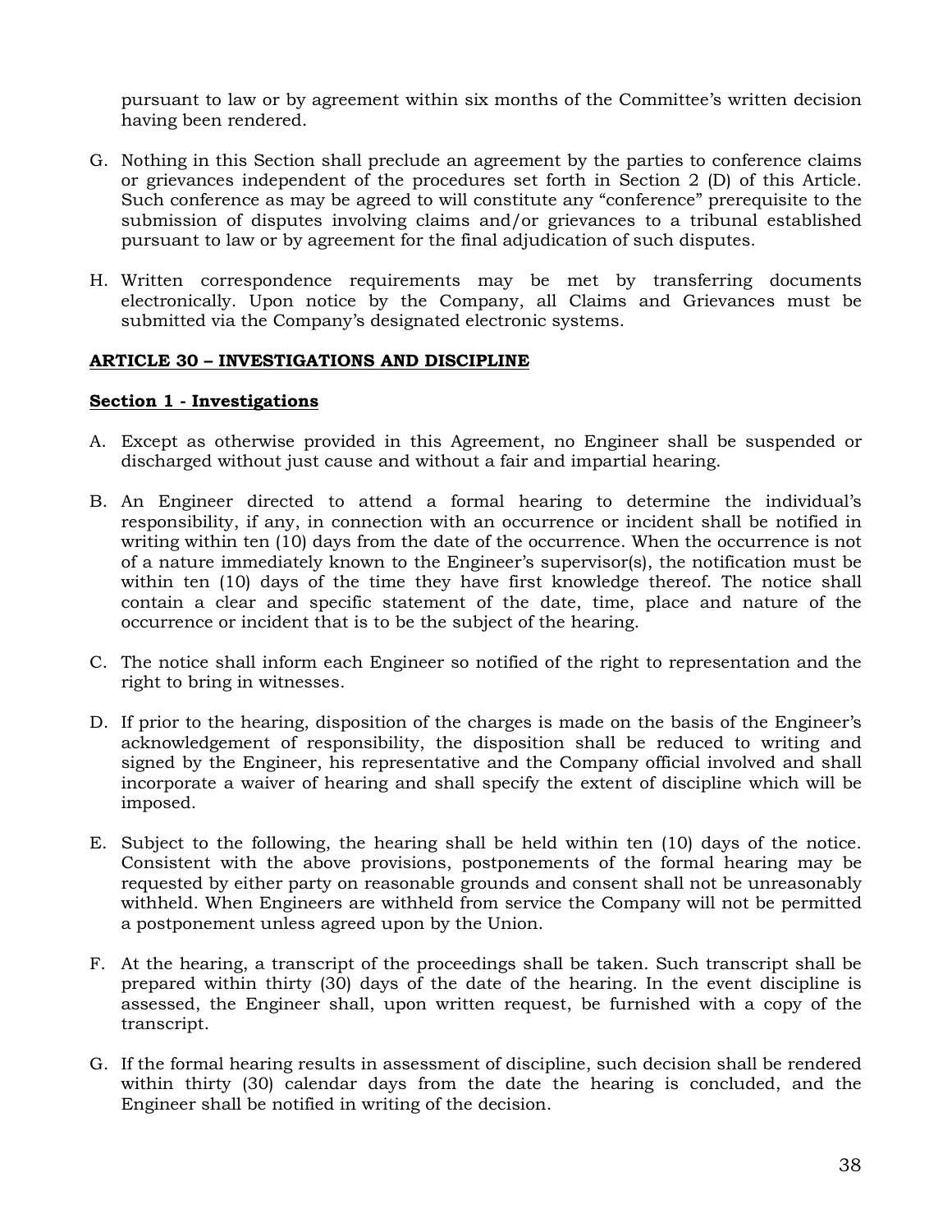pursuant to law or by agreement within six months of the Committee's written decision having been rendered.

G. Nothing in this Section shall preclude an agreement by the parties to conference claims or grievances independent of the procedures set forth in Section 2 (D) of this Article. Such conference as may be agreed to will constitute any "conference" prerequisite to the submission of disputes involving claims and/or grievances to a tribunal established pursuant to law or by agreement for the final adjudication of such disputes.

H. Written correspondence requirements may be met by transferring documents electronically. Upon notice by the Company, all Claims and Grievances must be submitted via the Company's designated electronic systems.

## ARTICLE 30 – INVESTIGATIONS AND DISCIPLINE

### Section 1 - Investigations

A. Except as otherwise provided in this Agreement, no Engineer shall be suspended or discharged without just cause and without a fair and impartial hearing.

B. An Engineer directed to attend a formal hearing to determine the individual's responsibility, if any, in connection with an occurrence or incident shall be notified in writing within ten (10) days from the date of the occurrence. When the occurrence is not of a nature immediately known to the Engineer's supervisor(s), the notification must be within ten (10) days of the time they have first knowledge thereof. The notice shall contain a clear and specific statement of the date, time, place and nature of the occurrence or incident that is to be the subject of the hearing.

C. The notice shall inform each Engineer so notified of the right to representation and the right to bring in witnesses.

D. If prior to the hearing, disposition of the charges is made on the basis of the Engineer's acknowledgement of responsibility, the disposition shall be reduced to writing and signed by the Engineer, his representative and the Company official involved and shall incorporate a waiver of hearing and shall specify the extent of discipline which will be imposed.

E. Subject to the following, the hearing shall be held within ten (10) days of the notice. Consistent with the above provisions, postponements of the formal hearing may be requested by either party on reasonable grounds and consent shall not be unreasonably withheld. When Engineers are withheld from service the Company will not be permitted a postponement unless agreed upon by the Union.

F. At the hearing, a transcript of the proceedings shall be taken. Such transcript shall be prepared within thirty (30) days of the date of the hearing. In the event discipline is assessed, the Engineer shall, upon written request, be furnished with a copy of the transcript.

G. If the formal hearing results in assessment of discipline, such decision shall be rendered within thirty (30) calendar days from the date the hearing is concluded, and the Engineer shall be notified in writing of the decision.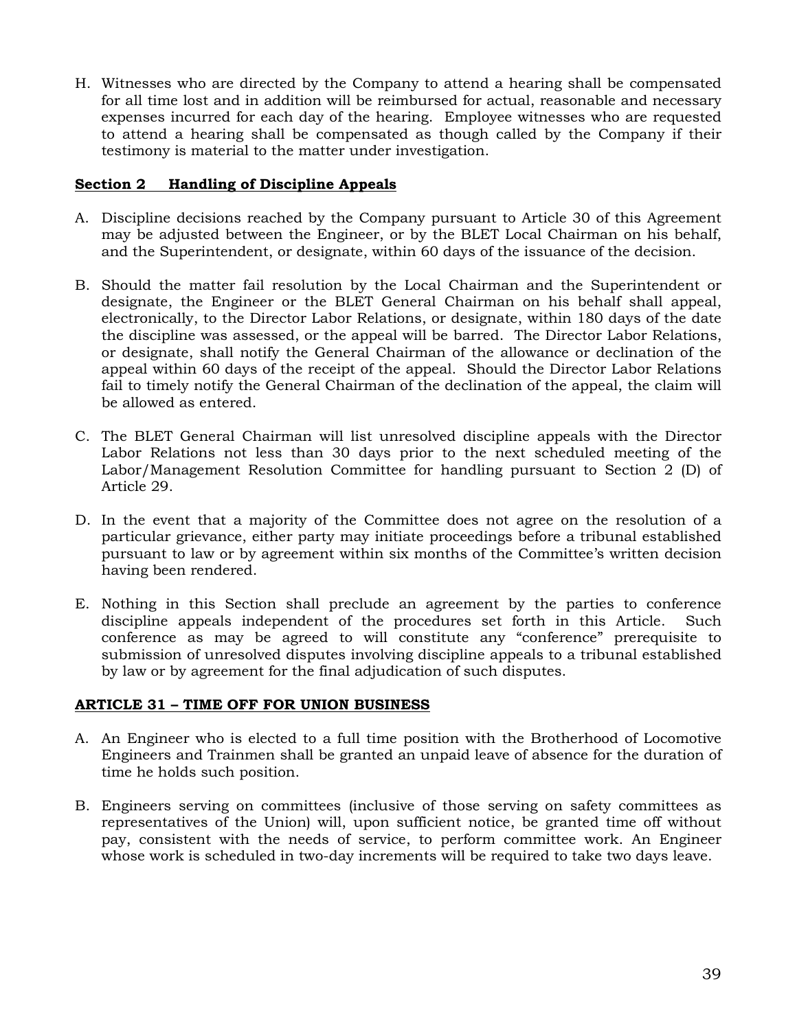H. Witnesses who are directed by the Company to attend a hearing shall be compensated for all time lost and in addition will be reimbursed for actual, reasonable and necessary expenses incurred for each day of the hearing. Employee witnesses who are requested to attend a hearing shall be compensated as though called by the Company if their testimony is material to the matter under investigation.

**Section 2 Handling of Discipline Appeals**

A. Discipline decisions reached by the Company pursuant to Article 30 of this Agreement may be adjusted between the Engineer, or by the BLET Local Chairman on his behalf, and the Superintendent, or designate, within 60 days of the issuance of the decision.

B. Should the matter fail resolution by the Local Chairman and the Superintendent or designate, the Engineer or the BLET General Chairman on his behalf shall appeal, electronically, to the Director Labor Relations, or designate, within 180 days of the date the discipline was assessed, or the appeal will be barred. The Director Labor Relations, or designate, shall notify the General Chairman of the allowance or declination of the appeal within 60 days of the receipt of the appeal. Should the Director Labor Relations fail to timely notify the General Chairman of the declination of the appeal, the claim will be allowed as entered.

C. The BLET General Chairman will list unresolved discipline appeals with the Director Labor Relations not less than 30 days prior to the next scheduled meeting of the Labor/Management Resolution Committee for handling pursuant to Section 2 (D) of Article 29.

D. In the event that a majority of the Committee does not agree on the resolution of a particular grievance, either party may initiate proceedings before a tribunal established pursuant to law or by agreement within six months of the Committee's written decision having been rendered.

E. Nothing in this Section shall preclude an agreement by the parties to conference discipline appeals independent of the procedures set forth in this Article. Such conference as may be agreed to will constitute any "conference" prerequisite to submission of unresolved disputes involving discipline appeals to a tribunal established by law or by agreement for the final adjudication of such disputes.

**ARTICLE 31 – TIME OFF FOR UNION BUSINESS**

A. An Engineer who is elected to a full time position with the Brotherhood of Locomotive Engineers and Trainmen shall be granted an unpaid leave of absence for the duration of time he holds such position.

B. Engineers serving on committees (inclusive of those serving on safety committees as representatives of the Union) will, upon sufficient notice, be granted time off without pay, consistent with the needs of service, to perform committee work. An Engineer whose work is scheduled in two-day increments will be required to take two days leave.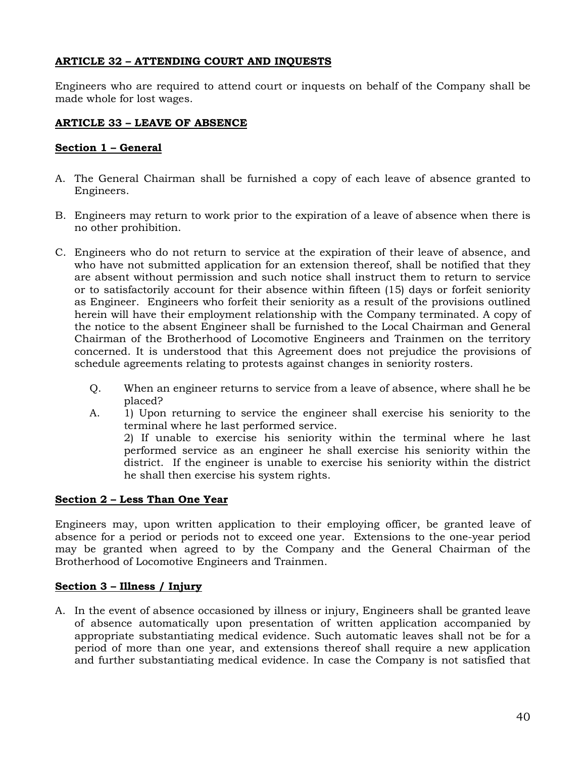## ARTICLE 32 – ATTENDING COURT AND INQUESTS

Engineers who are required to attend court or inquests on behalf of the Company shall be made whole for lost wages.

## ARTICLE 33 – LEAVE OF ABSENCE

### Section 1 – General

A. The General Chairman shall be furnished a copy of each leave of absence granted to Engineers.

B. Engineers may return to work prior to the expiration of a leave of absence when there is no other prohibition.

C. Engineers who do not return to service at the expiration of their leave of absence, and who have not submitted application for an extension thereof, shall be notified that they are absent without permission and such notice shall instruct them to return to service or to satisfactorily account for their absence within fifteen (15) days or forfeit seniority as Engineer. Engineers who forfeit their seniority as a result of the provisions outlined herein will have their employment relationship with the Company terminated. A copy of the notice to the absent Engineer shall be furnished to the Local Chairman and General Chairman of the Brotherhood of Locomotive Engineers and Trainmen on the territory concerned. It is understood that this Agreement does not prejudice the provisions of schedule agreements relating to protests against changes in seniority rosters.

   Q. When an engineer returns to service from a leave of absence, where shall he be placed?

   A. 1) Upon returning to service the engineer shall exercise his seniority to the terminal where he last performed service.
   2) If unable to exercise his seniority within the terminal where he last performed service as an engineer he shall exercise his seniority within the district. If the engineer is unable to exercise his seniority within the district he shall then exercise his system rights.

### Section 2 – Less Than One Year

Engineers may, upon written application to their employing officer, be granted leave of absence for a period or periods not to exceed one year. Extensions to the one-year period may be granted when agreed to by the Company and the General Chairman of the Brotherhood of Locomotive Engineers and Trainmen.

### Section 3 – Illness / Injury

A. In the event of absence occasioned by illness or injury, Engineers shall be granted leave of absence automatically upon presentation of written application accompanied by appropriate substantiating medical evidence. Such automatic leaves shall not be for a period of more than one year, and extensions thereof shall require a new application and further substantiating medical evidence. In case the Company is not satisfied that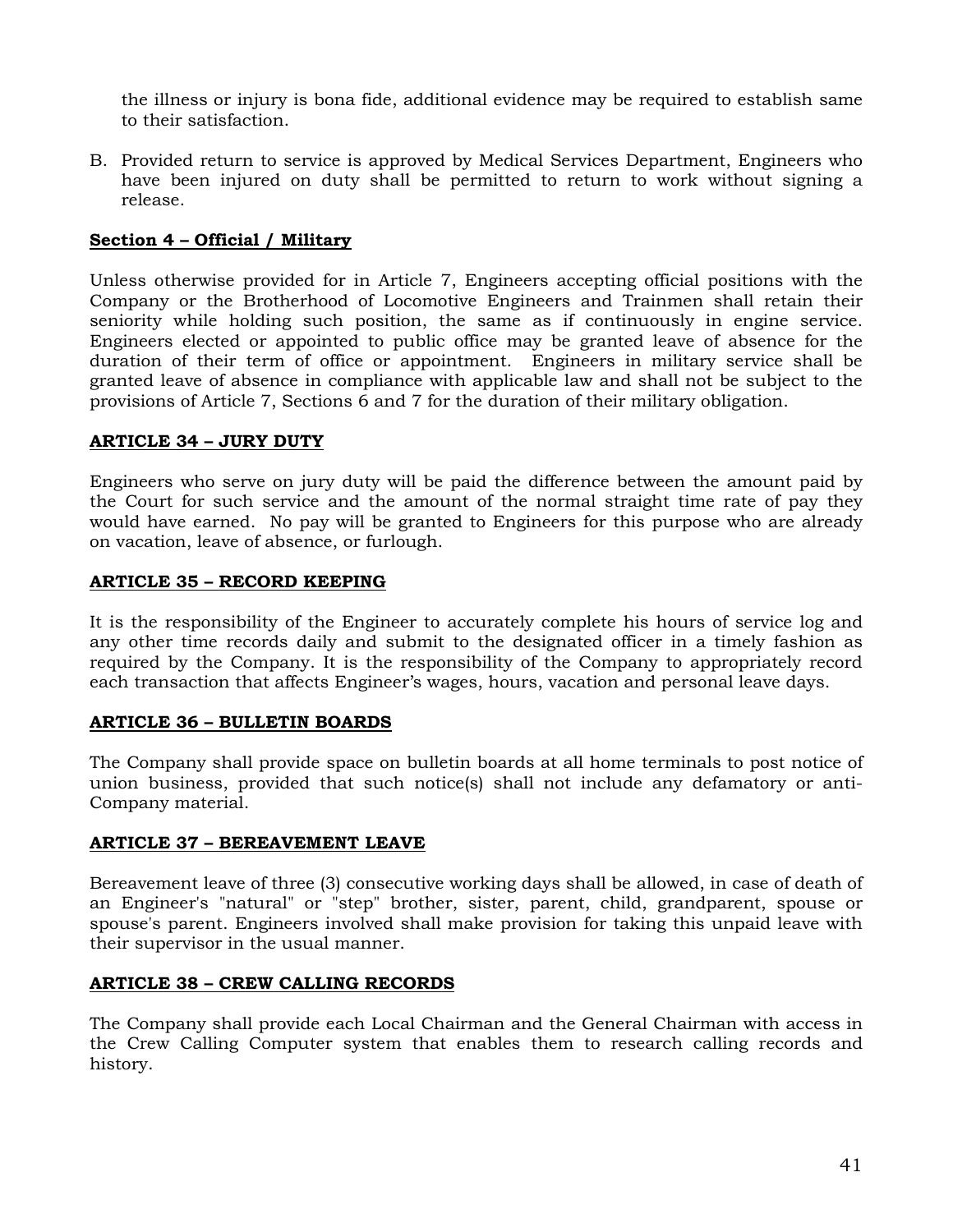the illness or injury is bona fide, additional evidence may be required to establish same to their satisfaction.

B. Provided return to service is approved by Medical Services Department, Engineers who have been injured on duty shall be permitted to return to work without signing a release.

**Section 4 – Official / Military**

Unless otherwise provided for in Article 7, Engineers accepting official positions with the Company or the Brotherhood of Locomotive Engineers and Trainmen shall retain their seniority while holding such position, the same as if continuously in engine service. Engineers elected or appointed to public office may be granted leave of absence for the duration of their term of office or appointment. Engineers in military service shall be granted leave of absence in compliance with applicable law and shall not be subject to the provisions of Article 7, Sections 6 and 7 for the duration of their military obligation.

## ARTICLE 34 – JURY DUTY

Engineers who serve on jury duty will be paid the difference between the amount paid by the Court for such service and the amount of the normal straight time rate of pay they would have earned. No pay will be granted to Engineers for this purpose who are already on vacation, leave of absence, or furlough.

## ARTICLE 35 – RECORD KEEPING

It is the responsibility of the Engineer to accurately complete his hours of service log and any other time records daily and submit to the designated officer in a timely fashion as required by the Company. It is the responsibility of the Company to appropriately record each transaction that affects Engineer's wages, hours, vacation and personal leave days.

## ARTICLE 36 – BULLETIN BOARDS

The Company shall provide space on bulletin boards at all home terminals to post notice of union business, provided that such notice(s) shall not include any defamatory or anti-Company material.

## ARTICLE 37 – BEREAVEMENT LEAVE

Bereavement leave of three (3) consecutive working days shall be allowed, in case of death of an Engineer's "natural" or "step" brother, sister, parent, child, grandparent, spouse or spouse's parent. Engineers involved shall make provision for taking this unpaid leave with their supervisor in the usual manner.

## ARTICLE 38 – CREW CALLING RECORDS

The Company shall provide each Local Chairman and the General Chairman with access in the Crew Calling Computer system that enables them to research calling records and history.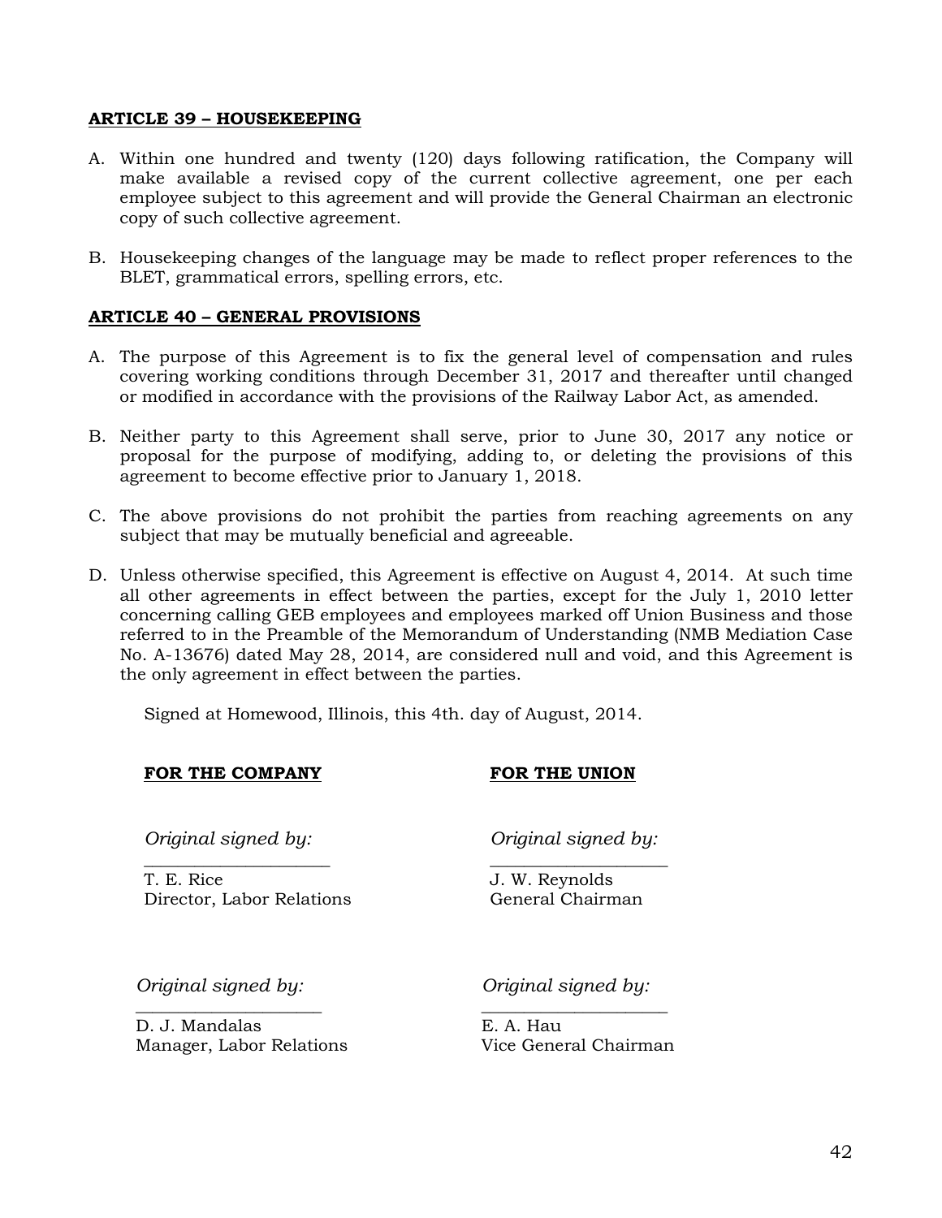**ARTICLE 39 – HOUSEKEEPING**

A. Within one hundred and twenty (120) days following ratification, the Company will make available a revised copy of the current collective agreement, one per each employee subject to this agreement and will provide the General Chairman an electronic copy of such collective agreement.

B. Housekeeping changes of the language may be made to reflect proper references to the BLET, grammatical errors, spelling errors, etc.

**ARTICLE 40 – GENERAL PROVISIONS**

A. The purpose of this Agreement is to fix the general level of compensation and rules covering working conditions through December 31, 2017 and thereafter until changed or modified in accordance with the provisions of the Railway Labor Act, as amended.

B. Neither party to this Agreement shall serve, prior to June 30, 2017 any notice or proposal for the purpose of modifying, adding to, or deleting the provisions of this agreement to become effective prior to January 1, 2018.

C. The above provisions do not prohibit the parties from reaching agreements on any subject that may be mutually beneficial and agreeable.

D. Unless otherwise specified, this Agreement is effective on August 4, 2014. At such time all other agreements in effect between the parties, except for the July 1, 2010 letter concerning calling GEB employees and employees marked off Union Business and those referred to in the Preamble of the Memorandum of Understanding (NMB Mediation Case No. A-13676) dated May 28, 2014, are considered null and void, and this Agreement is the only agreement in effect between the parties.

Signed at Homewood, Illinois, this 4th. day of August, 2014.

**FOR THE COMPANY**

*Original signed by:*
\_\_\_\_\_\_\_\_\_\_\_\_\_\_\_\_\_\_\_\_
T. E. Rice
Director, Labor Relations

*Original signed by:*
\_\_\_\_\_\_\_\_\_\_\_\_\_\_\_\_\_\_\_\_
D. J. Mandalas
Manager, Labor Relations

**FOR THE UNION**

*Original signed by:*
\_\_\_\_\_\_\_\_\_\_\_\_\_\_\_\_\_\_\_\_
J. W. Reynolds
General Chairman

*Original signed by:*
\_\_\_\_\_\_\_\_\_\_\_\_\_\_\_\_\_\_\_\_
E. A. Hau
Vice General Chairman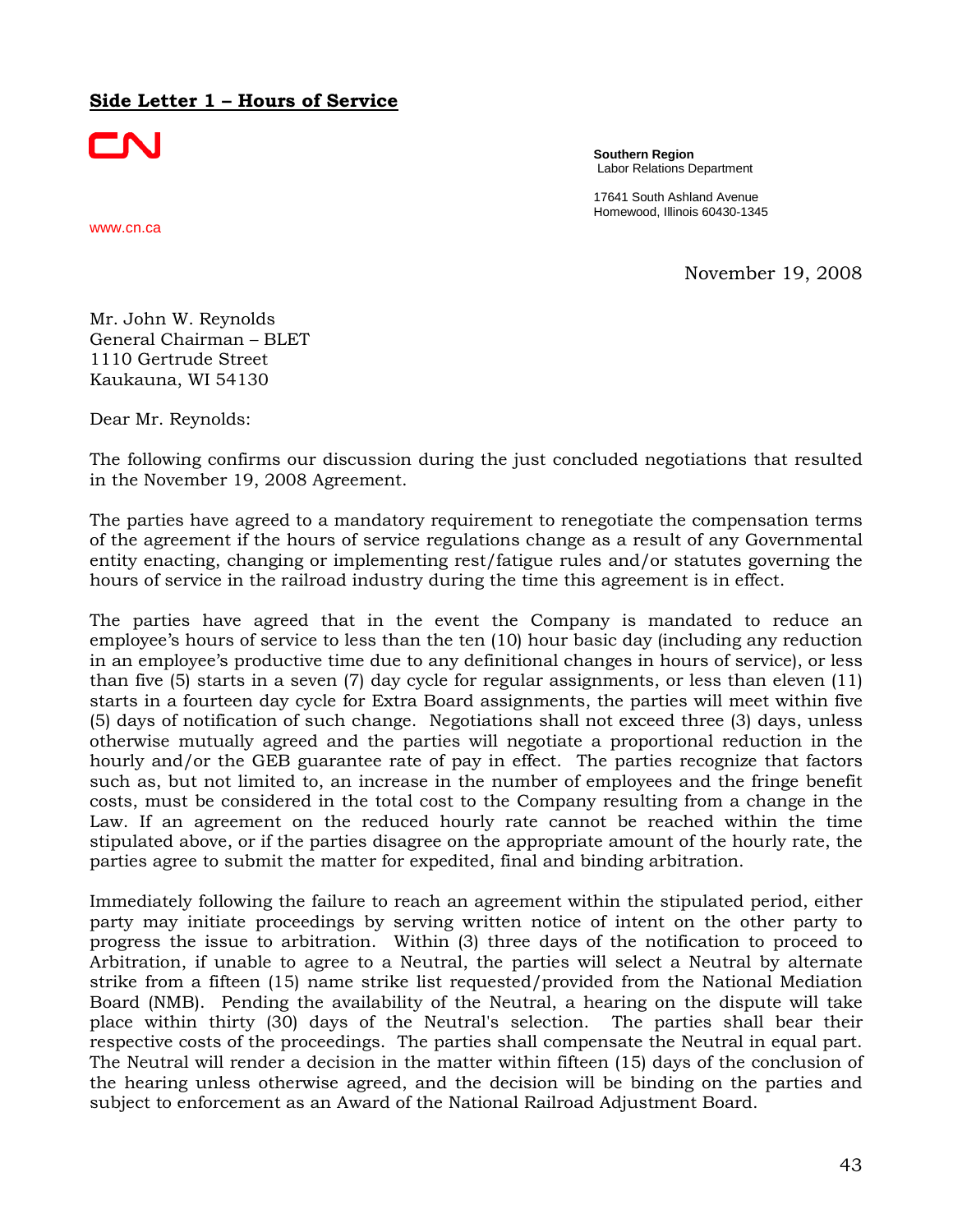## Side Letter 1 – Hours of Service

CN

www.cn.ca

**Southern Region**
Labor Relations Department

17641 South Ashland Avenue
Homewood, Illinois 60430-1345

November 19, 2008

Mr. John W. Reynolds
General Chairman – BLET
1110 Gertrude Street
Kaukauna, WI 54130

Dear Mr. Reynolds:

The following confirms our discussion during the just concluded negotiations that resulted in the November 19, 2008 Agreement.

The parties have agreed to a mandatory requirement to renegotiate the compensation terms of the agreement if the hours of service regulations change as a result of any Governmental entity enacting, changing or implementing rest/fatigue rules and/or statutes governing the hours of service in the railroad industry during the time this agreement is in effect.

The parties have agreed that in the event the Company is mandated to reduce an employee's hours of service to less than the ten (10) hour basic day (including any reduction in an employee's productive time due to any definitional changes in hours of service), or less than five (5) starts in a seven (7) day cycle for regular assignments, or less than eleven (11) starts in a fourteen day cycle for Extra Board assignments, the parties will meet within five (5) days of notification of such change. Negotiations shall not exceed three (3) days, unless otherwise mutually agreed and the parties will negotiate a proportional reduction in the hourly and/or the GEB guarantee rate of pay in effect. The parties recognize that factors such as, but not limited to, an increase in the number of employees and the fringe benefit costs, must be considered in the total cost to the Company resulting from a change in the Law. If an agreement on the reduced hourly rate cannot be reached within the time stipulated above, or if the parties disagree on the appropriate amount of the hourly rate, the parties agree to submit the matter for expedited, final and binding arbitration.

Immediately following the failure to reach an agreement within the stipulated period, either party may initiate proceedings by serving written notice of intent on the other party to progress the issue to arbitration. Within (3) three days of the notification to proceed to Arbitration, if unable to agree to a Neutral, the parties will select a Neutral by alternate strike from a fifteen (15) name strike list requested/provided from the National Mediation Board (NMB). Pending the availability of the Neutral, a hearing on the dispute will take place within thirty (30) days of the Neutral's selection. The parties shall bear their respective costs of the proceedings. The parties shall compensate the Neutral in equal part. The Neutral will render a decision in the matter within fifteen (15) days of the conclusion of the hearing unless otherwise agreed, and the decision will be binding on the parties and subject to enforcement as an Award of the National Railroad Adjustment Board.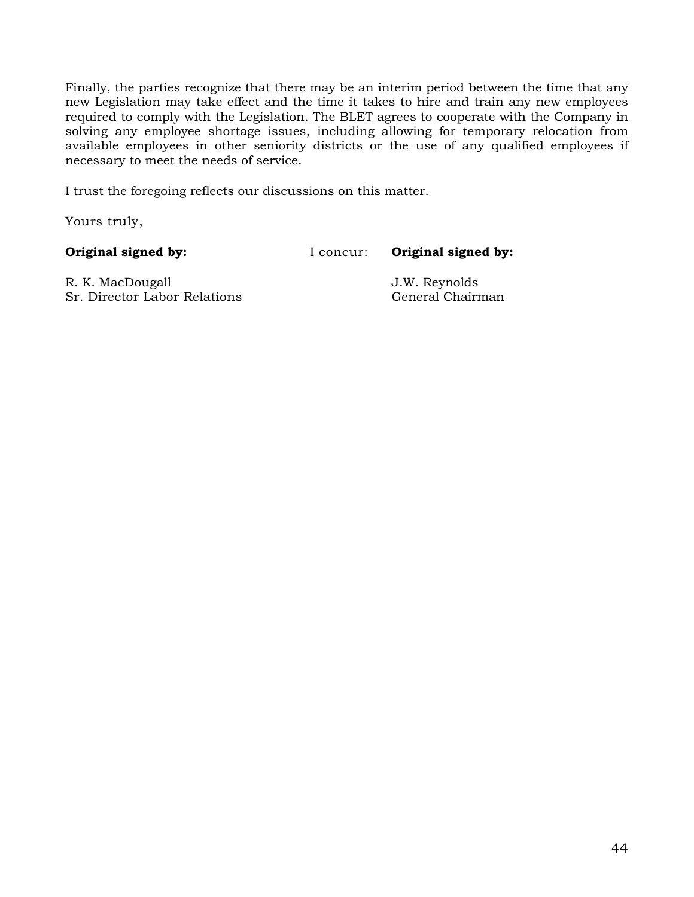Finally, the parties recognize that there may be an interim period between the time that any new Legislation may take effect and the time it takes to hire and train any new employees required to comply with the Legislation. The BLET agrees to cooperate with the Company in solving any employee shortage issues, including allowing for temporary relocation from available employees in other seniority districts or the use of any qualified employees if necessary to meet the needs of service.

I trust the foregoing reflects our discussions on this matter.

Yours truly,

| **Original signed by:** | I concur: | **Original signed by:** |
|---|---|---|
| R. K. MacDougall<br>Sr. Director Labor Relations | | J.W. Reynolds<br>General Chairman |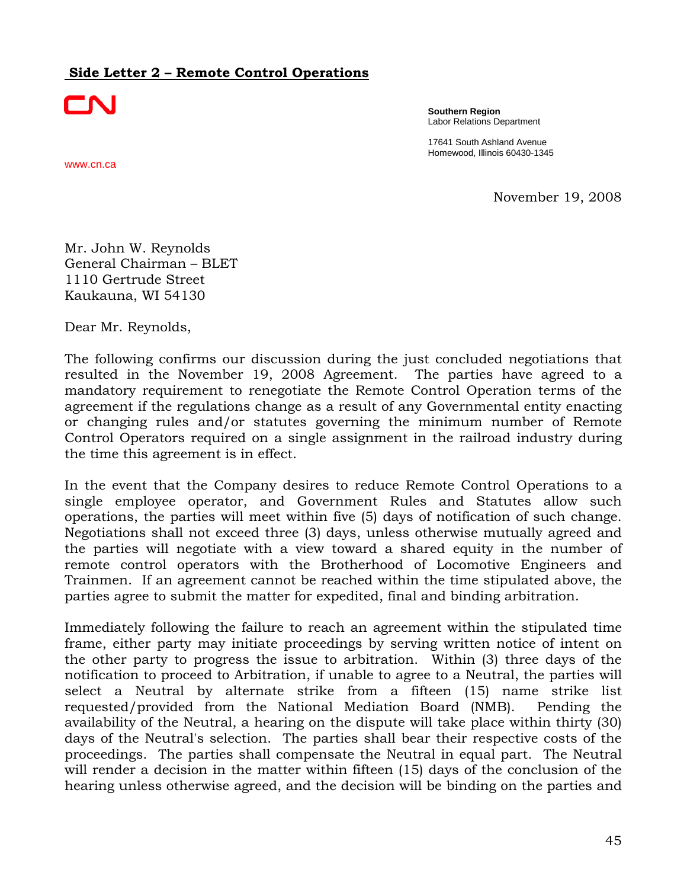**Side Letter 2 – Remote Control Operations**

CN

www.cn.ca

**Southern Region**
Labor Relations Department

17641 South Ashland Avenue
Homewood, Illinois 60430-1345

November 19, 2008

Mr. John W. Reynolds
General Chairman – BLET
1110 Gertrude Street
Kaukauna, WI 54130

Dear Mr. Reynolds,

The following confirms our discussion during the just concluded negotiations that resulted in the November 19, 2008 Agreement. The parties have agreed to a mandatory requirement to renegotiate the Remote Control Operation terms of the agreement if the regulations change as a result of any Governmental entity enacting or changing rules and/or statutes governing the minimum number of Remote Control Operators required on a single assignment in the railroad industry during the time this agreement is in effect.

In the event that the Company desires to reduce Remote Control Operations to a single employee operator, and Government Rules and Statutes allow such operations, the parties will meet within five (5) days of notification of such change. Negotiations shall not exceed three (3) days, unless otherwise mutually agreed and the parties will negotiate with a view toward a shared equity in the number of remote control operators with the Brotherhood of Locomotive Engineers and Trainmen. If an agreement cannot be reached within the time stipulated above, the parties agree to submit the matter for expedited, final and binding arbitration.

Immediately following the failure to reach an agreement within the stipulated time frame, either party may initiate proceedings by serving written notice of intent on the other party to progress the issue to arbitration. Within (3) three days of the notification to proceed to Arbitration, if unable to agree to a Neutral, the parties will select a Neutral by alternate strike from a fifteen (15) name strike list requested/provided from the National Mediation Board (NMB). Pending the availability of the Neutral, a hearing on the dispute will take place within thirty (30) days of the Neutral's selection. The parties shall bear their respective costs of the proceedings. The parties shall compensate the Neutral in equal part. The Neutral will render a decision in the matter within fifteen (15) days of the conclusion of the hearing unless otherwise agreed, and the decision will be binding on the parties and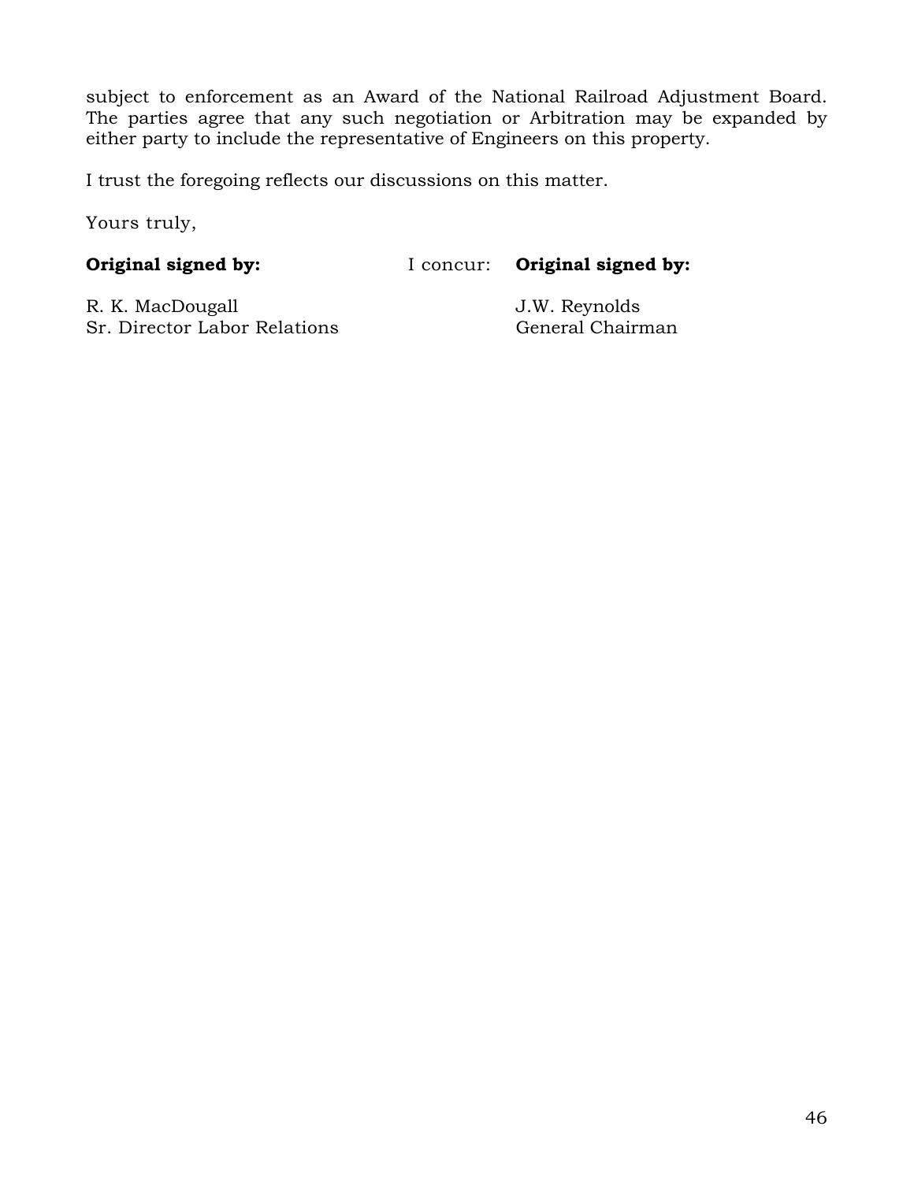subject to enforcement as an Award of the National Railroad Adjustment Board. The parties agree that any such negotiation or Arbitration may be expanded by either party to include the representative of Engineers on this property.

I trust the foregoing reflects our discussions on this matter.

Yours truly,

**Original signed by:** I concur: **Original signed by:**

R. K. MacDougall
Sr. Director Labor Relations

J.W. Reynolds
General Chairman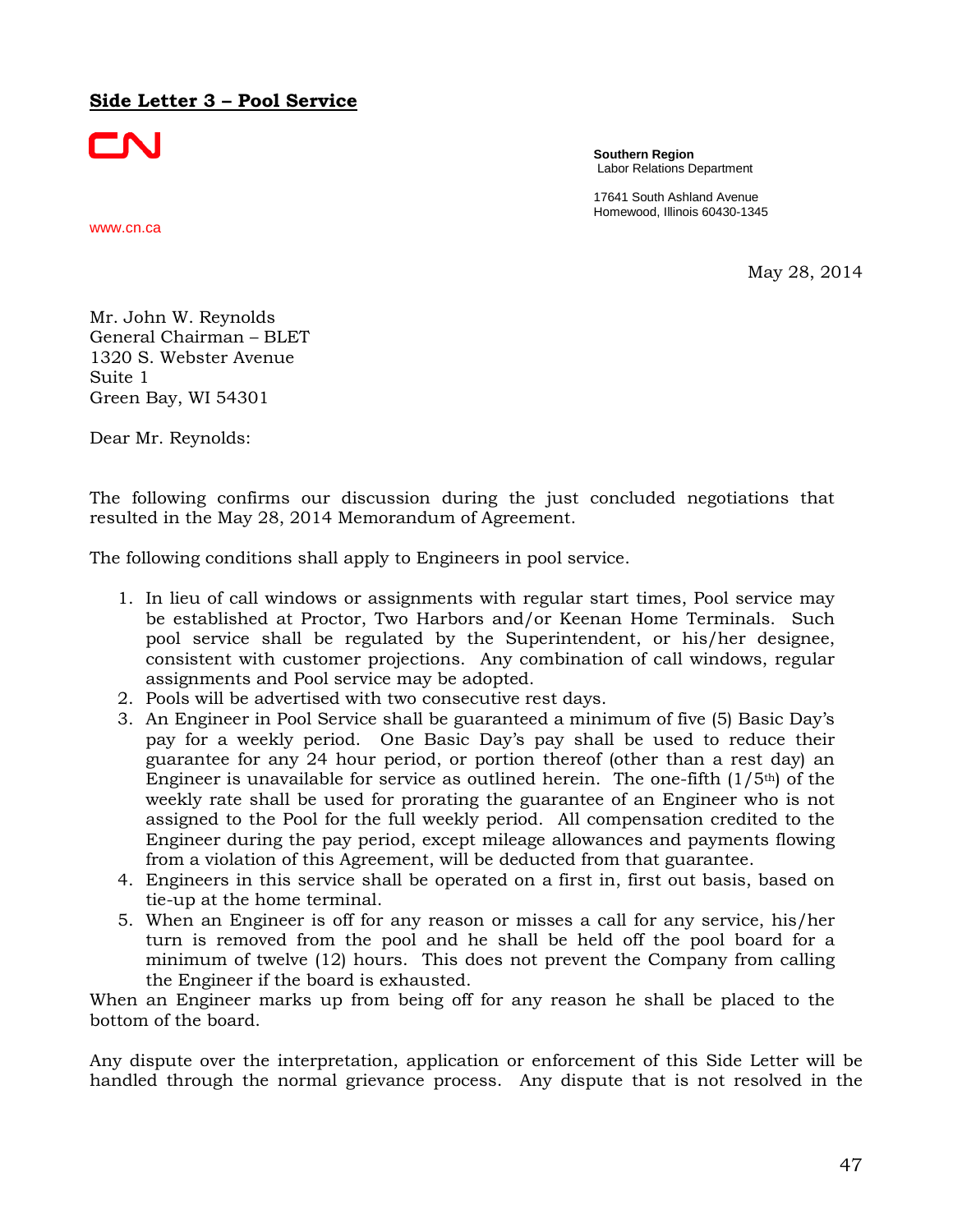**Side Letter 3 – Pool Service**

CN

www.cn.ca

**Southern Region**
Labor Relations Department

17641 South Ashland Avenue
Homewood, Illinois 60430-1345

May 28, 2014

Mr. John W. Reynolds
General Chairman – BLET
1320 S. Webster Avenue
Suite 1
Green Bay, WI 54301

Dear Mr. Reynolds:

The following confirms our discussion during the just concluded negotiations that resulted in the May 28, 2014 Memorandum of Agreement.

The following conditions shall apply to Engineers in pool service.

1. In lieu of call windows or assignments with regular start times, Pool service may be established at Proctor, Two Harbors and/or Keenan Home Terminals. Such pool service shall be regulated by the Superintendent, or his/her designee, consistent with customer projections. Any combination of call windows, regular assignments and Pool service may be adopted.
2. Pools will be advertised with two consecutive rest days.
3. An Engineer in Pool Service shall be guaranteed a minimum of five (5) Basic Day's pay for a weekly period. One Basic Day's pay shall be used to reduce their guarantee for any 24 hour period, or portion thereof (other than a rest day) an Engineer is unavailable for service as outlined herein. The one-fifth (1/5th) of the weekly rate shall be used for prorating the guarantee of an Engineer who is not assigned to the Pool for the full weekly period. All compensation credited to the Engineer during the pay period, except mileage allowances and payments flowing from a violation of this Agreement, will be deducted from that guarantee.
4. Engineers in this service shall be operated on a first in, first out basis, based on tie-up at the home terminal.
5. When an Engineer is off for any reason or misses a call for any service, his/her turn is removed from the pool and he shall be held off the pool board for a minimum of twelve (12) hours. This does not prevent the Company from calling the Engineer if the board is exhausted.

When an Engineer marks up from being off for any reason he shall be placed to the bottom of the board.

Any dispute over the interpretation, application or enforcement of this Side Letter will be handled through the normal grievance process. Any dispute that is not resolved in the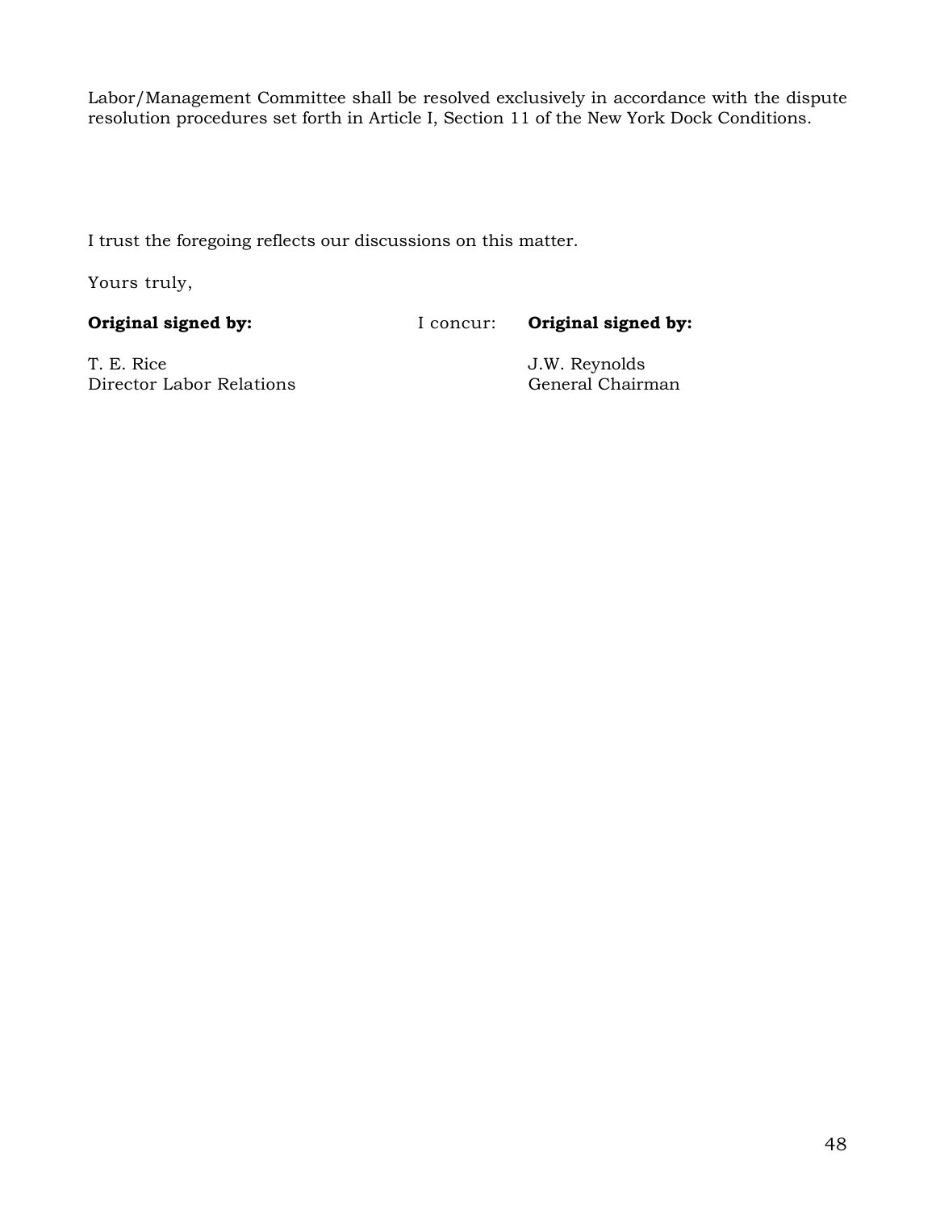Labor/Management Committee shall be resolved exclusively in accordance with the dispute resolution procedures set forth in Article I, Section 11 of the New York Dock Conditions.

I trust the foregoing reflects our discussions on this matter.

Yours truly,

| **Original signed by:** | I concur: | **Original signed by:** |
|---|---|---|
| T. E. Rice | | J.W. Reynolds |
| Director Labor Relations | | General Chairman |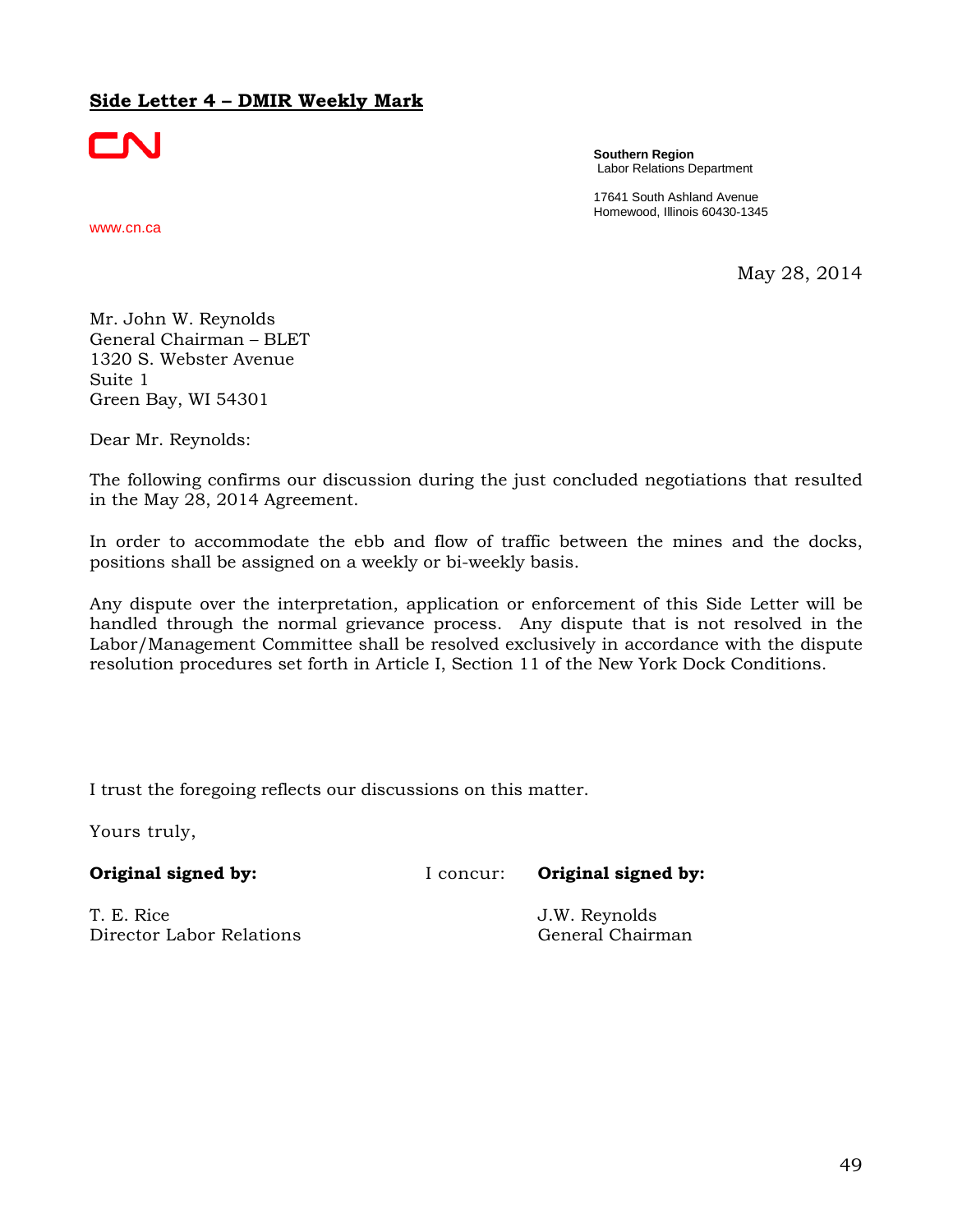## **Side Letter 4 – DMIR Weekly Mark**

CN

www.cn.ca

**Southern Region**
Labor Relations Department

17641 South Ashland Avenue
Homewood, Illinois 60430-1345

May 28, 2014

Mr. John W. Reynolds
General Chairman – BLET
1320 S. Webster Avenue
Suite 1
Green Bay, WI 54301

Dear Mr. Reynolds:

The following confirms our discussion during the just concluded negotiations that resulted in the May 28, 2014 Agreement.

In order to accommodate the ebb and flow of traffic between the mines and the docks, positions shall be assigned on a weekly or bi-weekly basis.

Any dispute over the interpretation, application or enforcement of this Side Letter will be handled through the normal grievance process. Any dispute that is not resolved in the Labor/Management Committee shall be resolved exclusively in accordance with the dispute resolution procedures set forth in Article I, Section 11 of the New York Dock Conditions.

I trust the foregoing reflects our discussions on this matter.

Yours truly,

**Original signed by:**

T. E. Rice
Director Labor Relations

I concur: **Original signed by:**

J.W. Reynolds
General Chairman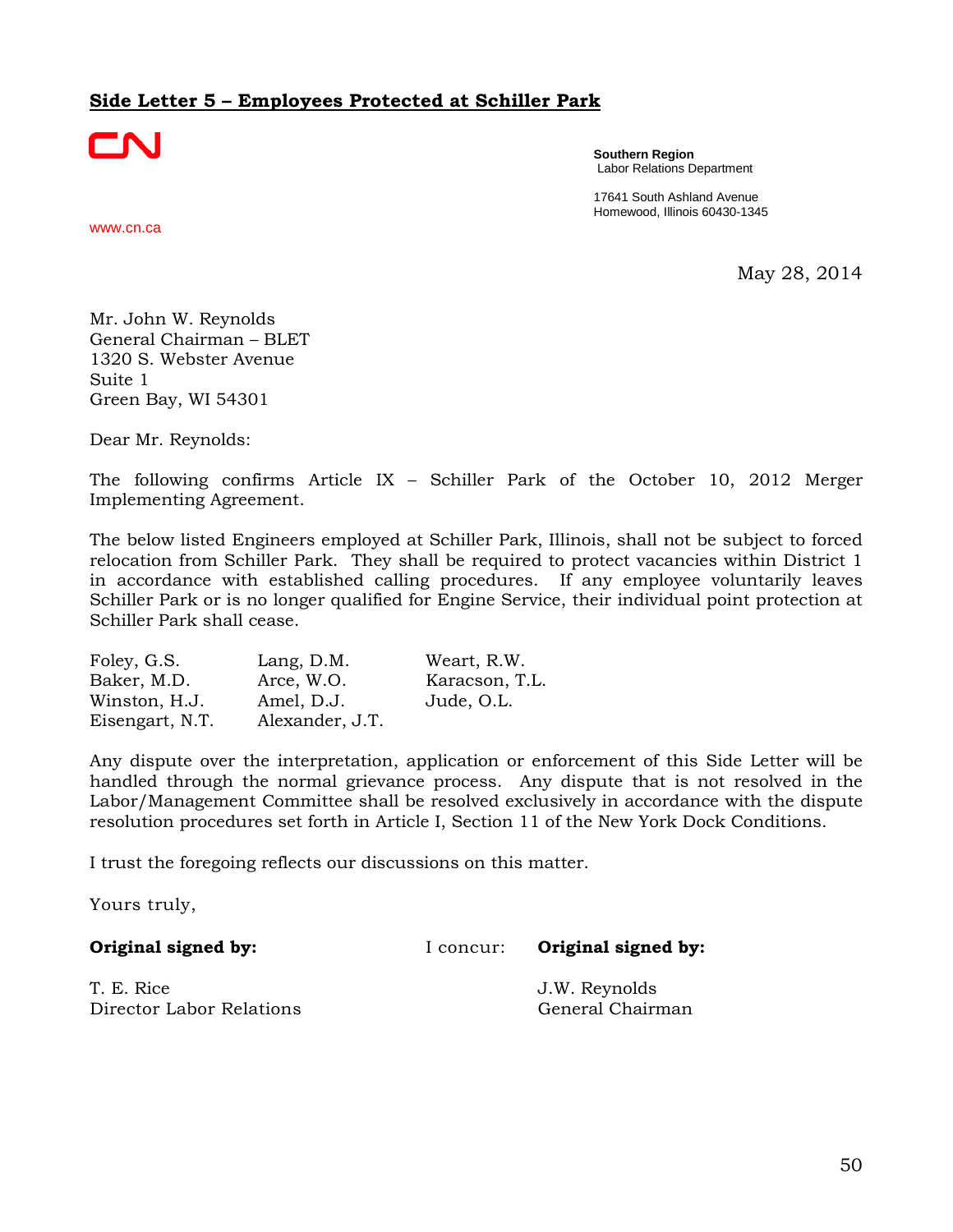## Side Letter 5 – Employees Protected at Schiller Park

CN

**Southern Region**
Labor Relations Department

17641 South Ashland Avenue
Homewood, Illinois 60430-1345

www.cn.ca

May 28, 2014

Mr. John W. Reynolds
General Chairman – BLET
1320 S. Webster Avenue
Suite 1
Green Bay, WI 54301

Dear Mr. Reynolds:

The following confirms Article IX – Schiller Park of the October 10, 2012 Merger Implementing Agreement.

The below listed Engineers employed at Schiller Park, Illinois, shall not be subject to forced relocation from Schiller Park. They shall be required to protect vacancies within District 1 in accordance with established calling procedures. If any employee voluntarily leaves Schiller Park or is no longer qualified for Engine Service, their individual point protection at Schiller Park shall cease.

| | | |
|---|---|---|
| Foley, G.S. | Lang, D.M. | Weart, R.W. |
| Baker, M.D. | Arce, W.O. | Karacson, T.L. |
| Winston, H.J. | Amel, D.J. | Jude, O.L. |
| Eisengart, N.T. | Alexander, J.T. | |

Any dispute over the interpretation, application or enforcement of this Side Letter will be handled through the normal grievance process. Any dispute that is not resolved in the Labor/Management Committee shall be resolved exclusively in accordance with the dispute resolution procedures set forth in Article I, Section 11 of the New York Dock Conditions.

I trust the foregoing reflects our discussions on this matter.

Yours truly,

**Original signed by:**

T. E. Rice
Director Labor Relations

I concur: **Original signed by:**

J.W. Reynolds
General Chairman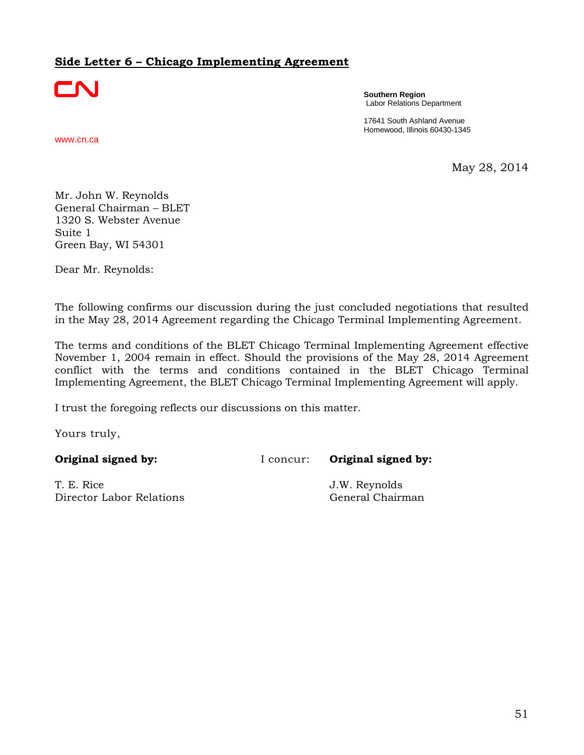## Side Letter 6 – Chicago Implementing Agreement

CN

Southern Region
Labor Relations Department

17641 South Ashland Avenue
Homewood, Illinois 60430-1345

www.cn.ca

May 28, 2014

Mr. John W. Reynolds
General Chairman – BLET
1320 S. Webster Avenue
Suite 1
Green Bay, WI 54301

Dear Mr. Reynolds:

The following confirms our discussion during the just concluded negotiations that resulted in the May 28, 2014 Agreement regarding the Chicago Terminal Implementing Agreement.

The terms and conditions of the BLET Chicago Terminal Implementing Agreement effective November 1, 2004 remain in effect. Should the provisions of the May 28, 2014 Agreement conflict with the terms and conditions contained in the BLET Chicago Terminal Implementing Agreement, the BLET Chicago Terminal Implementing Agreement will apply.

I trust the foregoing reflects our discussions on this matter.

Yours truly,

**Original signed by:** I concur: **Original signed by:**

T. E. Rice
Director Labor Relations

J.W. Reynolds
General Chairman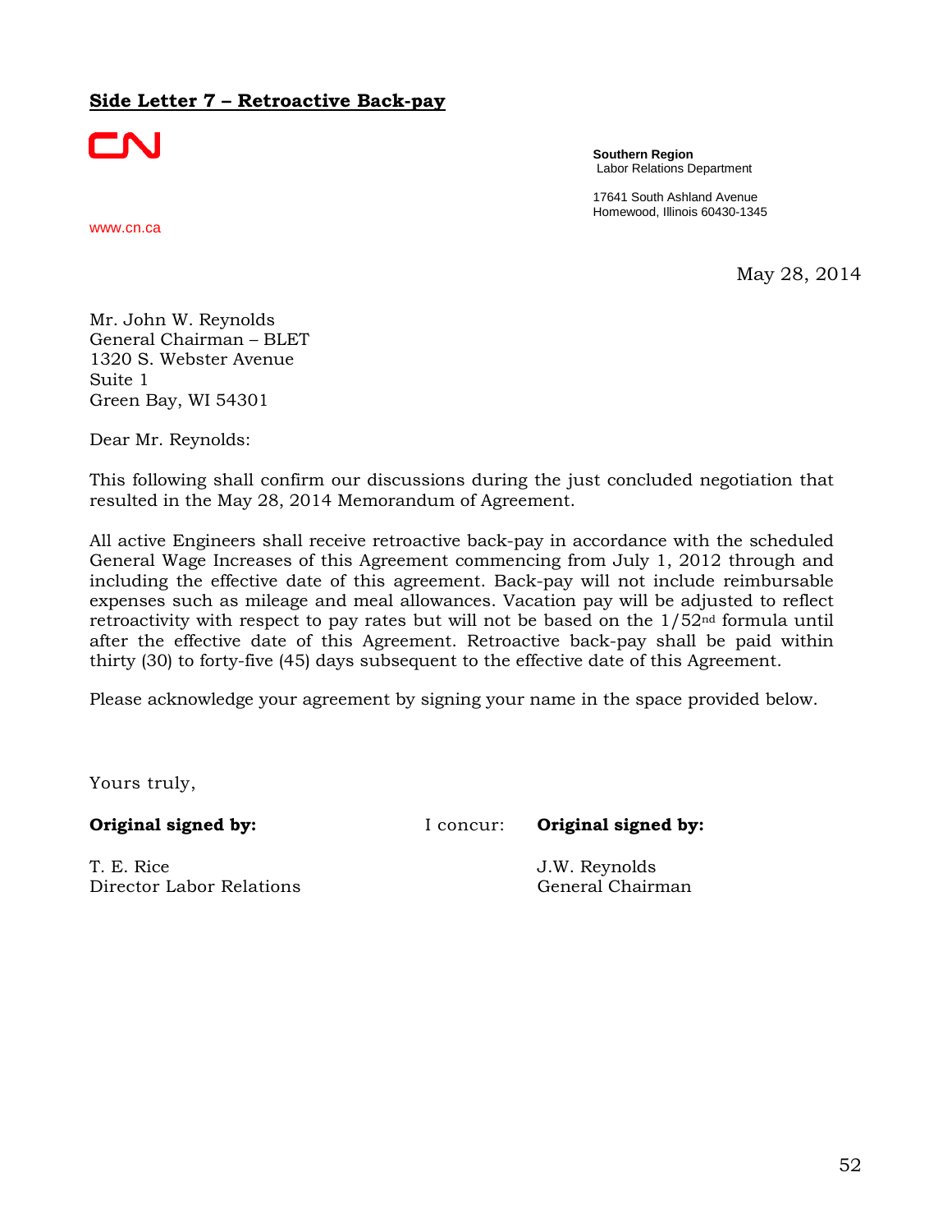## Side Letter 7 – Retroactive Back-pay

CN

**Southern Region**
Labor Relations Department

17641 South Ashland Avenue
Homewood, Illinois 60430-1345

www.cn.ca

May 28, 2014

Mr. John W. Reynolds
General Chairman – BLET
1320 S. Webster Avenue
Suite 1
Green Bay, WI 54301

Dear Mr. Reynolds:

This following shall confirm our discussions during the just concluded negotiation that resulted in the May 28, 2014 Memorandum of Agreement.

All active Engineers shall receive retroactive back-pay in accordance with the scheduled General Wage Increases of this Agreement commencing from July 1, 2012 through and including the effective date of this agreement. Back-pay will not include reimbursable expenses such as mileage and meal allowances. Vacation pay will be adjusted to reflect retroactivity with respect to pay rates but will not be based on the 1/52nd formula until after the effective date of this Agreement. Retroactive back-pay shall be paid within thirty (30) to forty-five (45) days subsequent to the effective date of this Agreement.

Please acknowledge your agreement by signing your name in the space provided below.

Yours truly,

**Original signed by:**

T. E. Rice
Director Labor Relations

I concur: **Original signed by:**

J.W. Reynolds
General Chairman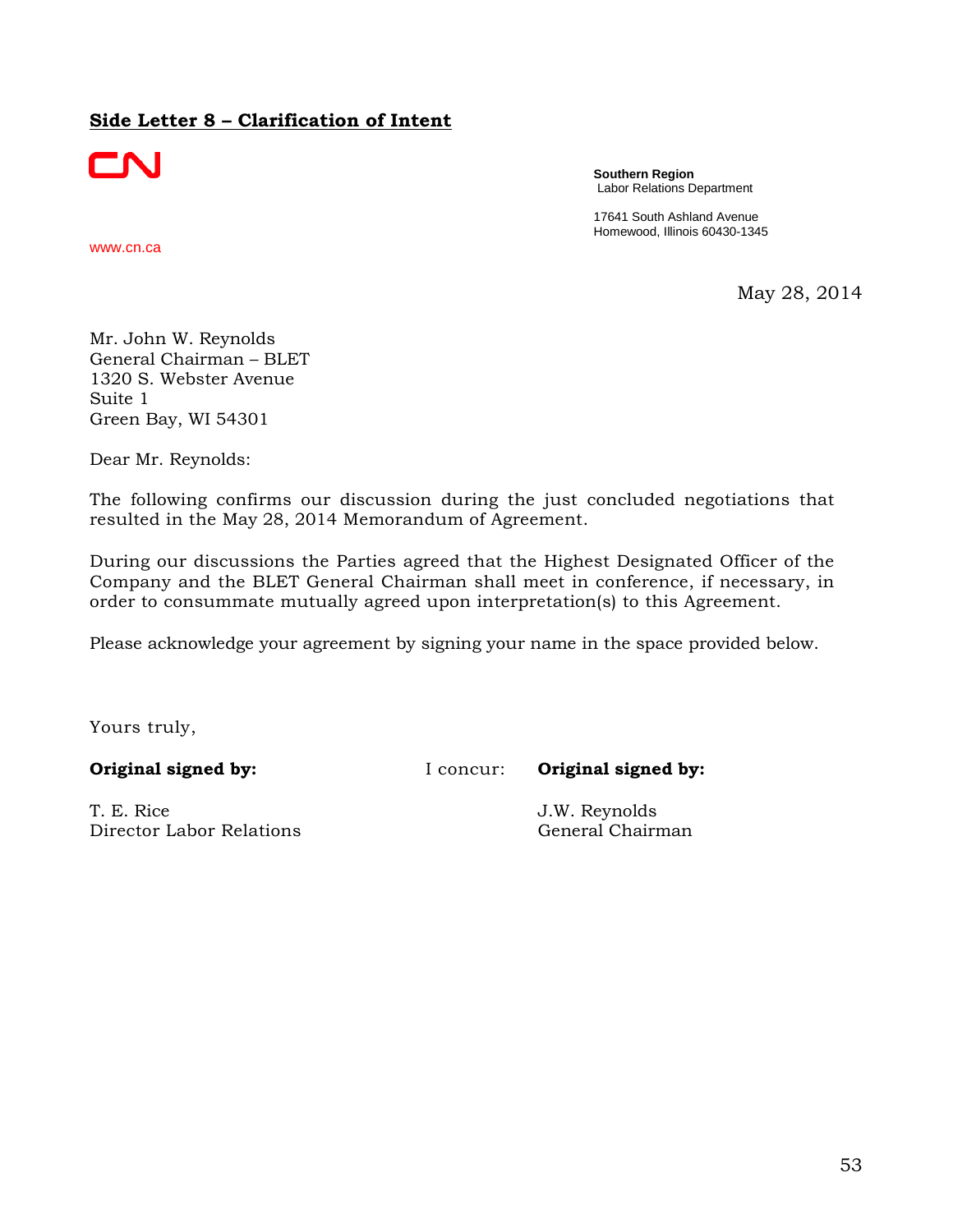## Side Letter 8 – Clarification of Intent

CN

**Southern Region**
Labor Relations Department

17641 South Ashland Avenue
Homewood, Illinois 60430-1345

www.cn.ca

May 28, 2014

Mr. John W. Reynolds
General Chairman – BLET
1320 S. Webster Avenue
Suite 1
Green Bay, WI 54301

Dear Mr. Reynolds:

The following confirms our discussion during the just concluded negotiations that resulted in the May 28, 2014 Memorandum of Agreement.

During our discussions the Parties agreed that the Highest Designated Officer of the Company and the BLET General Chairman shall meet in conference, if necessary, in order to consummate mutually agreed upon interpretation(s) to this Agreement.

Please acknowledge your agreement by signing your name in the space provided below.

Yours truly,

**Original signed by:**

T. E. Rice
Director Labor Relations

I concur: **Original signed by:**

J.W. Reynolds
General Chairman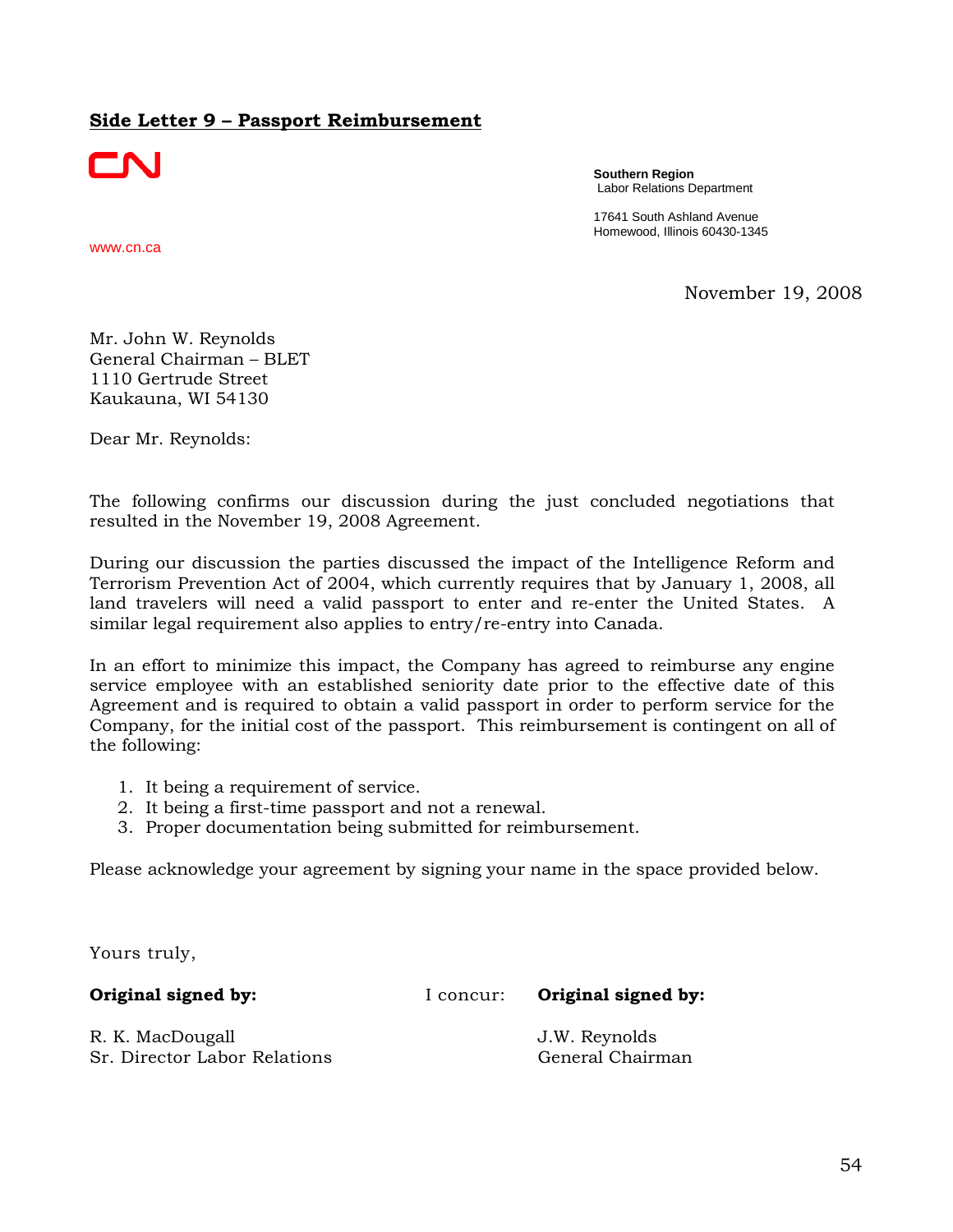# **Side Letter 9 – Passport Reimbursement**

CN

www.cn.ca

**Southern Region**
Labor Relations Department

17641 South Ashland Avenue
Homewood, Illinois 60430-1345

November 19, 2008

Mr. John W. Reynolds
General Chairman – BLET
1110 Gertrude Street
Kaukauna, WI 54130

Dear Mr. Reynolds:

The following confirms our discussion during the just concluded negotiations that resulted in the November 19, 2008 Agreement.

During our discussion the parties discussed the impact of the Intelligence Reform and Terrorism Prevention Act of 2004, which currently requires that by January 1, 2008, all land travelers will need a valid passport to enter and re-enter the United States. A similar legal requirement also applies to entry/re-entry into Canada.

In an effort to minimize this impact, the Company has agreed to reimburse any engine service employee with an established seniority date prior to the effective date of this Agreement and is required to obtain a valid passport in order to perform service for the Company, for the initial cost of the passport. This reimbursement is contingent on all of the following:

1. It being a requirement of service.
2. It being a first-time passport and not a renewal.
3. Proper documentation being submitted for reimbursement.

Please acknowledge your agreement by signing your name in the space provided below.

Yours truly,

**Original signed by:**

R. K. MacDougall
Sr. Director Labor Relations

I concur: **Original signed by:**

J.W. Reynolds
General Chairman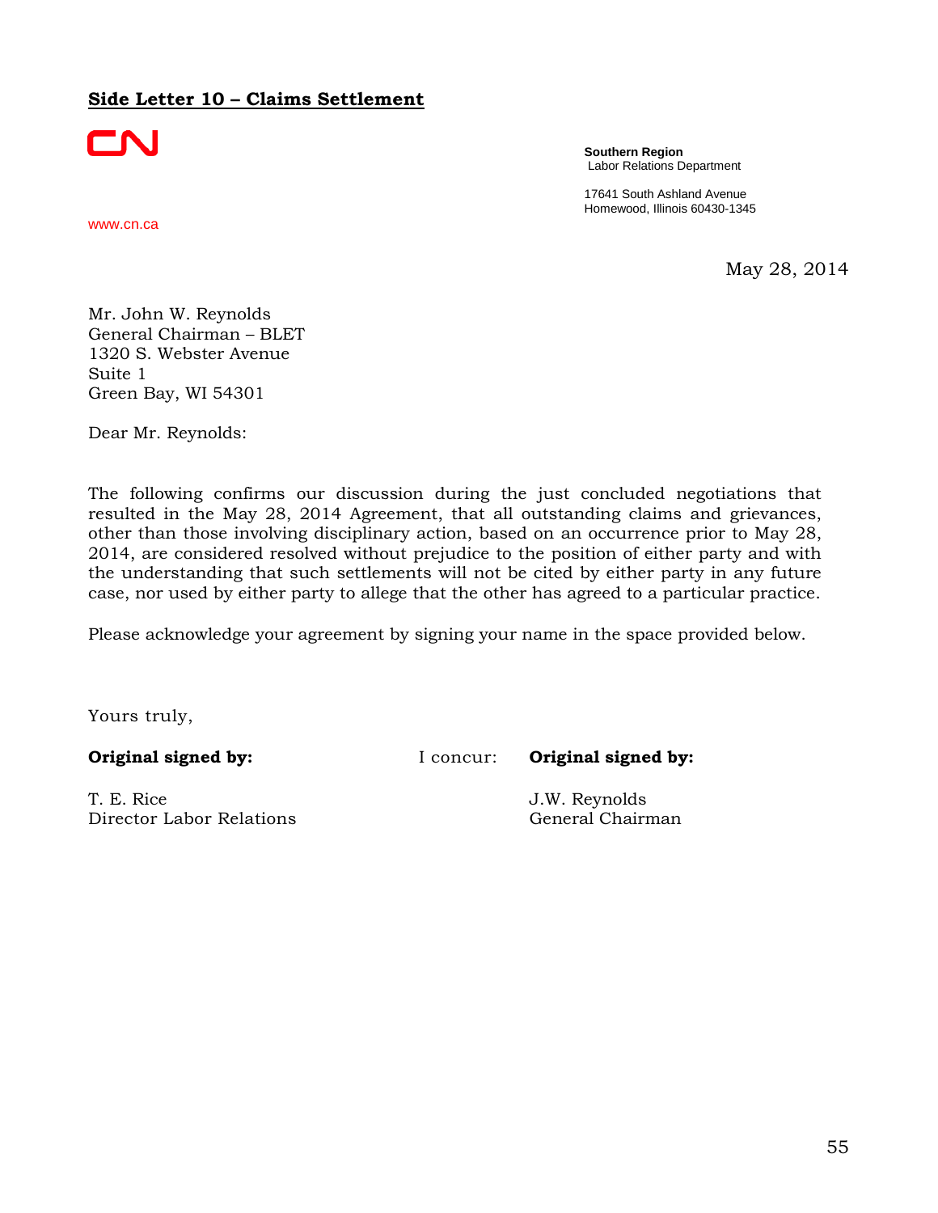## Side Letter 10 – Claims Settlement

CN

www.cn.ca

**Southern Region**
Labor Relations Department

17641 South Ashland Avenue
Homewood, Illinois 60430-1345

May 28, 2014

Mr. John W. Reynolds
General Chairman – BLET
1320 S. Webster Avenue
Suite 1
Green Bay, WI 54301

Dear Mr. Reynolds:

The following confirms our discussion during the just concluded negotiations that resulted in the May 28, 2014 Agreement, that all outstanding claims and grievances, other than those involving disciplinary action, based on an occurrence prior to May 28, 2014, are considered resolved without prejudice to the position of either party and with the understanding that such settlements will not be cited by either party in any future case, nor used by either party to allege that the other has agreed to a particular practice.

Please acknowledge your agreement by signing your name in the space provided below.

Yours truly,

**Original signed by:**

T. E. Rice
Director Labor Relations

I concur: **Original signed by:**

J.W. Reynolds
General Chairman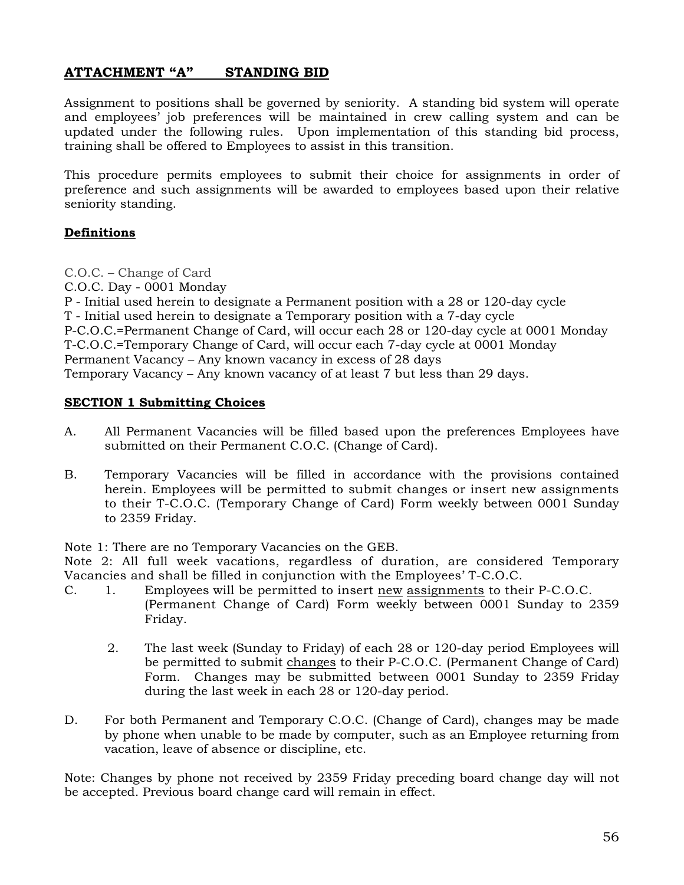## ATTACHMENT "A"        STANDING BID

Assignment to positions shall be governed by seniority. A standing bid system will operate and employees' job preferences will be maintained in crew calling system and can be updated under the following rules. Upon implementation of this standing bid process, training shall be offered to Employees to assist in this transition.

This procedure permits employees to submit their choice for assignments in order of preference and such assignments will be awarded to employees based upon their relative seniority standing.

### Definitions

C.O.C. – Change of Card
C.O.C. Day - 0001 Monday
P - Initial used herein to designate a Permanent position with a 28 or 120-day cycle
T - Initial used herein to designate a Temporary position with a 7-day cycle
P-C.O.C.=Permanent Change of Card, will occur each 28 or 120-day cycle at 0001 Monday
T-C.O.C.=Temporary Change of Card, will occur each 7-day cycle at 0001 Monday
Permanent Vacancy – Any known vacancy in excess of 28 days
Temporary Vacancy – Any known vacancy of at least 7 but less than 29 days.

### SECTION 1 Submitting Choices

A. All Permanent Vacancies will be filled based upon the preferences Employees have submitted on their Permanent C.O.C. (Change of Card).

B. Temporary Vacancies will be filled in accordance with the provisions contained herein. Employees will be permitted to submit changes or insert new assignments to their T-C.O.C. (Temporary Change of Card) Form weekly between 0001 Sunday to 2359 Friday.

Note 1: There are no Temporary Vacancies on the GEB.
Note 2: All full week vacations, regardless of duration, are considered Temporary Vacancies and shall be filled in conjunction with the Employees' T-C.O.C.

C. 1. Employees will be permitted to insert new assignments to their P-C.O.C. (Permanent Change of Card) Form weekly between 0001 Sunday to 2359 Friday.

   2. The last week (Sunday to Friday) of each 28 or 120-day period Employees will be permitted to submit changes to their P-C.O.C. (Permanent Change of Card) Form. Changes may be submitted between 0001 Sunday to 2359 Friday during the last week in each 28 or 120-day period.

D. For both Permanent and Temporary C.O.C. (Change of Card), changes may be made by phone when unable to be made by computer, such as an Employee returning from vacation, leave of absence or discipline, etc.

Note: Changes by phone not received by 2359 Friday preceding board change day will not be accepted. Previous board change card will remain in effect.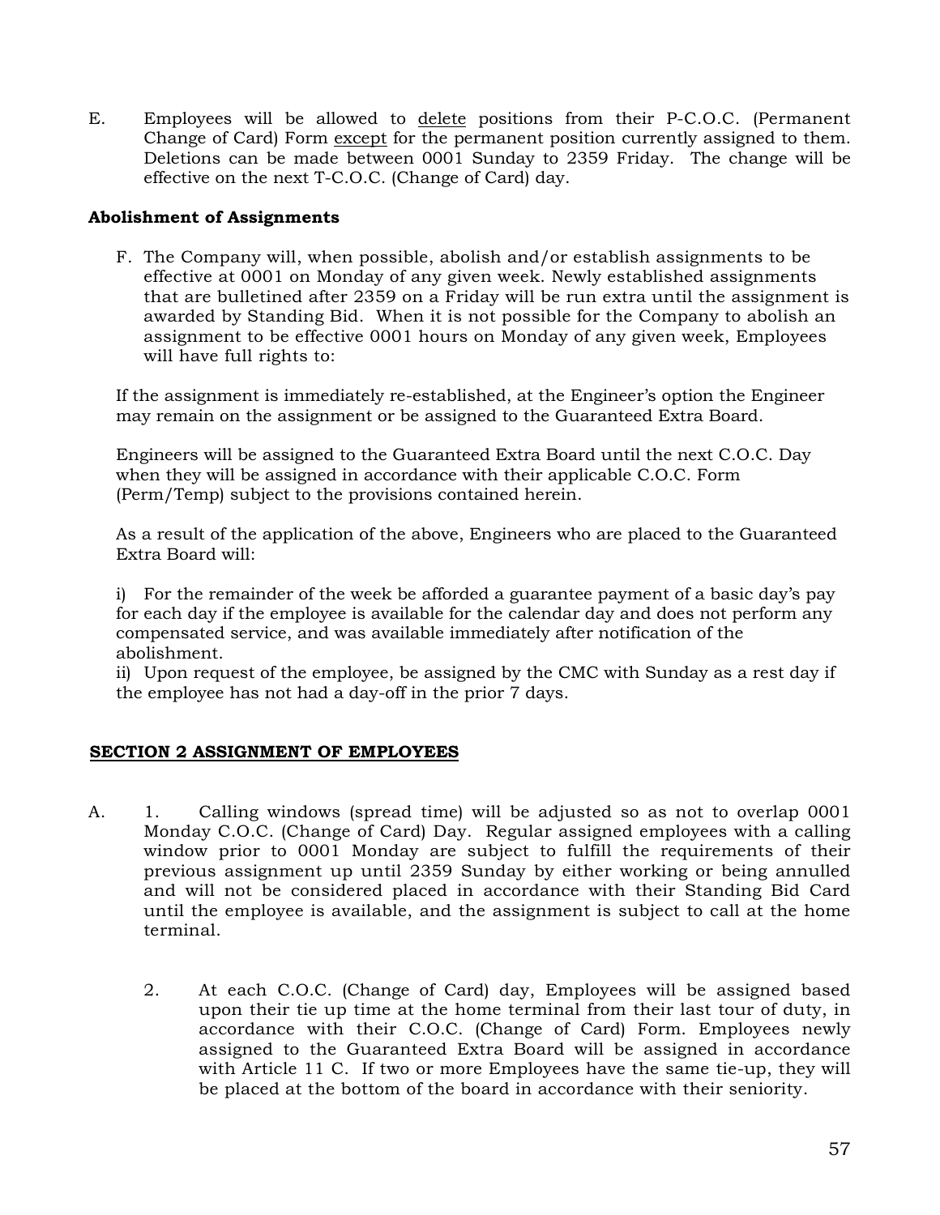E. Employees will be allowed to <u>delete</u> positions from their P-C.O.C. (Permanent Change of Card) Form <u>except</u> for the permanent position currently assigned to them. Deletions can be made between 0001 Sunday to 2359 Friday. The change will be effective on the next T-C.O.C. (Change of Card) day.

**Abolishment of Assignments**

F. The Company will, when possible, abolish and/or establish assignments to be effective at 0001 on Monday of any given week. Newly established assignments that are bulletined after 2359 on a Friday will be run extra until the assignment is awarded by Standing Bid. When it is not possible for the Company to abolish an assignment to be effective 0001 hours on Monday of any given week, Employees will have full rights to:

If the assignment is immediately re-established, at the Engineer's option the Engineer may remain on the assignment or be assigned to the Guaranteed Extra Board.

Engineers will be assigned to the Guaranteed Extra Board until the next C.O.C. Day when they will be assigned in accordance with their applicable C.O.C. Form (Perm/Temp) subject to the provisions contained herein.

As a result of the application of the above, Engineers who are placed to the Guaranteed Extra Board will:

i) For the remainder of the week be afforded a guarantee payment of a basic day's pay for each day if the employee is available for the calendar day and does not perform any compensated service, and was available immediately after notification of the abolishment.
ii) Upon request of the employee, be assigned by the CMC with Sunday as a rest day if the employee has not had a day-off in the prior 7 days.

## SECTION 2 ASSIGNMENT OF EMPLOYEES

A. 1. Calling windows (spread time) will be adjusted so as not to overlap 0001 Monday C.O.C. (Change of Card) Day. Regular assigned employees with a calling window prior to 0001 Monday are subject to fulfill the requirements of their previous assignment up until 2359 Sunday by either working or being annulled and will not be considered placed in accordance with their Standing Bid Card until the employee is available, and the assignment is subject to call at the home terminal.

2. At each C.O.C. (Change of Card) day, Employees will be assigned based upon their tie up time at the home terminal from their last tour of duty, in accordance with their C.O.C. (Change of Card) Form. Employees newly assigned to the Guaranteed Extra Board will be assigned in accordance with Article 11 C. If two or more Employees have the same tie-up, they will be placed at the bottom of the board in accordance with their seniority.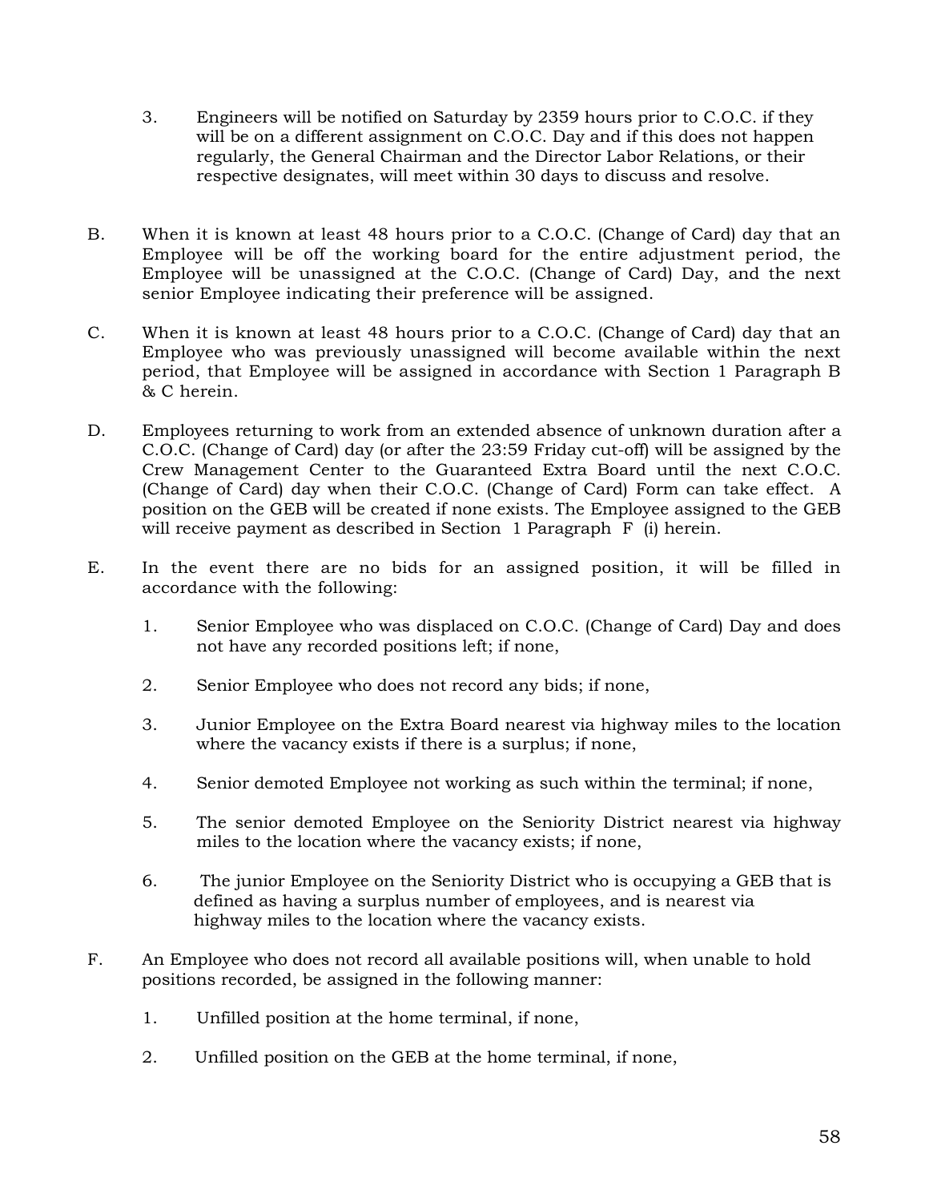3. Engineers will be notified on Saturday by 2359 hours prior to C.O.C. if they will be on a different assignment on C.O.C. Day and if this does not happen regularly, the General Chairman and the Director Labor Relations, or their respective designates, will meet within 30 days to discuss and resolve.

B. When it is known at least 48 hours prior to a C.O.C. (Change of Card) day that an Employee will be off the working board for the entire adjustment period, the Employee will be unassigned at the C.O.C. (Change of Card) Day, and the next senior Employee indicating their preference will be assigned.

C. When it is known at least 48 hours prior to a C.O.C. (Change of Card) day that an Employee who was previously unassigned will become available within the next period, that Employee will be assigned in accordance with Section 1 Paragraph B & C herein.

D. Employees returning to work from an extended absence of unknown duration after a C.O.C. (Change of Card) day (or after the 23:59 Friday cut-off) will be assigned by the Crew Management Center to the Guaranteed Extra Board until the next C.O.C. (Change of Card) day when their C.O.C. (Change of Card) Form can take effect. A position on the GEB will be created if none exists. The Employee assigned to the GEB will receive payment as described in Section 1 Paragraph F (i) herein.

E. In the event there are no bids for an assigned position, it will be filled in accordance with the following:

1. Senior Employee who was displaced on C.O.C. (Change of Card) Day and does not have any recorded positions left; if none,

2. Senior Employee who does not record any bids; if none,

3. Junior Employee on the Extra Board nearest via highway miles to the location where the vacancy exists if there is a surplus; if none,

4. Senior demoted Employee not working as such within the terminal; if none,

5. The senior demoted Employee on the Seniority District nearest via highway miles to the location where the vacancy exists; if none,

6. The junior Employee on the Seniority District who is occupying a GEB that is defined as having a surplus number of employees, and is nearest via highway miles to the location where the vacancy exists.

F. An Employee who does not record all available positions will, when unable to hold positions recorded, be assigned in the following manner:

1. Unfilled position at the home terminal, if none,

2. Unfilled position on the GEB at the home terminal, if none,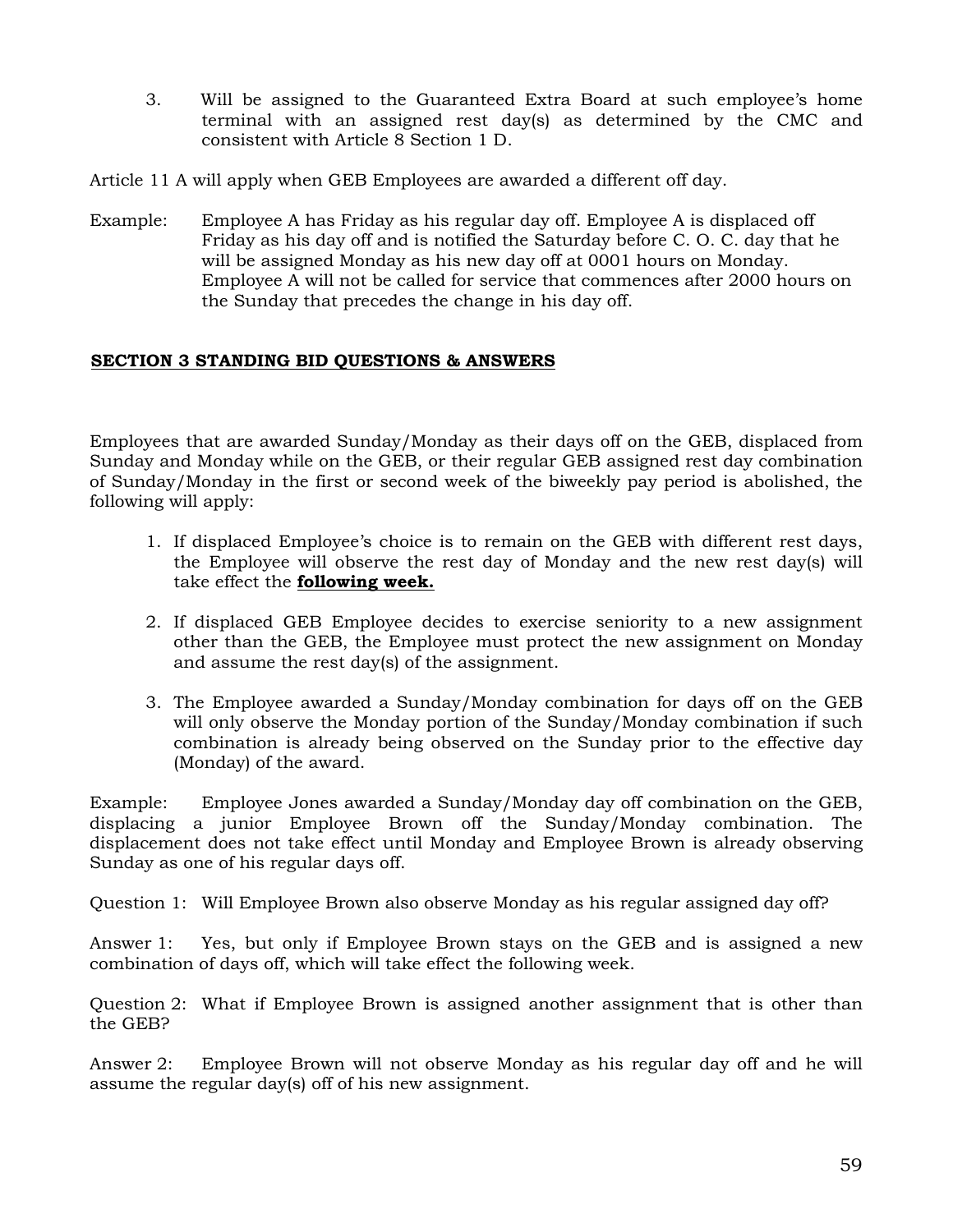3. Will be assigned to the Guaranteed Extra Board at such employee's home terminal with an assigned rest day(s) as determined by the CMC and consistent with Article 8 Section 1 D.

Article 11 A will apply when GEB Employees are awarded a different off day.

Example: Employee A has Friday as his regular day off. Employee A is displaced off Friday as his day off and is notified the Saturday before C. O. C. day that he will be assigned Monday as his new day off at 0001 hours on Monday. Employee A will not be called for service that commences after 2000 hours on the Sunday that precedes the change in his day off.

## SECTION 3 STANDING BID QUESTIONS & ANSWERS

Employees that are awarded Sunday/Monday as their days off on the GEB, displaced from Sunday and Monday while on the GEB, or their regular GEB assigned rest day combination of Sunday/Monday in the first or second week of the biweekly pay period is abolished, the following will apply:

1. If displaced Employee's choice is to remain on the GEB with different rest days, the Employee will observe the rest day of Monday and the new rest day(s) will take effect the **following week.**
2. If displaced GEB Employee decides to exercise seniority to a new assignment other than the GEB, the Employee must protect the new assignment on Monday and assume the rest day(s) of the assignment.
3. The Employee awarded a Sunday/Monday combination for days off on the GEB will only observe the Monday portion of the Sunday/Monday combination if such combination is already being observed on the Sunday prior to the effective day (Monday) of the award.

Example: Employee Jones awarded a Sunday/Monday day off combination on the GEB, displacing a junior Employee Brown off the Sunday/Monday combination. The displacement does not take effect until Monday and Employee Brown is already observing Sunday as one of his regular days off.

Question 1: Will Employee Brown also observe Monday as his regular assigned day off?

Answer 1: Yes, but only if Employee Brown stays on the GEB and is assigned a new combination of days off, which will take effect the following week.

Question 2: What if Employee Brown is assigned another assignment that is other than the GEB?

Answer 2: Employee Brown will not observe Monday as his regular day off and he will assume the regular day(s) off of his new assignment.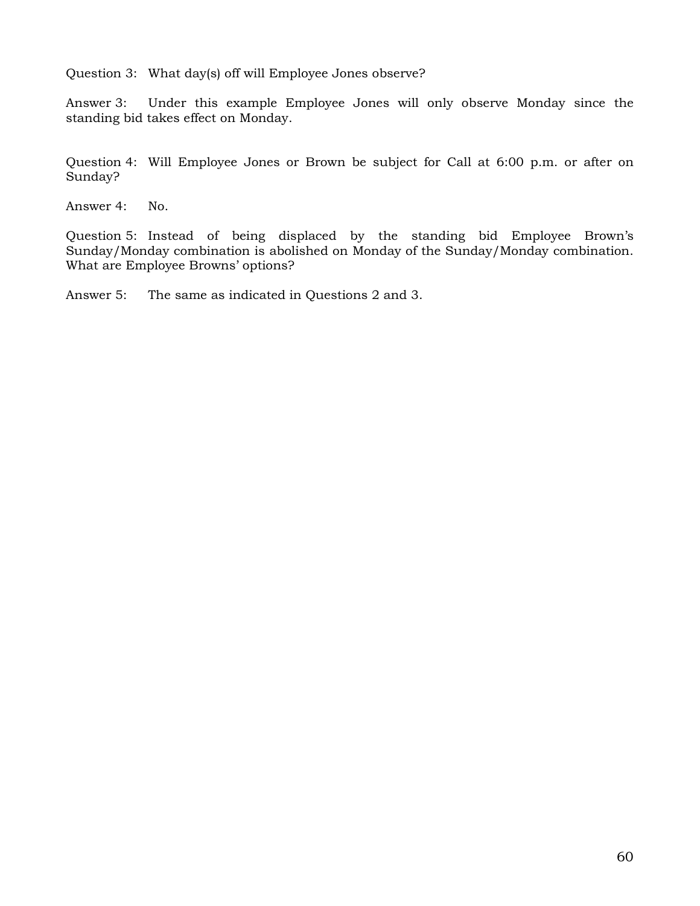Question 3: What day(s) off will Employee Jones observe?

Answer 3: Under this example Employee Jones will only observe Monday since the standing bid takes effect on Monday.

Question 4: Will Employee Jones or Brown be subject for Call at 6:00 p.m. or after on Sunday?

Answer 4: No.

Question 5: Instead of being displaced by the standing bid Employee Brown's Sunday/Monday combination is abolished on Monday of the Sunday/Monday combination. What are Employee Browns' options?

Answer 5: The same as indicated in Questions 2 and 3.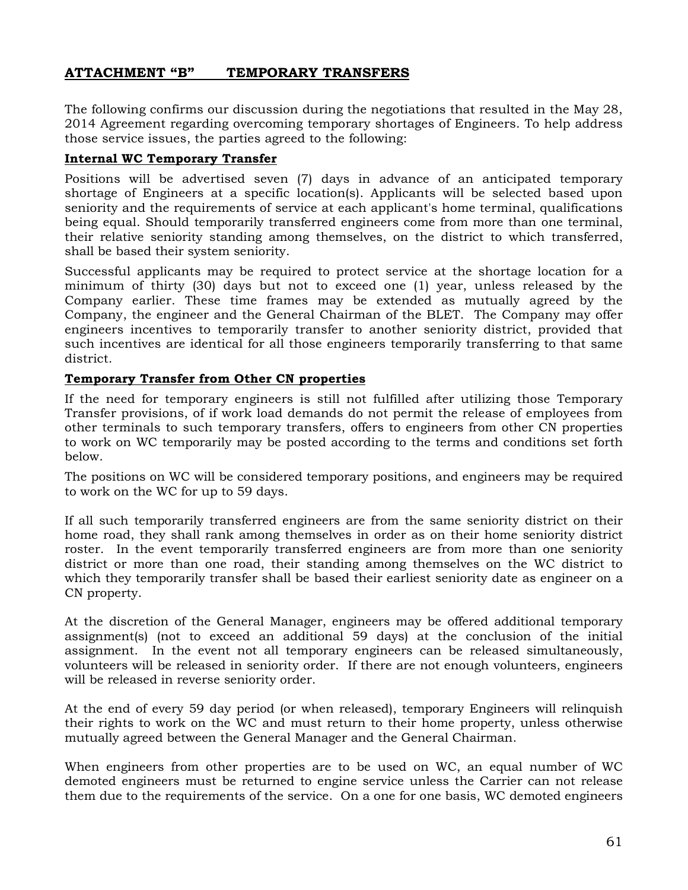## ATTACHMENT "B" TEMPORARY TRANSFERS

The following confirms our discussion during the negotiations that resulted in the May 28, 2014 Agreement regarding overcoming temporary shortages of Engineers. To help address those service issues, the parties agreed to the following:

**Internal WC Temporary Transfer**

Positions will be advertised seven (7) days in advance of an anticipated temporary shortage of Engineers at a specific location(s). Applicants will be selected based upon seniority and the requirements of service at each applicant's home terminal, qualifications being equal. Should temporarily transferred engineers come from more than one terminal, their relative seniority standing among themselves, on the district to which transferred, shall be based their system seniority.

Successful applicants may be required to protect service at the shortage location for a minimum of thirty (30) days but not to exceed one (1) year, unless released by the Company earlier. These time frames may be extended as mutually agreed by the Company, the engineer and the General Chairman of the BLET. The Company may offer engineers incentives to temporarily transfer to another seniority district, provided that such incentives are identical for all those engineers temporarily transferring to that same district.

**Temporary Transfer from Other CN properties**

If the need for temporary engineers is still not fulfilled after utilizing those Temporary Transfer provisions, of if work load demands do not permit the release of employees from other terminals to such temporary transfers, offers to engineers from other CN properties to work on WC temporarily may be posted according to the terms and conditions set forth below.

The positions on WC will be considered temporary positions, and engineers may be required to work on the WC for up to 59 days.

If all such temporarily transferred engineers are from the same seniority district on their home road, they shall rank among themselves in order as on their home seniority district roster. In the event temporarily transferred engineers are from more than one seniority district or more than one road, their standing among themselves on the WC district to which they temporarily transfer shall be based their earliest seniority date as engineer on a CN property.

At the discretion of the General Manager, engineers may be offered additional temporary assignment(s) (not to exceed an additional 59 days) at the conclusion of the initial assignment. In the event not all temporary engineers can be released simultaneously, volunteers will be released in seniority order. If there are not enough volunteers, engineers will be released in reverse seniority order.

At the end of every 59 day period (or when released), temporary Engineers will relinquish their rights to work on the WC and must return to their home property, unless otherwise mutually agreed between the General Manager and the General Chairman.

When engineers from other properties are to be used on WC, an equal number of WC demoted engineers must be returned to engine service unless the Carrier can not release them due to the requirements of the service. On a one for one basis, WC demoted engineers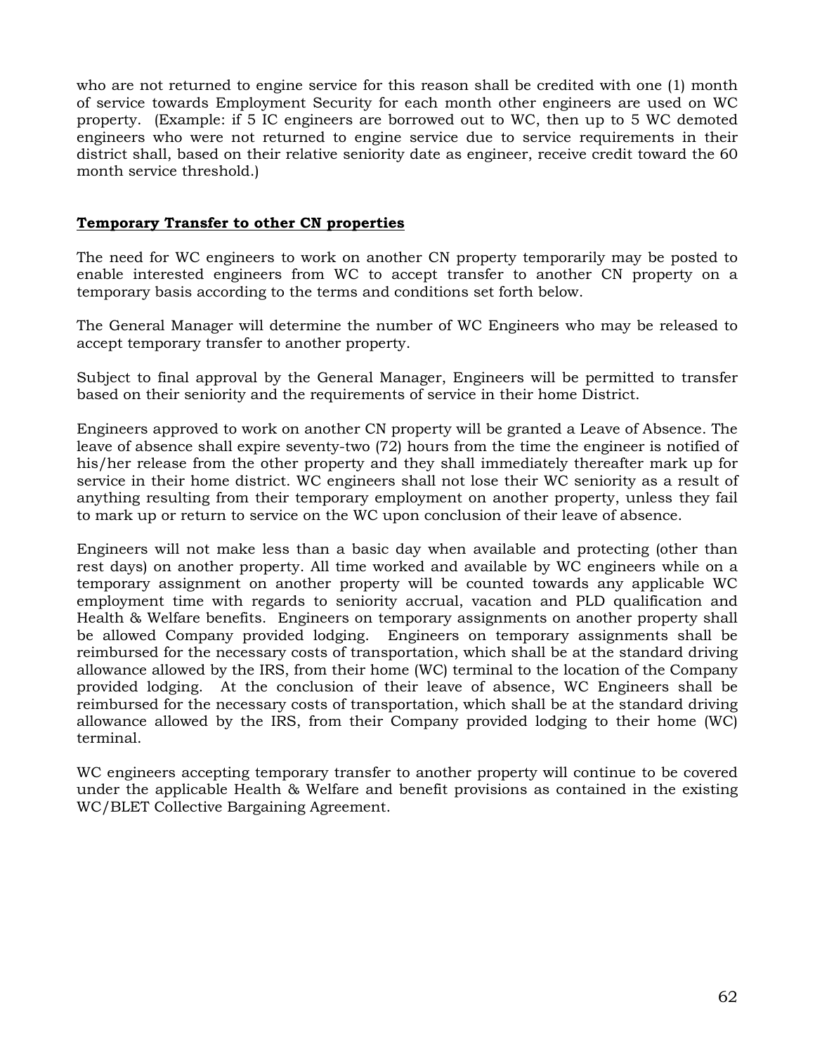who are not returned to engine service for this reason shall be credited with one (1) month of service towards Employment Security for each month other engineers are used on WC property. (Example: if 5 IC engineers are borrowed out to WC, then up to 5 WC demoted engineers who were not returned to engine service due to service requirements in their district shall, based on their relative seniority date as engineer, receive credit toward the 60 month service threshold.)

**Temporary Transfer to other CN properties**

The need for WC engineers to work on another CN property temporarily may be posted to enable interested engineers from WC to accept transfer to another CN property on a temporary basis according to the terms and conditions set forth below.

The General Manager will determine the number of WC Engineers who may be released to accept temporary transfer to another property.

Subject to final approval by the General Manager, Engineers will be permitted to transfer based on their seniority and the requirements of service in their home District.

Engineers approved to work on another CN property will be granted a Leave of Absence. The leave of absence shall expire seventy-two (72) hours from the time the engineer is notified of his/her release from the other property and they shall immediately thereafter mark up for service in their home district. WC engineers shall not lose their WC seniority as a result of anything resulting from their temporary employment on another property, unless they fail to mark up or return to service on the WC upon conclusion of their leave of absence.

Engineers will not make less than a basic day when available and protecting (other than rest days) on another property. All time worked and available by WC engineers while on a temporary assignment on another property will be counted towards any applicable WC employment time with regards to seniority accrual, vacation and PLD qualification and Health & Welfare benefits. Engineers on temporary assignments on another property shall be allowed Company provided lodging. Engineers on temporary assignments shall be reimbursed for the necessary costs of transportation, which shall be at the standard driving allowance allowed by the IRS, from their home (WC) terminal to the location of the Company provided lodging. At the conclusion of their leave of absence, WC Engineers shall be reimbursed for the necessary costs of transportation, which shall be at the standard driving allowance allowed by the IRS, from their Company provided lodging to their home (WC) terminal.

WC engineers accepting temporary transfer to another property will continue to be covered under the applicable Health & Welfare and benefit provisions as contained in the existing WC/BLET Collective Bargaining Agreement.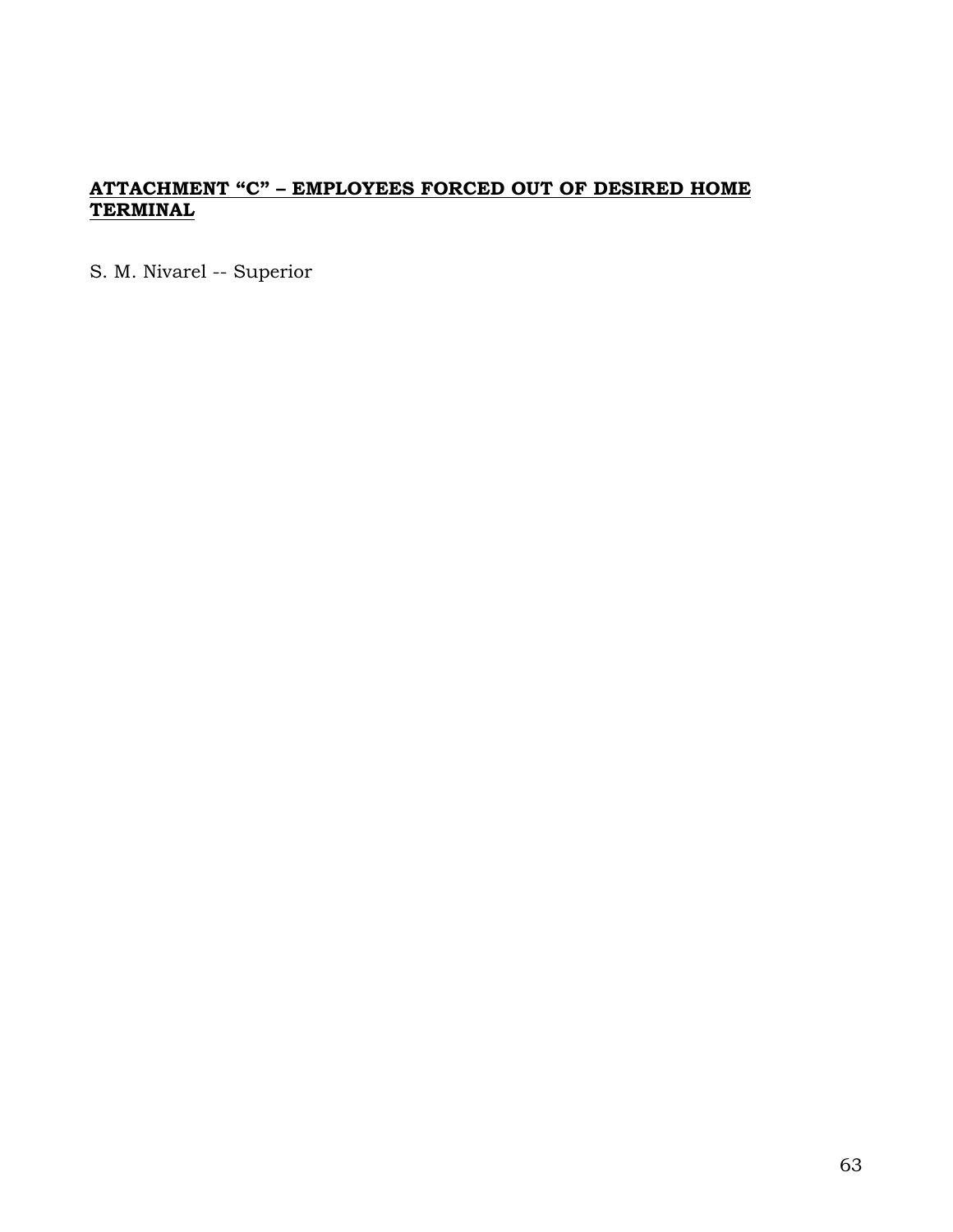## **ATTACHMENT "C" – EMPLOYEES FORCED OUT OF DESIRED HOME TERMINAL**

S. M. Nivarel -- Superior